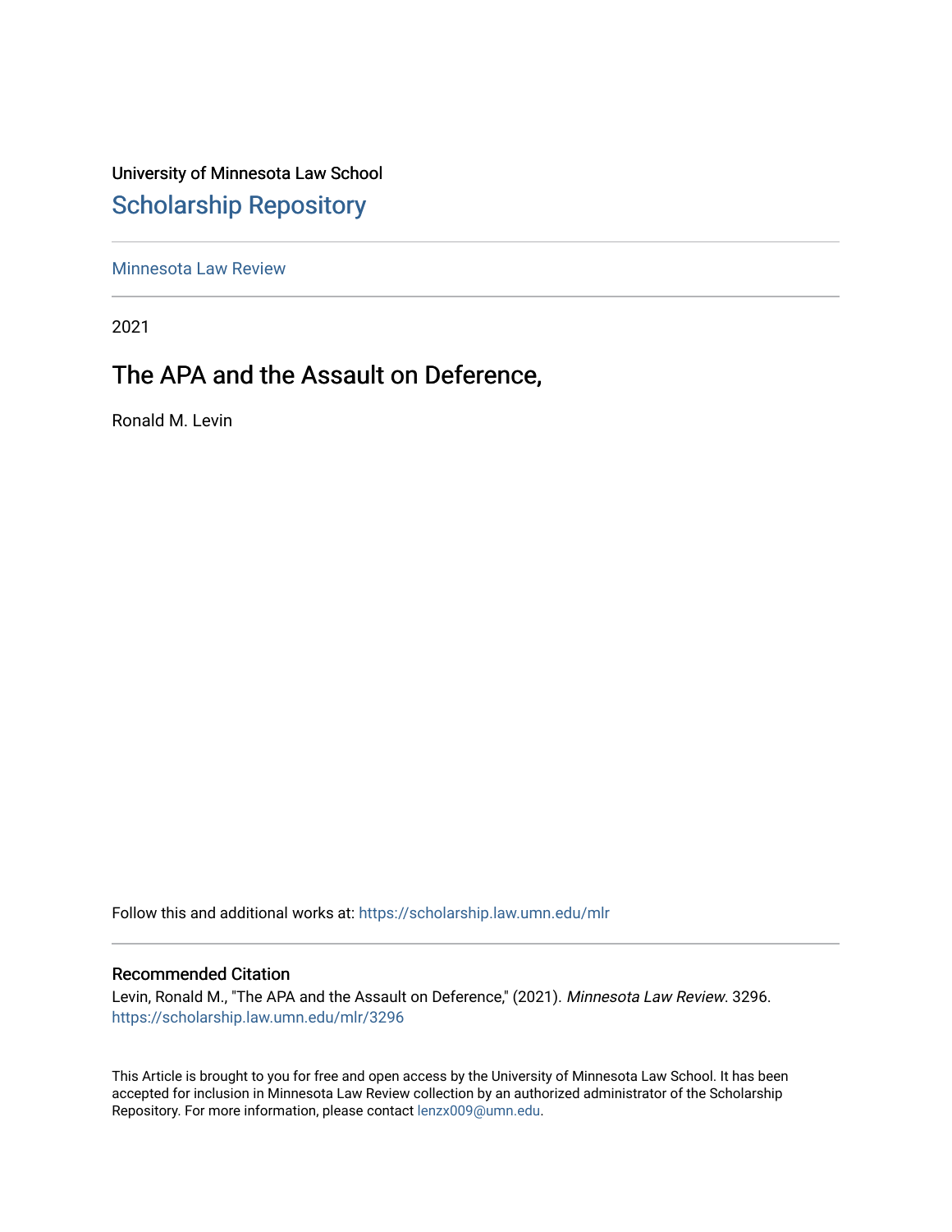University of Minnesota Law School

# Scholarship Repository

Minnesota Law Review

2021

## The APA and the Assault on Deference,

Ronald M. Levin

Follow this and additional works at: https://scholarship.law.umn.edu/mlr

### Recommended Citation

Levin, Ronald M., "The APA and the Assault on Deference," (2021). *Minnesota Law Review*. 3296. https://scholarship.law.umn.edu/mlr/3296

This Article is brought to you for free and open access by the University of Minnesota Law School. It has been accepted for inclusion in Minnesota Law Review collection by an authorized administrator of the Scholarship Repository. For more information, please contact lenzx009@umn.edu.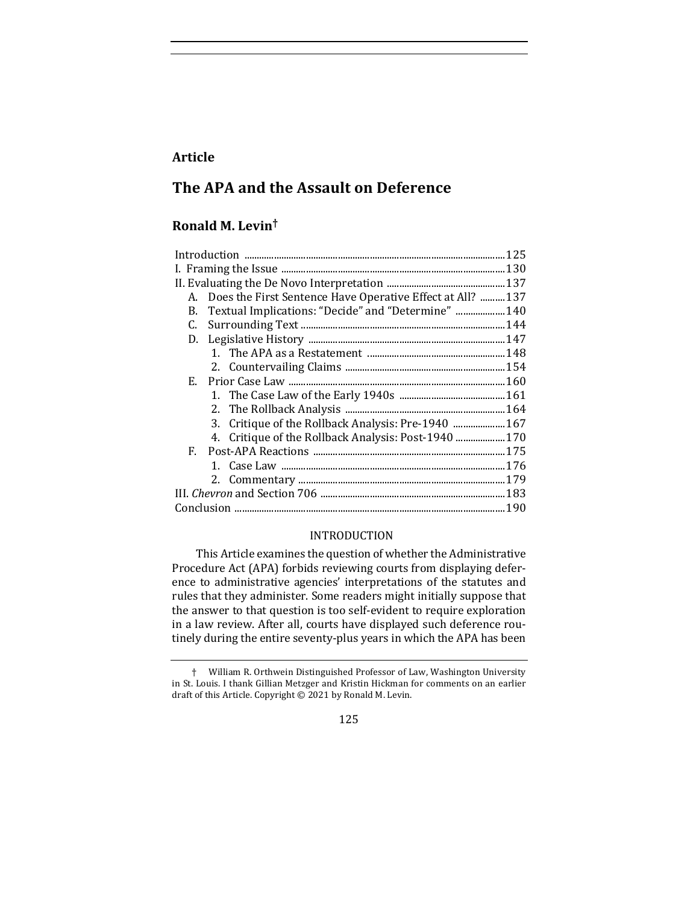**Article**

# The APA and the Assault on Deference

## Ronald M. Levin†

| | |
|---|---|
| Introduction | 125 |
| I. Framing the Issue | 130 |
| II. Evaluating the De Novo Interpretation | 137 |
| A. Does the First Sentence Have Operative Effect at All? | 137 |
| B. Textual Implications: "Decide" and "Determine" | 140 |
| C. Surrounding Text | 144 |
| D. Legislative History | 147 |
| 1. The APA as a Restatement | 148 |
| 2. Countervailing Claims | 154 |
| E. Prior Case Law | 160 |
| 1. The Case Law of the Early 1940s | 161 |
| 2. The Rollback Analysis | 164 |
| 3. Critique of the Rollback Analysis: Pre-1940 | 167 |
| 4. Critique of the Rollback Analysis: Post-1940 | 170 |
| F. Post-APA Reactions | 175 |
| 1. Case Law | 176 |
| 2. Commentary | 179 |
| III. *Chevron* and Section 706 | 183 |
| Conclusion | 190 |

### INTRODUCTION

This Article examines the question of whether the Administrative Procedure Act (APA) forbids reviewing courts from displaying deference to administrative agencies' interpretations of the statutes and rules that they administer. Some readers might initially suppose that the answer to that question is too self-evident to require exploration in a law review. After all, courts have displayed such deference routinely during the entire seventy-plus years in which the APA has been

† William R. Orthwein Distinguished Professor of Law, Washington University in St. Louis. I thank Gillian Metzger and Kristin Hickman for comments on an earlier draft of this Article. Copyright © 2021 by Ronald M. Levin.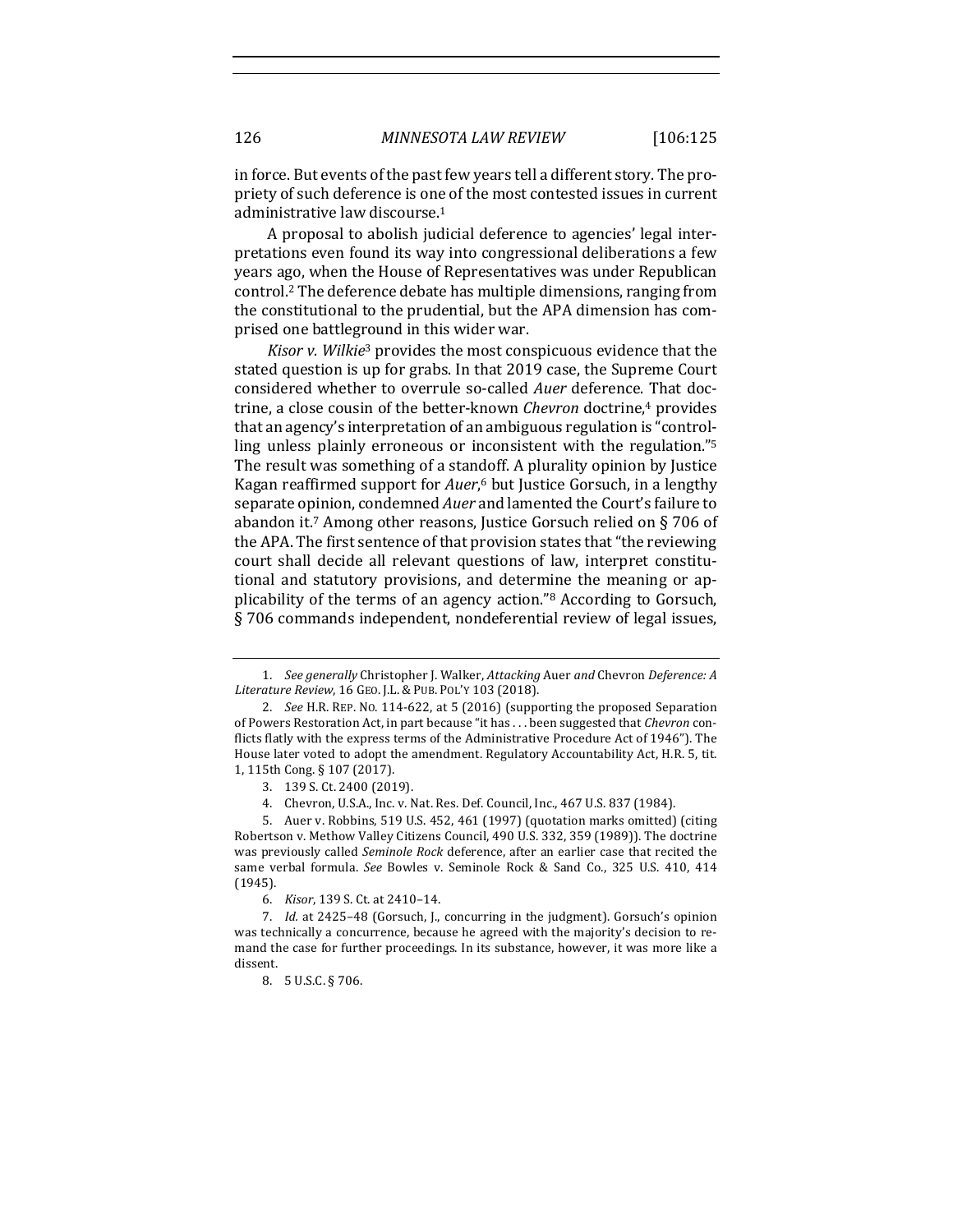in force. But events of the past few years tell a different story. The propriety of such deference is one of the most contested issues in current administrative law discourse.[1]

A proposal to abolish judicial deference to agencies' legal interpretations even found its way into congressional deliberations a few years ago, when the House of Representatives was under Republican control.[2] The deference debate has multiple dimensions, ranging from the constitutional to the prudential, but the APA dimension has comprised one battleground in this wider war.

*Kisor v. Wilkie*[3] provides the most conspicuous evidence that the stated question is up for grabs. In that 2019 case, the Supreme Court considered whether to overrule so-called *Auer* deference. That doctrine, a close cousin of the better-known *Chevron* doctrine,[4] provides that an agency's interpretation of an ambiguous regulation is "controlling unless plainly erroneous or inconsistent with the regulation."[5] The result was something of a standoff. A plurality opinion by Justice Kagan reaffirmed support for *Auer*,[6] but Justice Gorsuch, in a lengthy separate opinion, condemned *Auer* and lamented the Court's failure to abandon it.[7] Among other reasons, Justice Gorsuch relied on § 706 of the APA. The first sentence of that provision states that "the reviewing court shall decide all relevant questions of law, interpret constitutional and statutory provisions, and determine the meaning or applicability of the terms of an agency action."[8] According to Gorsuch, § 706 commands independent, nondeferential review of legal issues,

---

1. *See generally* Christopher J. Walker, *Attacking* Auer *and* Chevron *Deference: A Literature Review*, 16 GEO. J.L. & PUB. POL'Y 103 (2018).

2. *See* H.R. REP. NO. 114-622, at 5 (2016) (supporting the proposed Separation of Powers Restoration Act, in part because "it has . . . been suggested that *Chevron* conflicts flatly with the express terms of the Administrative Procedure Act of 1946"). The House later voted to adopt the amendment. Regulatory Accountability Act, H.R. 5, tit. 1, 115th Cong. § 107 (2017).

3. 139 S. Ct. 2400 (2019).

4. Chevron, U.S.A., Inc. v. Nat. Res. Def. Council, Inc., 467 U.S. 837 (1984).

5. Auer v. Robbins, 519 U.S. 452, 461 (1997) (quotation marks omitted) (citing Robertson v. Methow Valley Citizens Council, 490 U.S. 332, 359 (1989)). The doctrine was previously called *Seminole Rock* deference, after an earlier case that recited the same verbal formula. *See* Bowles v. Seminole Rock & Sand Co., 325 U.S. 410, 414 (1945).

6. *Kisor*, 139 S. Ct. at 2410–14.

7. *Id.* at 2425–48 (Gorsuch, J., concurring in the judgment). Gorsuch's opinion was technically a concurrence, because he agreed with the majority's decision to remand the case for further proceedings. In its substance, however, it was more like a dissent.

8. 5 U.S.C. § 706.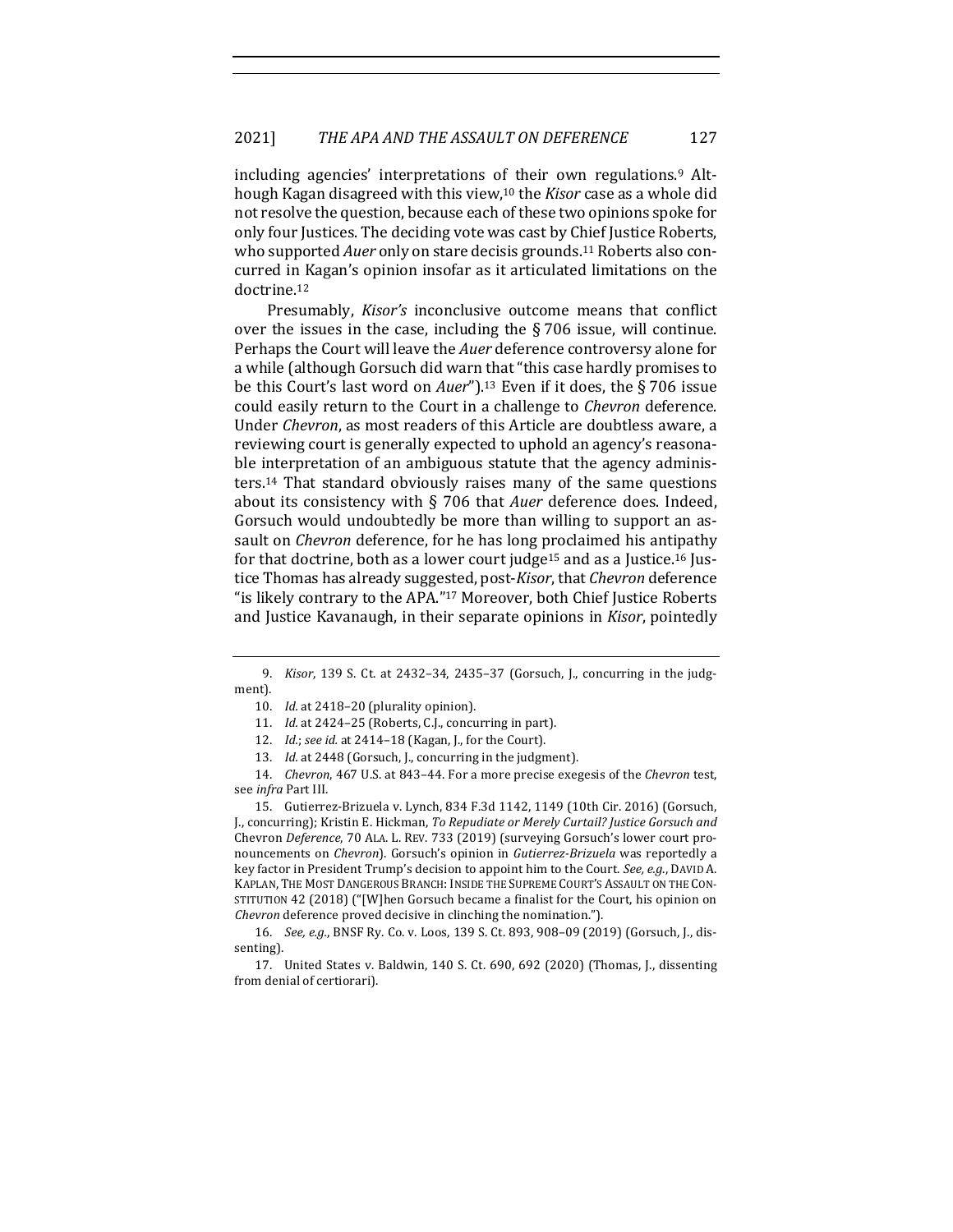including agencies' interpretations of their own regulations.[9] Although Kagan disagreed with this view,[10] the *Kisor* case as a whole did not resolve the question, because each of these two opinions spoke for only four Justices. The deciding vote was cast by Chief Justice Roberts, who supported *Auer* only on stare decisis grounds.[11] Roberts also concurred in Kagan's opinion insofar as it articulated limitations on the doctrine.[12]

Presumably, *Kisor's* inconclusive outcome means that conflict over the issues in the case, including the § 706 issue, will continue. Perhaps the Court will leave the *Auer* deference controversy alone for a while (although Gorsuch did warn that "this case hardly promises to be this Court's last word on *Auer*").[13] Even if it does, the § 706 issue could easily return to the Court in a challenge to *Chevron* deference. Under *Chevron*, as most readers of this Article are doubtless aware, a reviewing court is generally expected to uphold an agency's reasonable interpretation of an ambiguous statute that the agency administers.[14] That standard obviously raises many of the same questions about its consistency with § 706 that *Auer* deference does. Indeed, Gorsuch would undoubtedly be more than willing to support an assault on *Chevron* deference, for he has long proclaimed his antipathy for that doctrine, both as a lower court judge[15] and as a Justice.[16] Justice Thomas has already suggested, post-*Kisor*, that *Chevron* deference "is likely contrary to the APA."[17] Moreover, both Chief Justice Roberts and Justice Kavanaugh, in their separate opinions in *Kisor*, pointedly

---

9. *Kisor*, 139 S. Ct. at 2432–34, 2435–37 (Gorsuch, J., concurring in the judgment).

10. *Id.* at 2418–20 (plurality opinion).

11. *Id.* at 2424–25 (Roberts, C.J., concurring in part).

12. *Id.*; *see id.* at 2414–18 (Kagan, J., for the Court).

13. *Id.* at 2448 (Gorsuch, J., concurring in the judgment).

14. *Chevron*, 467 U.S. at 843–44. For a more precise exegesis of the *Chevron* test, see *infra* Part III.

15. Gutierrez-Brizuela v. Lynch, 834 F.3d 1142, 1149 (10th Cir. 2016) (Gorsuch, J., concurring); Kristin E. Hickman, *To Repudiate or Merely Curtail? Justice Gorsuch and* Chevron *Deference*, 70 ALA. L. REV. 733 (2019) (surveying Gorsuch's lower court pronouncements on *Chevron*). Gorsuch's opinion in *Gutierrez-Brizuela* was reportedly a key factor in President Trump's decision to appoint him to the Court. *See, e.g.*, DAVID A. KAPLAN, THE MOST DANGEROUS BRANCH: INSIDE THE SUPREME COURT'S ASSAULT ON THE CONSTITUTION 42 (2018) ("[W]hen Gorsuch became a finalist for the Court, his opinion on *Chevron* deference proved decisive in clinching the nomination.").

16. *See, e.g.*, BNSF Ry. Co. v. Loos, 139 S. Ct. 893, 908–09 (2019) (Gorsuch, J., dissenting).

17. United States v. Baldwin, 140 S. Ct. 690, 692 (2020) (Thomas, J., dissenting from denial of certiorari).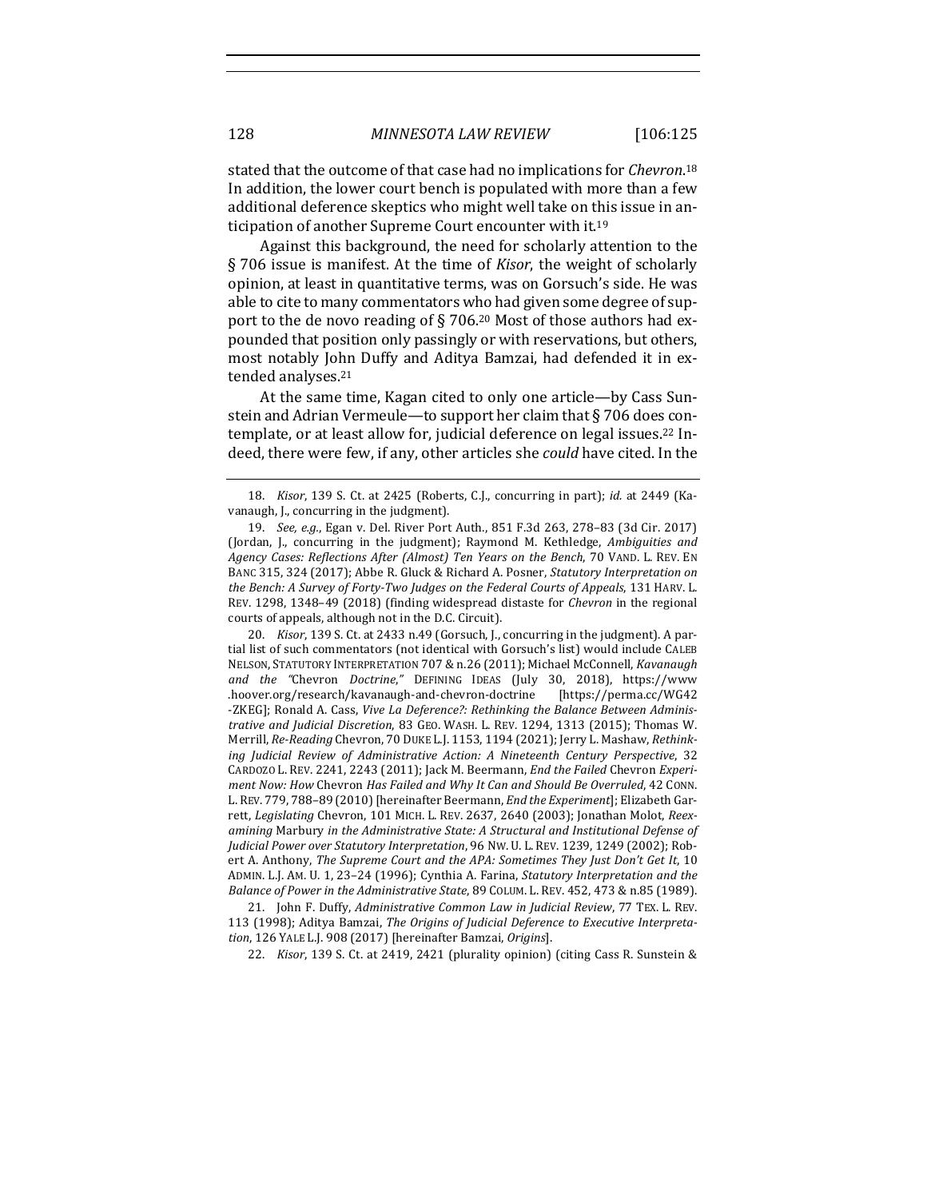stated that the outcome of that case had no implications for *Chevron*.[18] In addition, the lower court bench is populated with more than a few additional deference skeptics who might well take on this issue in anticipation of another Supreme Court encounter with it.[19]

Against this background, the need for scholarly attention to the § 706 issue is manifest. At the time of *Kisor*, the weight of scholarly opinion, at least in quantitative terms, was on Gorsuch's side. He was able to cite to many commentators who had given some degree of support to the de novo reading of § 706.[20] Most of those authors had expounded that position only passingly or with reservations, but others, most notably John Duffy and Aditya Bamzai, had defended it in extended analyses.[21]

At the same time, Kagan cited to only one article—by Cass Sunstein and Adrian Vermeule—to support her claim that § 706 does contemplate, or at least allow for, judicial deference on legal issues.[22] Indeed, there were few, if any, other articles she *could* have cited. In the

---

18. *Kisor*, 139 S. Ct. at 2425 (Roberts, C.J., concurring in part); *id.* at 2449 (Kavanaugh, J., concurring in the judgment).

19. *See, e.g.*, Egan v. Del. River Port Auth., 851 F.3d 263, 278–83 (3d Cir. 2017) (Jordan, J., concurring in the judgment); Raymond M. Kethledge, *Ambiguities and Agency Cases: Reflections After (Almost) Ten Years on the Bench*, 70 VAND. L. REV. EN BANC 315, 324 (2017); Abbe R. Gluck & Richard A. Posner, *Statutory Interpretation on the Bench: A Survey of Forty-Two Judges on the Federal Courts of Appeals*, 131 HARV. L. REV. 1298, 1348–49 (2018) (finding widespread distaste for *Chevron* in the regional courts of appeals, although not in the D.C. Circuit).

20. *Kisor*, 139 S. Ct. at 2433 n.49 (Gorsuch, J., concurring in the judgment). A partial list of such commentators (not identical with Gorsuch's list) would include CALEB NELSON, STATUTORY INTERPRETATION 707 & n.26 (2011); Michael McConnell, *Kavanaugh and the "*Chevron *Doctrine*,*"* DEFINING IDEAS (July 30, 2018), https://www.hoover.org/research/kavanaugh-and-chevron-doctrine [https://perma.cc/WG42-ZKEG]; Ronald A. Cass, *Vive La Deference?: Rethinking the Balance Between Administrative and Judicial Discretion*, 83 GEO. WASH. L. REV. 1294, 1313 (2015); Thomas W. Merrill, *Re-Reading* Chevron, 70 DUKE L.J. 1153, 1194 (2021); Jerry L. Mashaw, *Rethinking Judicial Review of Administrative Action: A Nineteenth Century Perspective*, 32 CARDOZO L. REV. 2241, 2243 (2011); Jack M. Beermann, *End the Failed* Chevron *Experiment Now: How* Chevron *Has Failed and Why It Can and Should Be Overruled*, 42 CONN. L. REV. 779, 788–89 (2010) [hereinafter Beermann, *End the Experiment*]; Elizabeth Garrett, *Legislating* Chevron, 101 MICH. L. REV. 2637, 2640 (2003); Jonathan Molot, *Reexamining* Marbury *in the Administrative State: A Structural and Institutional Defense of Judicial Power over Statutory Interpretation*, 96 NW. U. L. REV. 1239, 1249 (2002); Robert A. Anthony, *The Supreme Court and the APA: Sometimes They Just Don't Get It*, 10 ADMIN. L.J. AM. U. 1, 23–24 (1996); Cynthia A. Farina, *Statutory Interpretation and the Balance of Power in the Administrative State*, 89 COLUM. L. REV. 452, 473 & n.85 (1989).

21. John F. Duffy, *Administrative Common Law in Judicial Review*, 77 TEX. L. REV. 113 (1998); Aditya Bamzai, *The Origins of Judicial Deference to Executive Interpretation*, 126 YALE L.J. 908 (2017) [hereinafter Bamzai, *Origins*].

22. *Kisor*, 139 S. Ct. at 2419, 2421 (plurality opinion) (citing Cass R. Sunstein &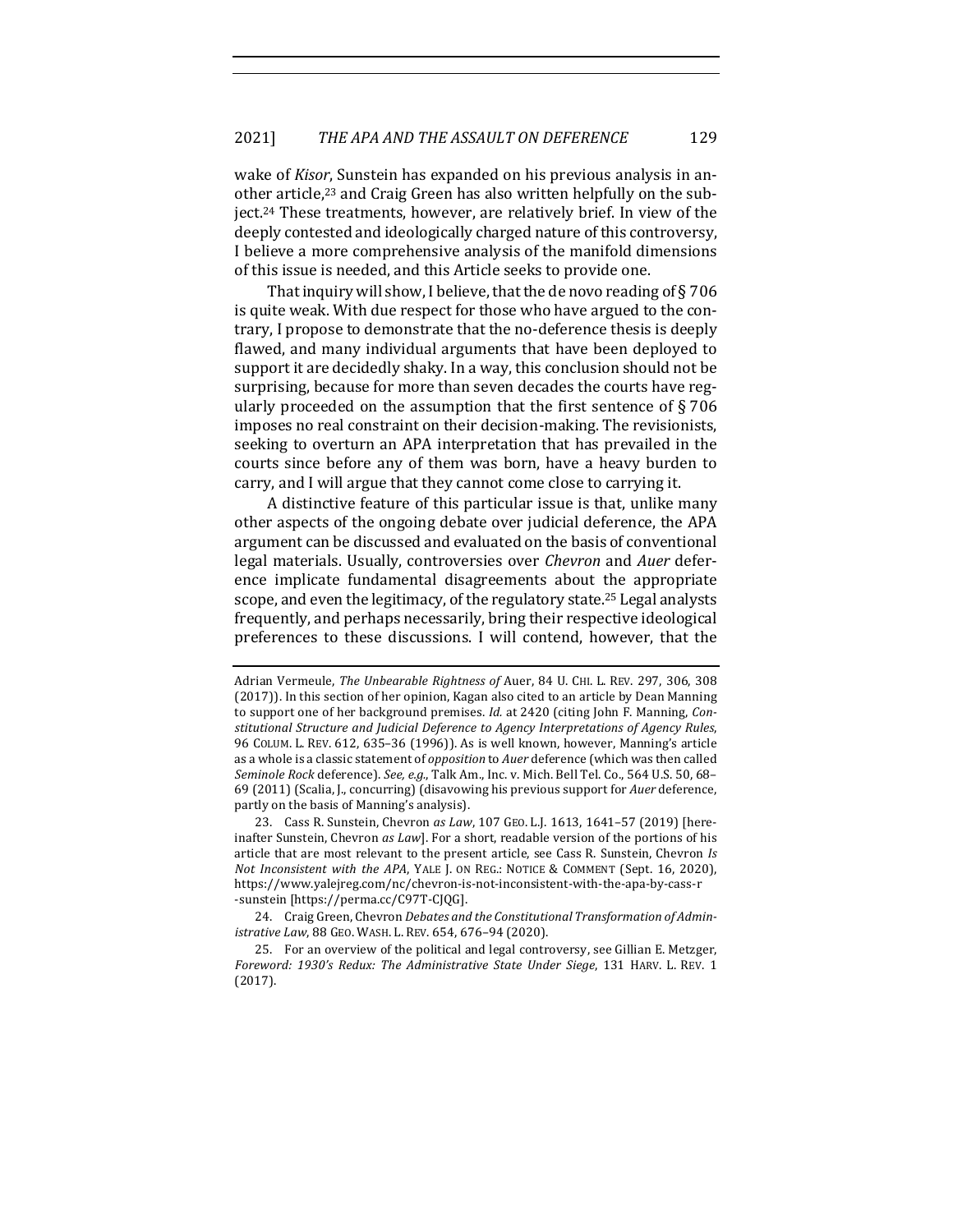wake of *Kisor*, Sunstein has expanded on his previous analysis in another article,[23] and Craig Green has also written helpfully on the subject.[24] These treatments, however, are relatively brief. In view of the deeply contested and ideologically charged nature of this controversy, I believe a more comprehensive analysis of the manifold dimensions of this issue is needed, and this Article seeks to provide one.

That inquiry will show, I believe, that the de novo reading of § 706 is quite weak. With due respect for those who have argued to the contrary, I propose to demonstrate that the no-deference thesis is deeply flawed, and many individual arguments that have been deployed to support it are decidedly shaky. In a way, this conclusion should not be surprising, because for more than seven decades the courts have regularly proceeded on the assumption that the first sentence of § 706 imposes no real constraint on their decision-making. The revisionists, seeking to overturn an APA interpretation that has prevailed in the courts since before any of them was born, have a heavy burden to carry, and I will argue that they cannot come close to carrying it.

A distinctive feature of this particular issue is that, unlike many other aspects of the ongoing debate over judicial deference, the APA argument can be discussed and evaluated on the basis of conventional legal materials. Usually, controversies over *Chevron* and *Auer* deference implicate fundamental disagreements about the appropriate scope, and even the legitimacy, of the regulatory state.[25] Legal analysts frequently, and perhaps necessarily, bring their respective ideological preferences to these discussions. I will contend, however, that the

---

Adrian Vermeule, *The Unbearable Rightness of* Auer, 84 U. CHI. L. REV. 297, 306, 308 (2017)). In this section of her opinion, Kagan also cited to an article by Dean Manning to support one of her background premises. *Id.* at 2420 (citing John F. Manning, *Constitutional Structure and Judicial Deference to Agency Interpretations of Agency Rules*, 96 COLUM. L. REV. 612, 635–36 (1996)). As is well known, however, Manning's article as a whole is a classic statement of *opposition* to *Auer* deference (which was then called *Seminole Rock* deference). *See, e.g.*, Talk Am., Inc. v. Mich. Bell Tel. Co., 564 U.S. 50, 68–69 (2011) (Scalia, J., concurring) (disavowing his previous support for *Auer* deference, partly on the basis of Manning's analysis).

23. Cass R. Sunstein, Chevron *as Law*, 107 GEO. L.J. 1613, 1641–57 (2019) [hereinafter Sunstein, Chevron *as Law*]. For a short, readable version of the portions of his article that are most relevant to the present article, see Cass R. Sunstein, Chevron *Is Not Inconsistent with the APA*, YALE J. ON REG.: NOTICE & COMMENT (Sept. 16, 2020), https://www.yalejreg.com/nc/chevron-is-not-inconsistent-with-the-apa-by-cass-r-sunstein [https://perma.cc/C97T-CJQG].

24. Craig Green, Chevron *Debates and the Constitutional Transformation of Administrative Law*, 88 GEO. WASH. L. REV. 654, 676–94 (2020).

25. For an overview of the political and legal controversy, see Gillian E. Metzger, *Foreword: 1930's Redux: The Administrative State Under Siege*, 131 HARV. L. REV. 1 (2017).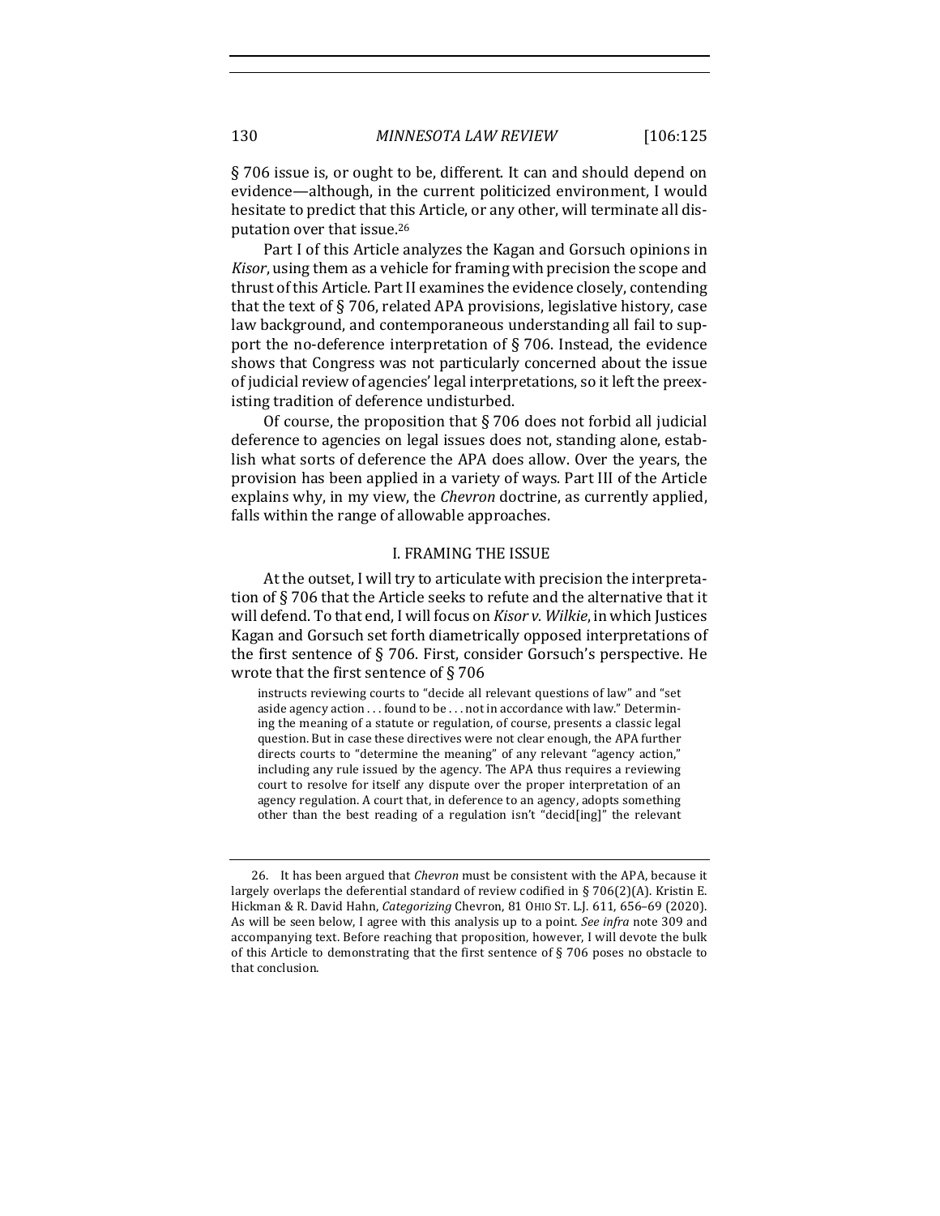§ 706 issue is, or ought to be, different. It can and should depend on evidence—although, in the current politicized environment, I would hesitate to predict that this Article, or any other, will terminate all disputation over that issue.[26]

Part I of this Article analyzes the Kagan and Gorsuch opinions in *Kisor*, using them as a vehicle for framing with precision the scope and thrust of this Article. Part II examines the evidence closely, contending that the text of § 706, related APA provisions, legislative history, case law background, and contemporaneous understanding all fail to support the no-deference interpretation of § 706. Instead, the evidence shows that Congress was not particularly concerned about the issue of judicial review of agencies' legal interpretations, so it left the preexisting tradition of deference undisturbed.

Of course, the proposition that § 706 does not forbid all judicial deference to agencies on legal issues does not, standing alone, establish what sorts of deference the APA does allow. Over the years, the provision has been applied in a variety of ways. Part III of the Article explains why, in my view, the *Chevron* doctrine, as currently applied, falls within the range of allowable approaches.

## I. FRAMING THE ISSUE

At the outset, I will try to articulate with precision the interpretation of § 706 that the Article seeks to refute and the alternative that it will defend. To that end, I will focus on *Kisor v. Wilkie*, in which Justices Kagan and Gorsuch set forth diametrically opposed interpretations of the first sentence of § 706. First, consider Gorsuch's perspective. He wrote that the first sentence of § 706

> instructs reviewing courts to "decide all relevant questions of law" and "set aside agency action . . . found to be . . . not in accordance with law." Determining the meaning of a statute or regulation, of course, presents a classic legal question. But in case these directives were not clear enough, the APA further directs courts to "determine the meaning" of any relevant "agency action," including any rule issued by the agency. The APA thus requires a reviewing court to resolve for itself any dispute over the proper interpretation of an agency regulation. A court that, in deference to an agency, adopts something other than the best reading of a regulation isn't "decid[ing]" the relevant

---

26. It has been argued that *Chevron* must be consistent with the APA, because it largely overlaps the deferential standard of review codified in § 706(2)(A). Kristin E. Hickman & R. David Hahn, *Categorizing* Chevron, 81 OHIO ST. L.J. 611, 656–69 (2020). As will be seen below, I agree with this analysis up to a point. *See infra* note 309 and accompanying text. Before reaching that proposition, however, I will devote the bulk of this Article to demonstrating that the first sentence of § 706 poses no obstacle to that conclusion.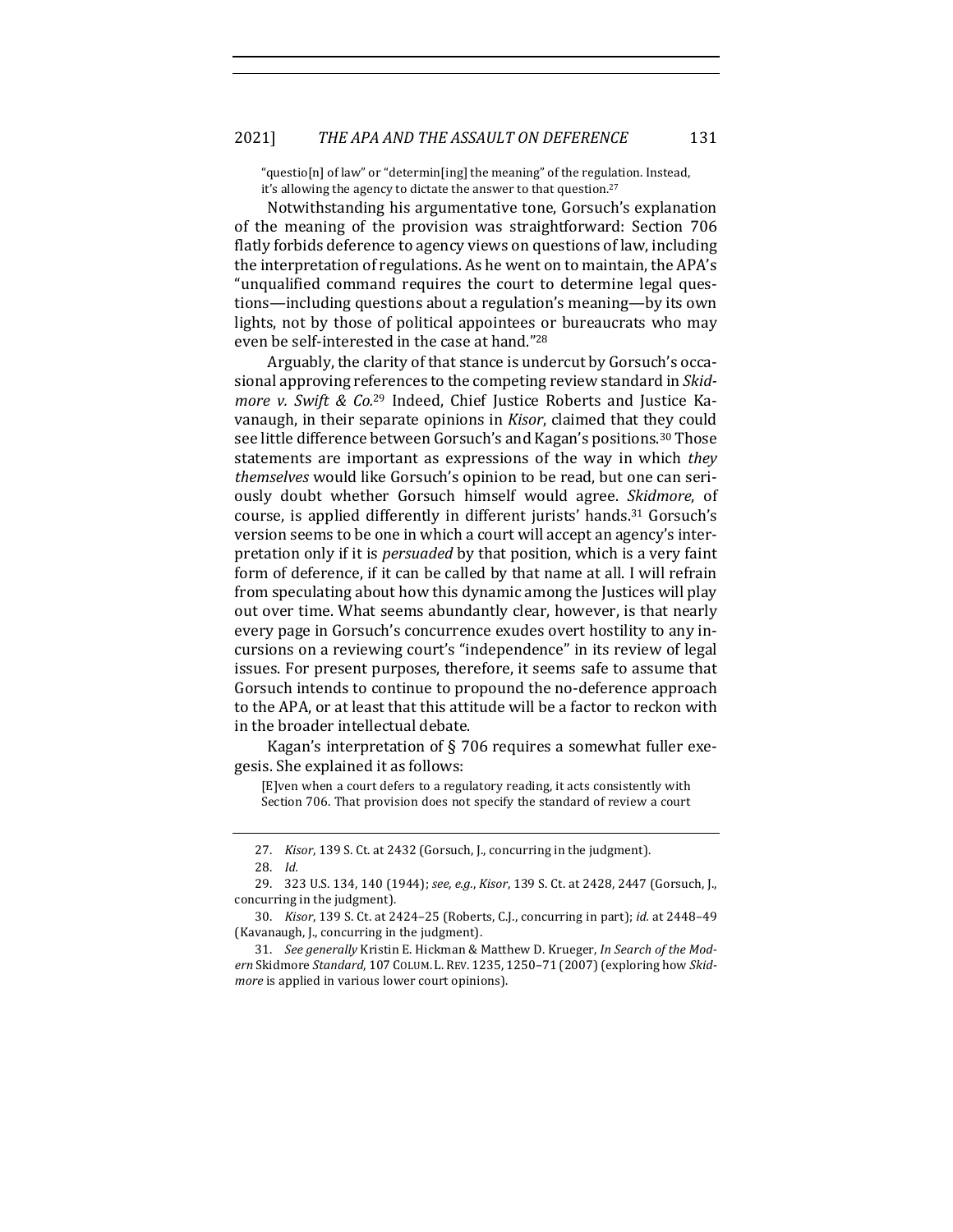> "questio[n] of law" or "determin[ing] the meaning" of the regulation. Instead, it's allowing the agency to dictate the answer to that question.[27]

Notwithstanding his argumentative tone, Gorsuch's explanation of the meaning of the provision was straightforward: Section 706 flatly forbids deference to agency views on questions of law, including the interpretation of regulations. As he went on to maintain, the APA's "unqualified command requires the court to determine legal questions—including questions about a regulation's meaning—by its own lights, not by those of political appointees or bureaucrats who may even be self-interested in the case at hand."[28]

Arguably, the clarity of that stance is undercut by Gorsuch's occasional approving references to the competing review standard in *Skidmore v. Swift & Co.*[29] Indeed, Chief Justice Roberts and Justice Kavanaugh, in their separate opinions in *Kisor*, claimed that they could see little difference between Gorsuch's and Kagan's positions.[30] Those statements are important as expressions of the way in which *they themselves* would like Gorsuch's opinion to be read, but one can seriously doubt whether Gorsuch himself would agree. *Skidmore*, of course, is applied differently in different jurists' hands.[31] Gorsuch's version seems to be one in which a court will accept an agency's interpretation only if it is *persuaded* by that position, which is a very faint form of deference, if it can be called by that name at all. I will refrain from speculating about how this dynamic among the Justices will play out over time. What seems abundantly clear, however, is that nearly every page in Gorsuch's concurrence exudes overt hostility to any incursions on a reviewing court's "independence" in its review of legal issues. For present purposes, therefore, it seems safe to assume that Gorsuch intends to continue to propound the no-deference approach to the APA, or at least that this attitude will be a factor to reckon with in the broader intellectual debate.

Kagan's interpretation of § 706 requires a somewhat fuller exegesis. She explained it as follows:

> [E]ven when a court defers to a regulatory reading, it acts consistently with Section 706. That provision does not specify the standard of review a court

---

27. *Kisor*, 139 S. Ct. at 2432 (Gorsuch, J., concurring in the judgment).

28. *Id.*

29. 323 U.S. 134, 140 (1944); *see, e.g.*, *Kisor*, 139 S. Ct. at 2428, 2447 (Gorsuch, J., concurring in the judgment).

30. *Kisor*, 139 S. Ct. at 2424–25 (Roberts, C.J., concurring in part); *id.* at 2448–49 (Kavanaugh, J., concurring in the judgment).

31. *See generally* Kristin E. Hickman & Matthew D. Krueger, *In Search of the Modern* Skidmore *Standard*, 107 COLUM. L. REV. 1235, 1250–71 (2007) (exploring how *Skidmore* is applied in various lower court opinions).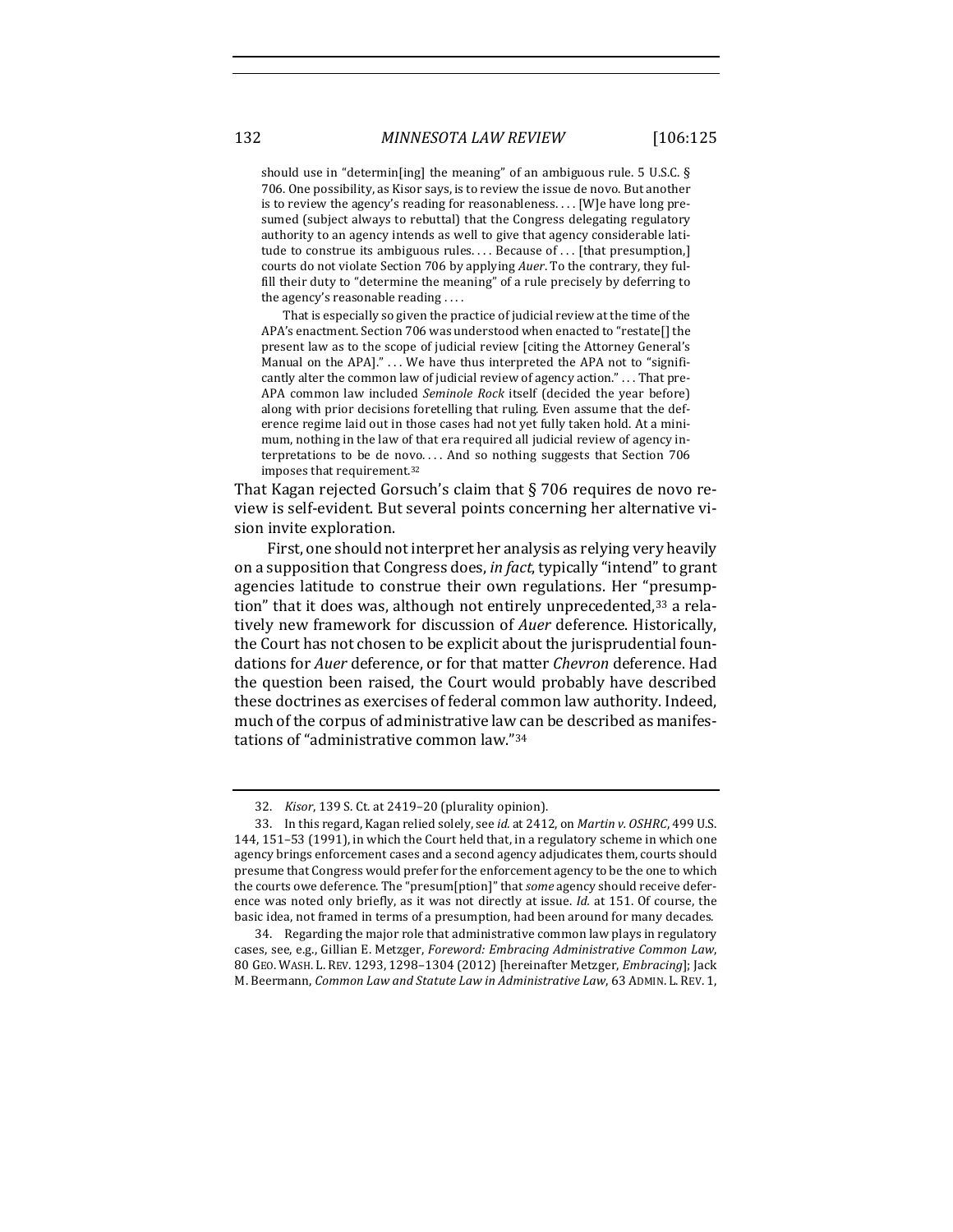> should use in "determin[ing] the meaning" of an ambiguous rule. 5 U.S.C. § 706. One possibility, as Kisor says, is to review the issue de novo. But another is to review the agency's reading for reasonableness. . . . [W]e have long presumed (subject always to rebuttal) that the Congress delegating regulatory authority to an agency intends as well to give that agency considerable latitude to construe its ambiguous rules. . . . Because of . . . [that presumption,] courts do not violate Section 706 by applying *Auer*. To the contrary, they fulfill their duty to "determine the meaning" of a rule precisely by deferring to the agency's reasonable reading . . . .
>
> That is especially so given the practice of judicial review at the time of the APA's enactment. Section 706 was understood when enacted to "restate[] the present law as to the scope of judicial review [citing the Attorney General's Manual on the APA]." . . . We have thus interpreted the APA not to "significantly alter the common law of judicial review of agency action." . . . That pre-APA common law included *Seminole Rock* itself (decided the year before) along with prior decisions foretelling that ruling. Even assume that the deference regime laid out in those cases had not yet fully taken hold. At a minimum, nothing in the law of that era required all judicial review of agency interpretations to be de novo. . . . And so nothing suggests that Section 706 imposes that requirement.[32]

That Kagan rejected Gorsuch's claim that § 706 requires de novo review is self-evident. But several points concerning her alternative vision invite exploration.

First, one should not interpret her analysis as relying very heavily on a supposition that Congress does, *in fact*, typically "intend" to grant agencies latitude to construe their own regulations. Her "presumption" that it does was, although not entirely unprecedented,[33] a relatively new framework for discussion of *Auer* deference. Historically, the Court has not chosen to be explicit about the jurisprudential foundations for *Auer* deference, or for that matter *Chevron* deference. Had the question been raised, the Court would probably have described these doctrines as exercises of federal common law authority. Indeed, much of the corpus of administrative law can be described as manifestations of "administrative common law."[34]

---

32. *Kisor*, 139 S. Ct. at 2419–20 (plurality opinion).

33. In this regard, Kagan relied solely, see *id.* at 2412, on *Martin v. OSHRC*, 499 U.S. 144, 151–53 (1991), in which the Court held that, in a regulatory scheme in which one agency brings enforcement cases and a second agency adjudicates them, courts should presume that Congress would prefer for the enforcement agency to be the one to which the courts owe deference. The "presum[ption]" that *some* agency should receive deference was noted only briefly, as it was not directly at issue. *Id.* at 151. Of course, the basic idea, not framed in terms of a presumption, had been around for many decades.

34. Regarding the major role that administrative common law plays in regulatory cases, see, e.g., Gillian E. Metzger, *Foreword: Embracing Administrative Common Law*, 80 GEO. WASH. L. REV. 1293, 1298–1304 (2012) [hereinafter Metzger, *Embracing*]; Jack M. Beermann, *Common Law and Statute Law in Administrative Law*, 63 ADMIN. L. REV. 1,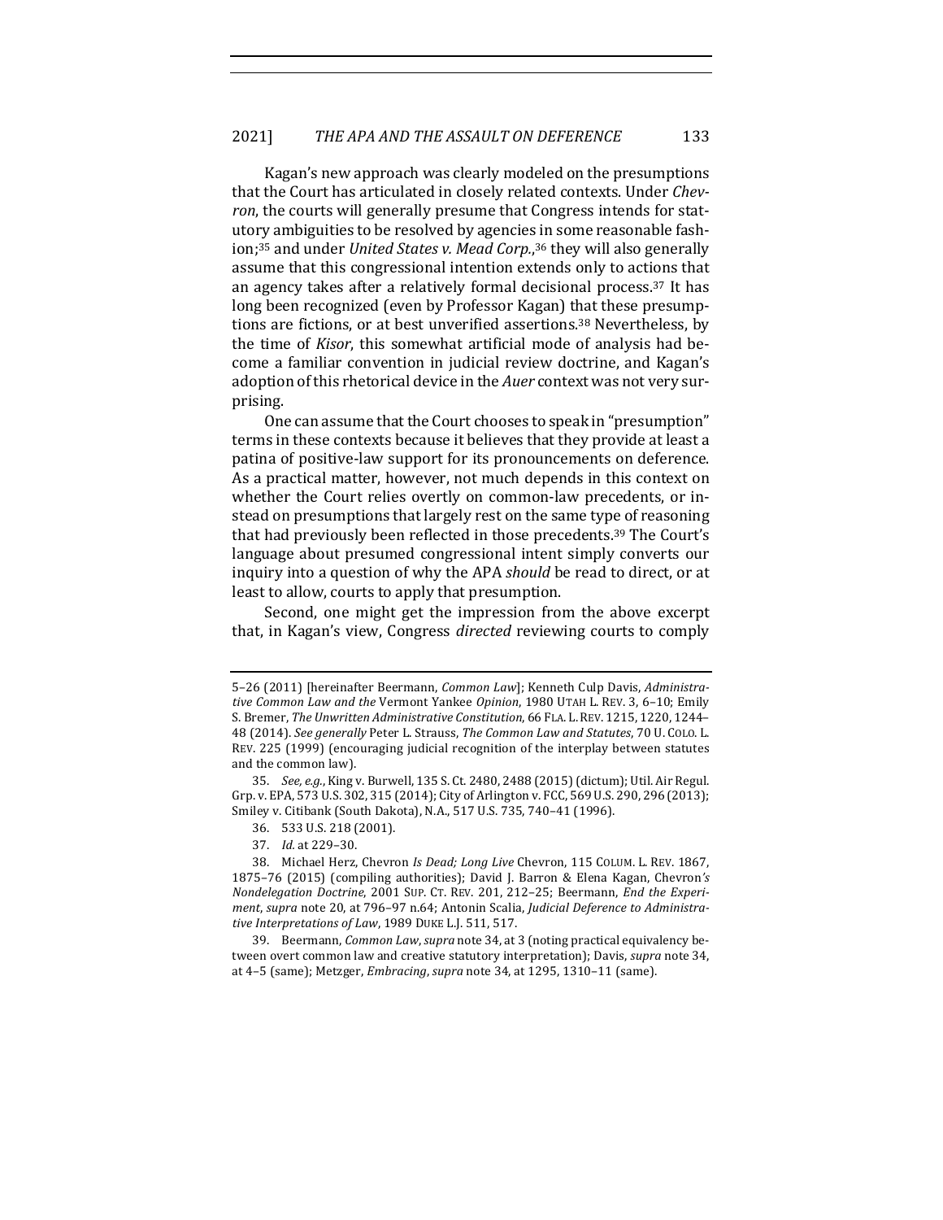Kagan's new approach was clearly modeled on the presumptions that the Court has articulated in closely related contexts. Under *Chevron*, the courts will generally presume that Congress intends for statutory ambiguities to be resolved by agencies in some reasonable fashion;[35] and under *United States v. Mead Corp.*,[36] they will also generally assume that this congressional intention extends only to actions that an agency takes after a relatively formal decisional process.[37] It has long been recognized (even by Professor Kagan) that these presumptions are fictions, or at best unverified assertions.[38] Nevertheless, by the time of *Kisor*, this somewhat artificial mode of analysis had become a familiar convention in judicial review doctrine, and Kagan's adoption of this rhetorical device in the *Auer* context was not very surprising.

One can assume that the Court chooses to speak in "presumption" terms in these contexts because it believes that they provide at least a patina of positive-law support for its pronouncements on deference. As a practical matter, however, not much depends in this context on whether the Court relies overtly on common-law precedents, or instead on presumptions that largely rest on the same type of reasoning that had previously been reflected in those precedents.[39] The Court's language about presumed congressional intent simply converts our inquiry into a question of why the APA *should* be read to direct, or at least to allow, courts to apply that presumption.

Second, one might get the impression from the above excerpt that, in Kagan's view, Congress *directed* reviewing courts to comply

---

5–26 (2011) [hereinafter Beermann, *Common Law*]; Kenneth Culp Davis, *Administrative Common Law and the* Vermont Yankee *Opinion*, 1980 UTAH L. REV. 3, 6–10; Emily S. Bremer, *The Unwritten Administrative Constitution*, 66 FLA. L. REV. 1215, 1220, 1244–48 (2014). *See generally* Peter L. Strauss, *The Common Law and Statutes*, 70 U. COLO. L. REV. 225 (1999) (encouraging judicial recognition of the interplay between statutes and the common law).

35. *See, e.g.*, King v. Burwell, 135 S. Ct. 2480, 2488 (2015) (dictum); Util. Air Regul. Grp. v. EPA, 573 U.S. 302, 315 (2014); City of Arlington v. FCC, 569 U.S. 290, 296 (2013); Smiley v. Citibank (South Dakota), N.A., 517 U.S. 735, 740–41 (1996).

36. 533 U.S. 218 (2001).

37. *Id.* at 229–30.

38. Michael Herz, Chevron *Is Dead; Long Live* Chevron, 115 COLUM. L. REV. 1867, 1875–76 (2015) (compiling authorities); David J. Barron & Elena Kagan, Chevron*'s Nondelegation Doctrine*, 2001 SUP. CT. REV. 201, 212–25; Beermann, *End the Experiment*, *supra* note 20, at 796–97 n.64; Antonin Scalia, *Judicial Deference to Administrative Interpretations of Law*, 1989 DUKE L.J. 511, 517.

39. Beermann, *Common Law*, *supra* note 34, at 3 (noting practical equivalency between overt common law and creative statutory interpretation); Davis, *supra* note 34, at 4–5 (same); Metzger, *Embracing*, *supra* note 34, at 1295, 1310–11 (same).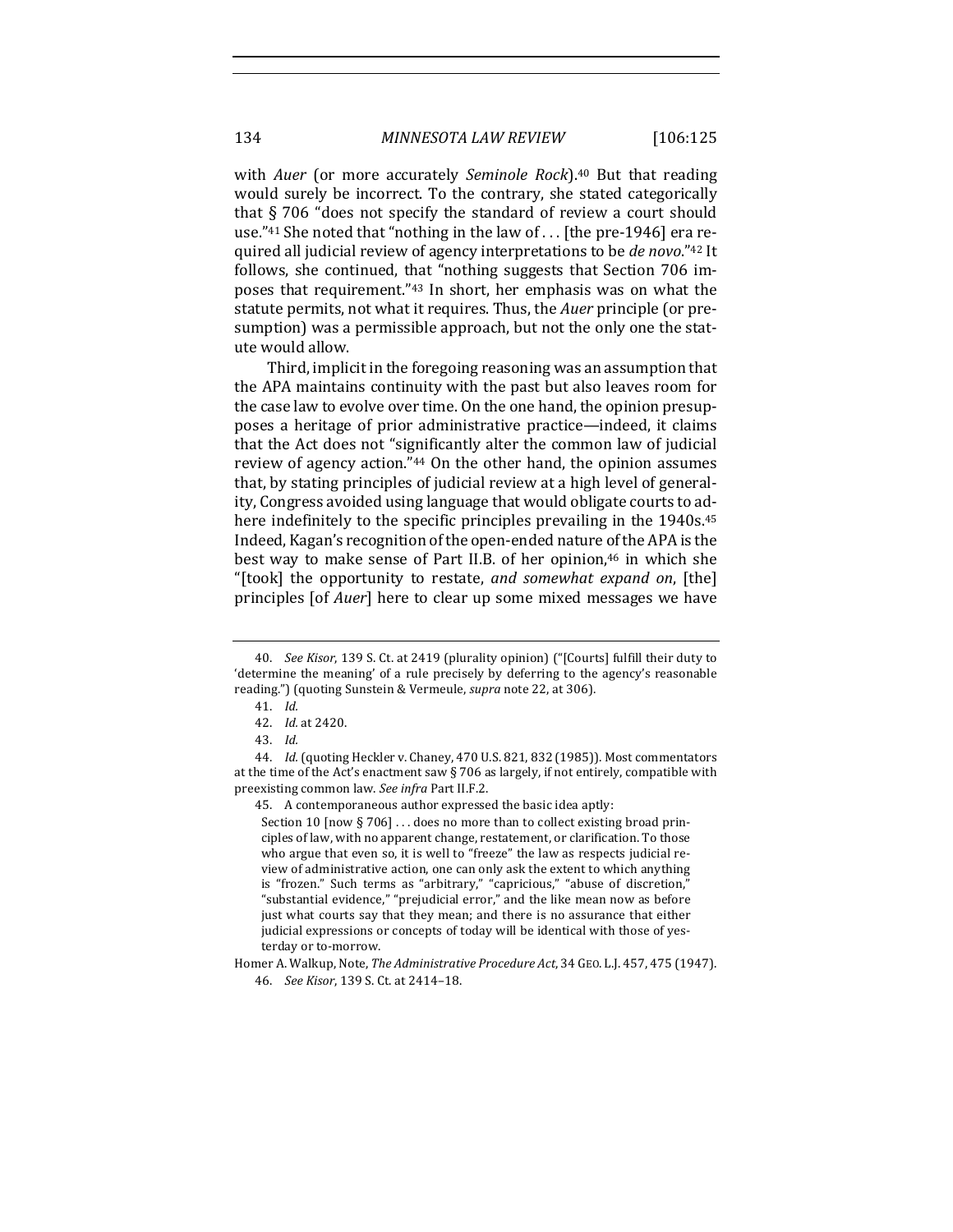with *Auer* (or more accurately *Seminole Rock*).[40] But that reading would surely be incorrect. To the contrary, she stated categorically that § 706 "does not specify the standard of review a court should use."[41] She noted that "nothing in the law of . . . [the pre-1946] era required all judicial review of agency interpretations to be *de novo*."[42] It follows, she continued, that "nothing suggests that Section 706 imposes that requirement."[43] In short, her emphasis was on what the statute permits, not what it requires. Thus, the *Auer* principle (or presumption) was a permissible approach, but not the only one the statute would allow.

Third, implicit in the foregoing reasoning was an assumption that the APA maintains continuity with the past but also leaves room for the case law to evolve over time. On the one hand, the opinion presupposes a heritage of prior administrative practice—indeed, it claims that the Act does not "significantly alter the common law of judicial review of agency action."[44] On the other hand, the opinion assumes that, by stating principles of judicial review at a high level of generality, Congress avoided using language that would obligate courts to adhere indefinitely to the specific principles prevailing in the 1940s.[45] Indeed, Kagan's recognition of the open-ended nature of the APA is the best way to make sense of Part II.B. of her opinion,[46] in which she "[took] the opportunity to restate, *and somewhat expand on*, [the] principles [of *Auer*] here to clear up some mixed messages we have

---

40. *See Kisor*, 139 S. Ct. at 2419 (plurality opinion) ("[Courts] fulfill their duty to 'determine the meaning' of a rule precisely by deferring to the agency's reasonable reading.") (quoting Sunstein & Vermeule, *supra* note 22, at 306).

41. *Id.*

42. *Id.* at 2420.

43. *Id.*

44. *Id.* (quoting Heckler v. Chaney, 470 U.S. 821, 832 (1985)). Most commentators at the time of the Act's enactment saw § 706 as largely, if not entirely, compatible with preexisting common law. *See infra* Part II.F.2.

45. A contemporaneous author expressed the basic idea aptly:

> Section 10 [now § 706] . . . does no more than to collect existing broad principles of law, with no apparent change, restatement, or clarification. To those who argue that even so, it is well to "freeze" the law as respects judicial review of administrative action, one can only ask the extent to which anything is "frozen." Such terms as "arbitrary," "capricious," "abuse of discretion," "substantial evidence," "prejudicial error," and the like mean now as before just what courts say that they mean; and there is no assurance that either judicial expressions or concepts of today will be identical with those of yesterday or to-morrow.

Homer A. Walkup, Note, *The Administrative Procedure Act*, 34 GEO. L.J. 457, 475 (1947).

46. *See Kisor*, 139 S. Ct. at 2414–18.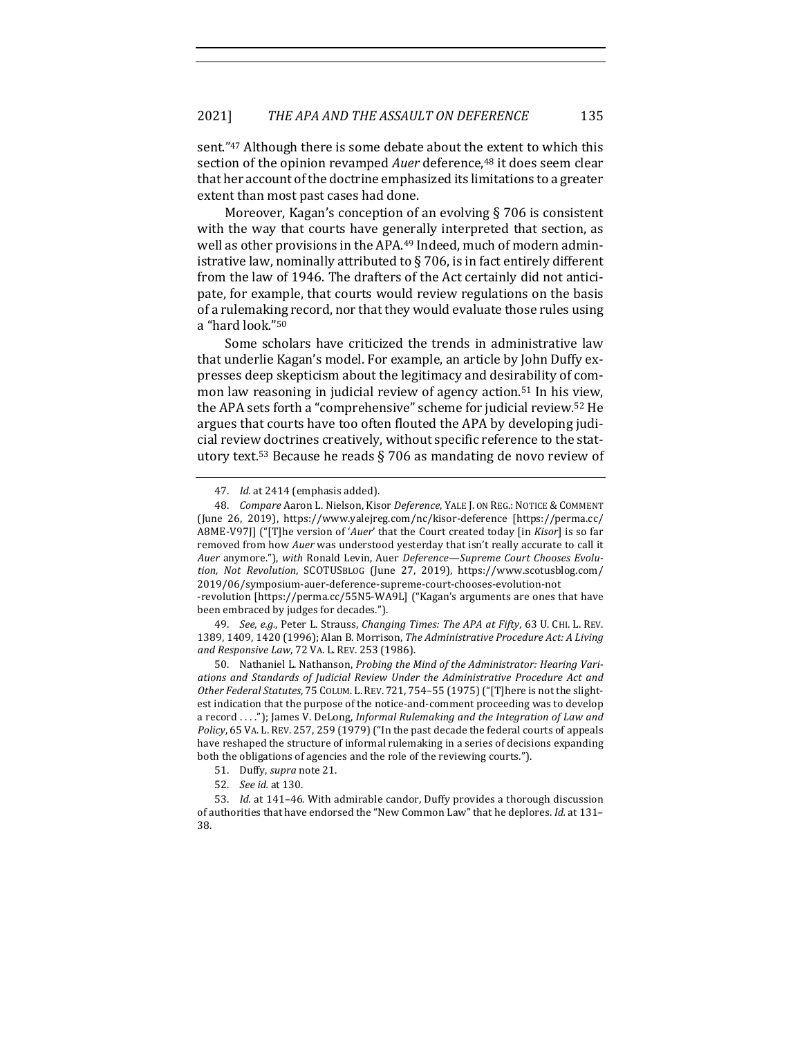sent."[47] Although there is some debate about the extent to which this section of the opinion revamped *Auer* deference,[48] it does seem clear that her account of the doctrine emphasized its limitations to a greater extent than most past cases had done.

Moreover, Kagan's conception of an evolving § 706 is consistent with the way that courts have generally interpreted that section, as well as other provisions in the APA.[49] Indeed, much of modern administrative law, nominally attributed to § 706, is in fact entirely different from the law of 1946. The drafters of the Act certainly did not anticipate, for example, that courts would review regulations on the basis of a rulemaking record, nor that they would evaluate those rules using a "hard look."[50]

Some scholars have criticized the trends in administrative law that underlie Kagan's model. For example, an article by John Duffy expresses deep skepticism about the legitimacy and desirability of common law reasoning in judicial review of agency action.[51] In his view, the APA sets forth a "comprehensive" scheme for judicial review.[52] He argues that courts have too often flouted the APA by developing judicial review doctrines creatively, without specific reference to the statutory text.[53] Because he reads § 706 as mandating de novo review of

---

47. *Id.* at 2414 (emphasis added).

48. *Compare* Aaron L. Nielson, Kisor *Deference*, YALE J. ON REG.: NOTICE & COMMENT (June 26, 2019), https://www.yalejreg.com/nc/kisor-deference [https://perma.cc/A8ME-V97J] ("[T]he version of '*Auer*' that the Court created today [in *Kisor*] is so far removed from how *Auer* was understood yesterday that isn't really accurate to call it *Auer* anymore."), *with* Ronald Levin, Auer *Deference—Supreme Court Chooses Evolution, Not Revolution*, SCOTUSBLOG (June 27, 2019), https://www.scotusblog.com/2019/06/symposium-auer-deference-supreme-court-chooses-evolution-not-revolution [https://perma.cc/55N5-WA9L] ("Kagan's arguments are ones that have been embraced by judges for decades.").

49. *See, e.g.*, Peter L. Strauss, *Changing Times: The APA at Fifty*, 63 U. CHI. L. REV. 1389, 1409, 1420 (1996); Alan B. Morrison, *The Administrative Procedure Act: A Living and Responsive Law*, 72 VA. L. REV. 253 (1986).

50. Nathaniel L. Nathanson, *Probing the Mind of the Administrator: Hearing Variations and Standards of Judicial Review Under the Administrative Procedure Act and Other Federal Statutes*, 75 COLUM. L. REV. 721, 754–55 (1975) ("[T]here is not the slightest indication that the purpose of the notice-and-comment proceeding was to develop a record . . . ."); James V. DeLong, *Informal Rulemaking and the Integration of Law and Policy*, 65 VA. L. REV. 257, 259 (1979) ("In the past decade the federal courts of appeals have reshaped the structure of informal rulemaking in a series of decisions expanding both the obligations of agencies and the role of the reviewing courts.").

51. Duffy, *supra* note 21.

52. *See id.* at 130.

53. *Id.* at 141–46. With admirable candor, Duffy provides a thorough discussion of authorities that have endorsed the "New Common Law" that he deplores. *Id.* at 131–38.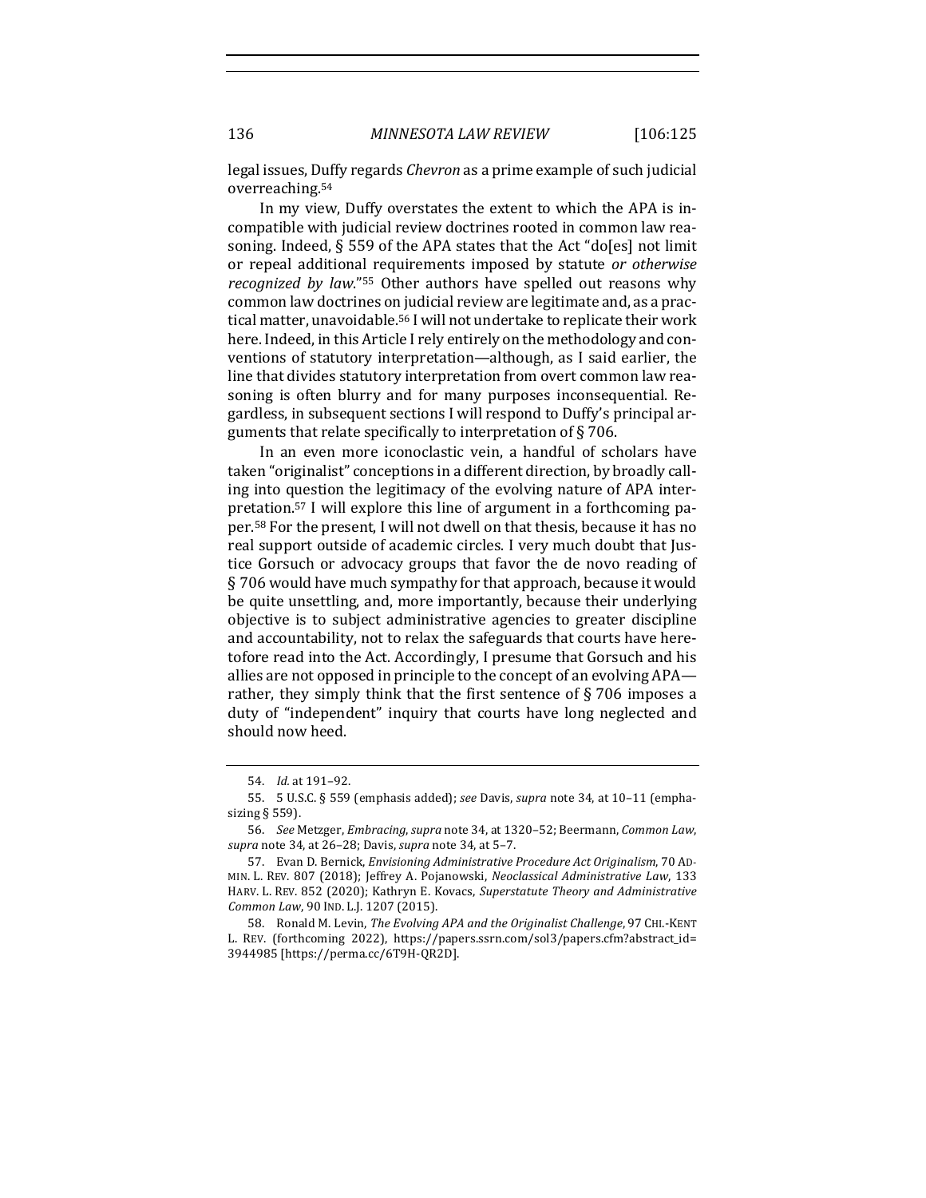legal issues, Duffy regards *Chevron* as a prime example of such judicial overreaching.[54]

In my view, Duffy overstates the extent to which the APA is incompatible with judicial review doctrines rooted in common law reasoning. Indeed, § 559 of the APA states that the Act "do[es] not limit or repeal additional requirements imposed by statute *or otherwise recognized by law*."[55] Other authors have spelled out reasons why common law doctrines on judicial review are legitimate and, as a practical matter, unavoidable.[56] I will not undertake to replicate their work here. Indeed, in this Article I rely entirely on the methodology and conventions of statutory interpretation—although, as I said earlier, the line that divides statutory interpretation from overt common law reasoning is often blurry and for many purposes inconsequential. Regardless, in subsequent sections I will respond to Duffy's principal arguments that relate specifically to interpretation of § 706.

In an even more iconoclastic vein, a handful of scholars have taken "originalist" conceptions in a different direction, by broadly calling into question the legitimacy of the evolving nature of APA interpretation.[57] I will explore this line of argument in a forthcoming paper.[58] For the present, I will not dwell on that thesis, because it has no real support outside of academic circles. I very much doubt that Justice Gorsuch or advocacy groups that favor the de novo reading of § 706 would have much sympathy for that approach, because it would be quite unsettling, and, more importantly, because their underlying objective is to subject administrative agencies to greater discipline and accountability, not to relax the safeguards that courts have heretofore read into the Act. Accordingly, I presume that Gorsuch and his allies are not opposed in principle to the concept of an evolving APA—rather, they simply think that the first sentence of § 706 imposes a duty of "independent" inquiry that courts have long neglected and should now heed.

---

54. *Id.* at 191–92.

55. 5 U.S.C. § 559 (emphasis added); *see* Davis, *supra* note 34, at 10–11 (emphasizing § 559).

56. *See* Metzger, *Embracing*, *supra* note 34, at 1320–52; Beermann, *Common Law*, *supra* note 34, at 26–28; Davis, *supra* note 34, at 5–7.

57. Evan D. Bernick, *Envisioning Administrative Procedure Act Originalism*, 70 ADMIN. L. REV. 807 (2018); Jeffrey A. Pojanowski, *Neoclassical Administrative Law*, 133 HARV. L. REV. 852 (2020); Kathryn E. Kovacs, *Superstatute Theory and Administrative Common Law*, 90 IND. L.J. 1207 (2015).

58. Ronald M. Levin, *The Evolving APA and the Originalist Challenge*, 97 CHI.-KENT L. REV. (forthcoming 2022), https://papers.ssrn.com/sol3/papers.cfm?abstract_id=3944985 [https://perma.cc/6T9H-QR2D].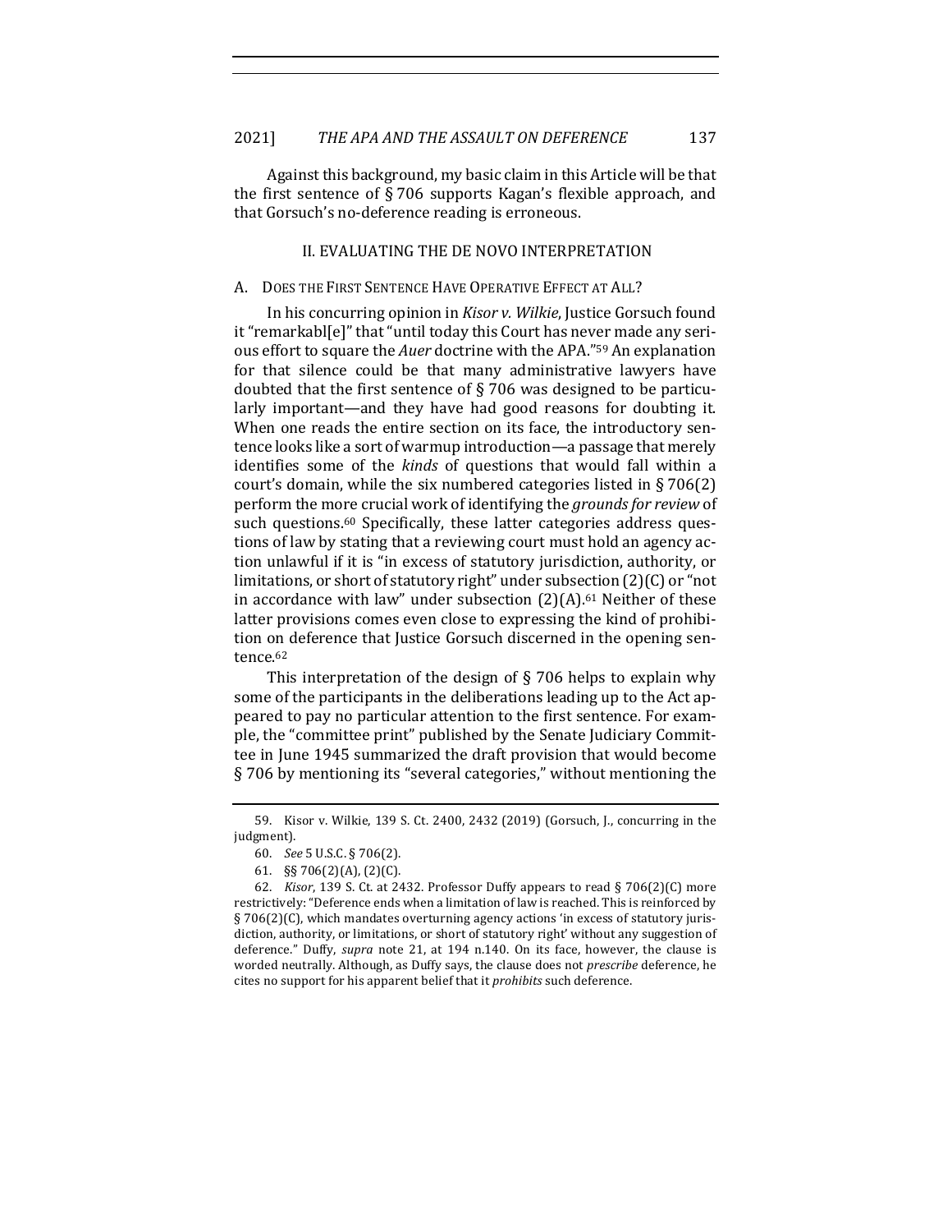Against this background, my basic claim in this Article will be that the first sentence of § 706 supports Kagan's flexible approach, and that Gorsuch's no-deference reading is erroneous.

## II. EVALUATING THE DE NOVO INTERPRETATION

### A. DOES THE FIRST SENTENCE HAVE OPERATIVE EFFECT AT ALL?

In his concurring opinion in *Kisor v. Wilkie*, Justice Gorsuch found it "remarkabl[e]" that "until today this Court has never made any serious effort to square the *Auer* doctrine with the APA."[59] An explanation for that silence could be that many administrative lawyers have doubted that the first sentence of § 706 was designed to be particularly important—and they have had good reasons for doubting it. When one reads the entire section on its face, the introductory sentence looks like a sort of warmup introduction—a passage that merely identifies some of the *kinds* of questions that would fall within a court's domain, while the six numbered categories listed in § 706(2) perform the more crucial work of identifying the *grounds for review* of such questions.[60] Specifically, these latter categories address questions of law by stating that a reviewing court must hold an agency action unlawful if it is "in excess of statutory jurisdiction, authority, or limitations, or short of statutory right" under subsection (2)(C) or "not in accordance with law" under subsection (2)(A).[61] Neither of these latter provisions comes even close to expressing the kind of prohibition on deference that Justice Gorsuch discerned in the opening sentence.[62]

This interpretation of the design of § 706 helps to explain why some of the participants in the deliberations leading up to the Act appeared to pay no particular attention to the first sentence. For example, the "committee print" published by the Senate Judiciary Committee in June 1945 summarized the draft provision that would become § 706 by mentioning its "several categories," without mentioning the

59. Kisor v. Wilkie, 139 S. Ct. 2400, 2432 (2019) (Gorsuch, J., concurring in the judgment).

60. *See* 5 U.S.C. § 706(2).

61. §§ 706(2)(A), (2)(C).

62. *Kisor*, 139 S. Ct. at 2432. Professor Duffy appears to read § 706(2)(C) more restrictively: "Deference ends when a limitation of law is reached. This is reinforced by § 706(2)(C), which mandates overturning agency actions 'in excess of statutory jurisdiction, authority, or limitations, or short of statutory right' without any suggestion of deference." Duffy, *supra* note 21, at 194 n.140. On its face, however, the clause is worded neutrally. Although, as Duffy says, the clause does not *prescribe* deference, he cites no support for his apparent belief that it *prohibits* such deference.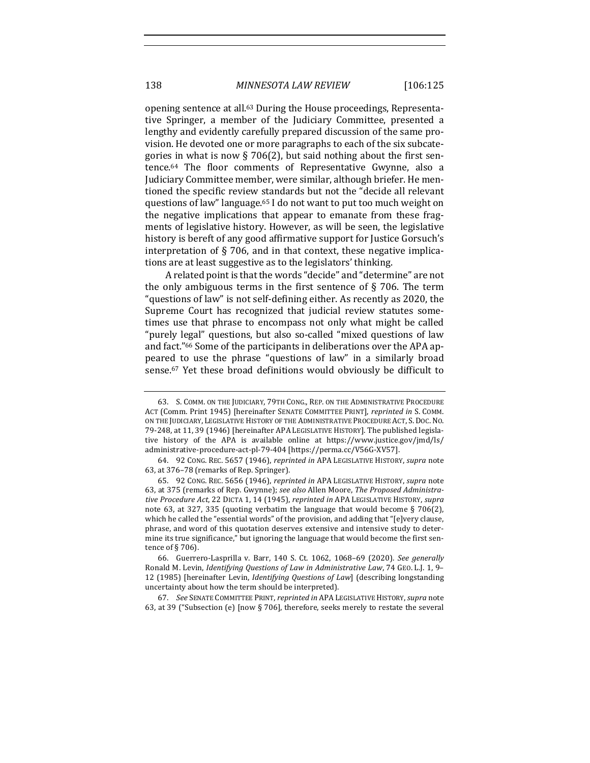opening sentence at all.[63] During the House proceedings, Representative Springer, a member of the Judiciary Committee, presented a lengthy and evidently carefully prepared discussion of the same provision. He devoted one or more paragraphs to each of the six subcategories in what is now § 706(2), but said nothing about the first sentence.[64] The floor comments of Representative Gwynne, also a Judiciary Committee member, were similar, although briefer. He mentioned the specific review standards but not the "decide all relevant questions of law" language.[65] I do not want to put too much weight on the negative implications that appear to emanate from these fragments of legislative history. However, as will be seen, the legislative history is bereft of any good affirmative support for Justice Gorsuch's interpretation of § 706, and in that context, these negative implications are at least suggestive as to the legislators' thinking.

A related point is that the words "decide" and "determine" are not the only ambiguous terms in the first sentence of § 706. The term "questions of law" is not self-defining either. As recently as 2020, the Supreme Court has recognized that judicial review statutes sometimes use that phrase to encompass not only what might be called "purely legal" questions, but also so-called "mixed questions of law and fact."[66] Some of the participants in deliberations over the APA appeared to use the phrase "questions of law" in a similarly broad sense.[67] Yet these broad definitions would obviously be difficult to

---

63. S. COMM. ON THE JUDICIARY, 79TH CONG., REP. ON THE ADMINISTRATIVE PROCEDURE ACT (Comm. Print 1945) [hereinafter SENATE COMMITTEE PRINT], *reprinted in* S. COMM. ON THE JUDICIARY, LEGISLATIVE HISTORY OF THE ADMINISTRATIVE PROCEDURE ACT, S. DOC. NO. 79-248, at 11, 39 (1946) [hereinafter APA LEGISLATIVE HISTORY]. The published legislative history of the APA is available online at https://www.justice.gov/jmd/ls/administrative-procedure-act-pl-79-404 [https://perma.cc/V56G-XV57].

64. 92 CONG. REC. 5657 (1946), *reprinted in* APA LEGISLATIVE HISTORY, *supra* note 63, at 376–78 (remarks of Rep. Springer).

65. 92 CONG. REC. 5656 (1946), *reprinted in* APA LEGISLATIVE HISTORY, *supra* note 63, at 375 (remarks of Rep. Gwynne); *see also* Allen Moore, *The Proposed Administrative Procedure Act*, 22 DICTA 1, 14 (1945), *reprinted in* APA LEGISLATIVE HISTORY, *supra* note 63, at 327, 335 (quoting verbatim the language that would become § 706(2), which he called the "essential words" of the provision, and adding that "[e]very clause, phrase, and word of this quotation deserves extensive and intensive study to determine its true significance," but ignoring the language that would become the first sentence of § 706).

66. Guerrero-Lasprilla v. Barr, 140 S. Ct. 1062, 1068–69 (2020). *See generally* Ronald M. Levin, *Identifying Questions of Law in Administrative Law*, 74 GEO. L.J. 1, 9–12 (1985) [hereinafter Levin, *Identifying Questions of Law*] (describing longstanding uncertainty about how the term should be interpreted).

67. *See* SENATE COMMITTEE PRINT, *reprinted in* APA LEGISLATIVE HISTORY, *supra* note 63, at 39 ("Subsection (e) [now § 706], therefore, seeks merely to restate the several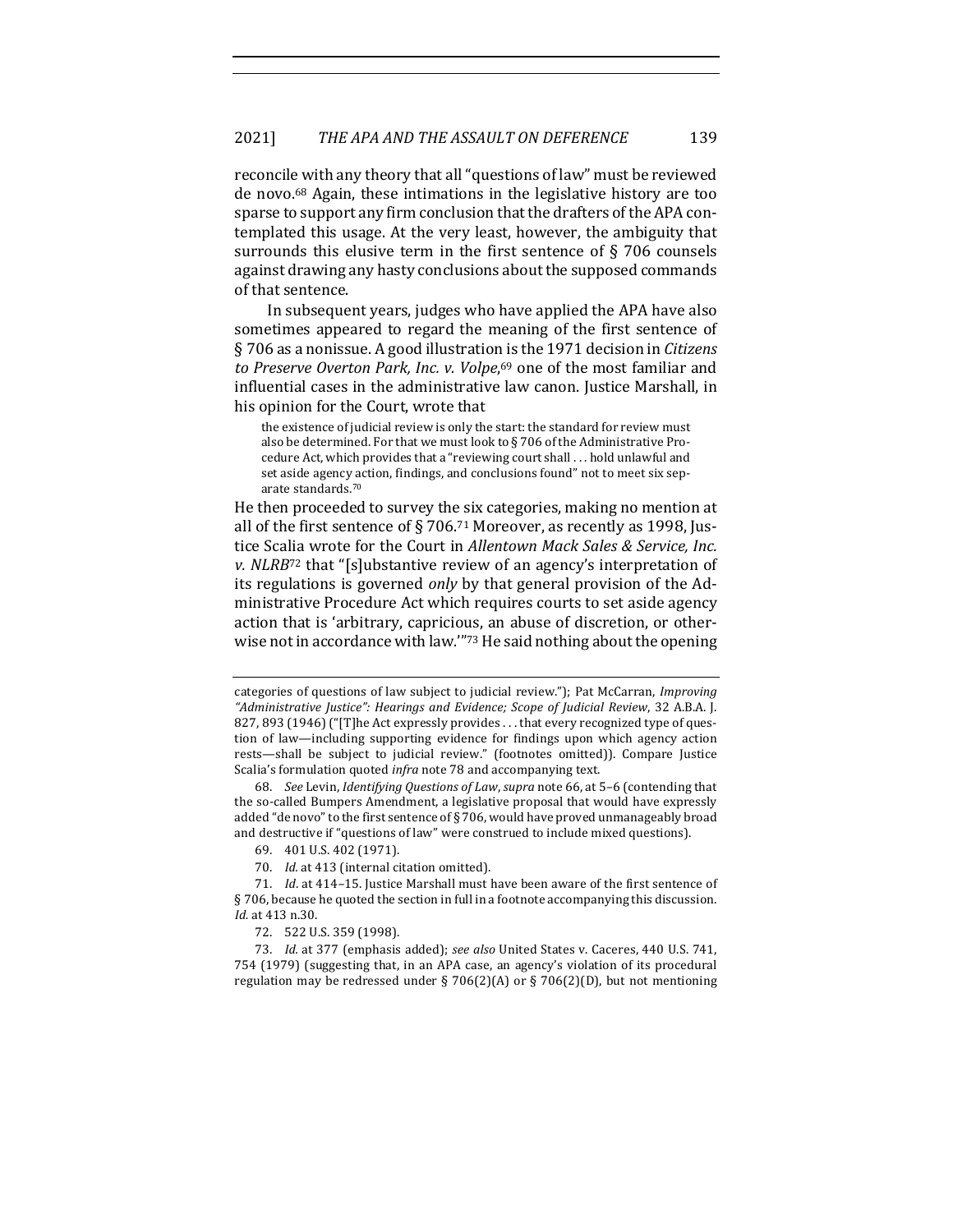reconcile with any theory that all "questions of law" must be reviewed de novo.[68] Again, these intimations in the legislative history are too sparse to support any firm conclusion that the drafters of the APA contemplated this usage. At the very least, however, the ambiguity that surrounds this elusive term in the first sentence of § 706 counsels against drawing any hasty conclusions about the supposed commands of that sentence.

In subsequent years, judges who have applied the APA have also sometimes appeared to regard the meaning of the first sentence of § 706 as a nonissue. A good illustration is the 1971 decision in *Citizens to Preserve Overton Park, Inc. v. Volpe*,[69] one of the most familiar and influential cases in the administrative law canon. Justice Marshall, in his opinion for the Court, wrote that

> the existence of judicial review is only the start: the standard for review must also be determined. For that we must look to § 706 of the Administrative Procedure Act, which provides that a "reviewing court shall . . . hold unlawful and set aside agency action, findings, and conclusions found" not to meet six separate standards.[70]

He then proceeded to survey the six categories, making no mention at all of the first sentence of § 706.[71] Moreover, as recently as 1998, Justice Scalia wrote for the Court in *Allentown Mack Sales & Service, Inc. v. NLRB*[72] that "[s]ubstantive review of an agency's interpretation of its regulations is governed *only* by that general provision of the Administrative Procedure Act which requires courts to set aside agency action that is 'arbitrary, capricious, an abuse of discretion, or otherwise not in accordance with law.'"[73] He said nothing about the opening

---

categories of questions of law subject to judicial review."); Pat McCarran, *Improving "Administrative Justice": Hearings and Evidence; Scope of Judicial Review*, 32 A.B.A. J. 827, 893 (1946) ("[T]he Act expressly provides . . . that every recognized type of question of law—including supporting evidence for findings upon which agency action rests—shall be subject to judicial review." (footnotes omitted)). Compare Justice Scalia's formulation quoted *infra* note 78 and accompanying text.

68. *See* Levin, *Identifying Questions of Law*, *supra* note 66, at 5–6 (contending that the so-called Bumpers Amendment, a legislative proposal that would have expressly added "de novo" to the first sentence of § 706, would have proved unmanageably broad and destructive if "questions of law" were construed to include mixed questions).

69. 401 U.S. 402 (1971).

70. *Id.* at 413 (internal citation omitted).

71. *Id*. at 414–15. Justice Marshall must have been aware of the first sentence of § 706, because he quoted the section in full in a footnote accompanying this discussion. *Id.* at 413 n.30.

72. 522 U.S. 359 (1998).

73. *Id.* at 377 (emphasis added); *see also* United States v. Caceres, 440 U.S. 741, 754 (1979) (suggesting that, in an APA case, an agency's violation of its procedural regulation may be redressed under § 706(2)(A) or § 706(2)(D), but not mentioning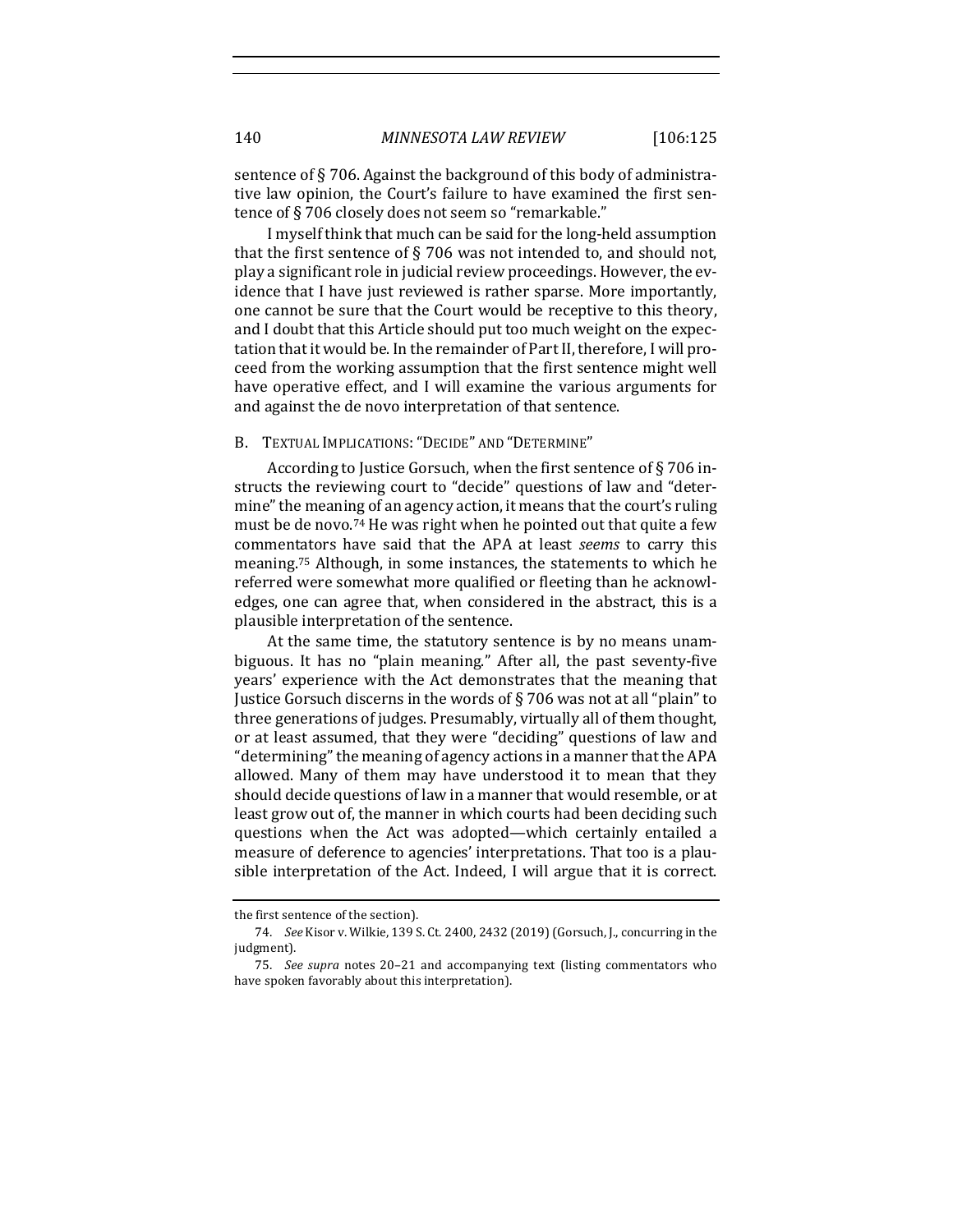sentence of § 706. Against the background of this body of administrative law opinion, the Court's failure to have examined the first sentence of § 706 closely does not seem so "remarkable."

I myself think that much can be said for the long-held assumption that the first sentence of § 706 was not intended to, and should not, play a significant role in judicial review proceedings. However, the evidence that I have just reviewed is rather sparse. More importantly, one cannot be sure that the Court would be receptive to this theory, and I doubt that this Article should put too much weight on the expectation that it would be. In the remainder of Part II, therefore, I will proceed from the working assumption that the first sentence might well have operative effect, and I will examine the various arguments for and against the de novo interpretation of that sentence.

### B. Textual Implications: "Decide" and "Determine"

According to Justice Gorsuch, when the first sentence of § 706 instructs the reviewing court to "decide" questions of law and "determine" the meaning of an agency action, it means that the court's ruling must be de novo.[74] He was right when he pointed out that quite a few commentators have said that the APA at least *seems* to carry this meaning.[75] Although, in some instances, the statements to which he referred were somewhat more qualified or fleeting than he acknowledges, one can agree that, when considered in the abstract, this is a plausible interpretation of the sentence.

At the same time, the statutory sentence is by no means unambiguous. It has no "plain meaning." After all, the past seventy-five years' experience with the Act demonstrates that the meaning that Justice Gorsuch discerns in the words of § 706 was not at all "plain" to three generations of judges. Presumably, virtually all of them thought, or at least assumed, that they were "deciding" questions of law and "determining" the meaning of agency actions in a manner that the APA allowed. Many of them may have understood it to mean that they should decide questions of law in a manner that would resemble, or at least grow out of, the manner in which courts had been deciding such questions when the Act was adopted—which certainly entailed a measure of deference to agencies' interpretations. That too is a plausible interpretation of the Act. Indeed, I will argue that it is correct.

---

the first sentence of the section).

74. *See* Kisor v. Wilkie, 139 S. Ct. 2400, 2432 (2019) (Gorsuch, J., concurring in the judgment).

75. *See supra* notes 20–21 and accompanying text (listing commentators who have spoken favorably about this interpretation).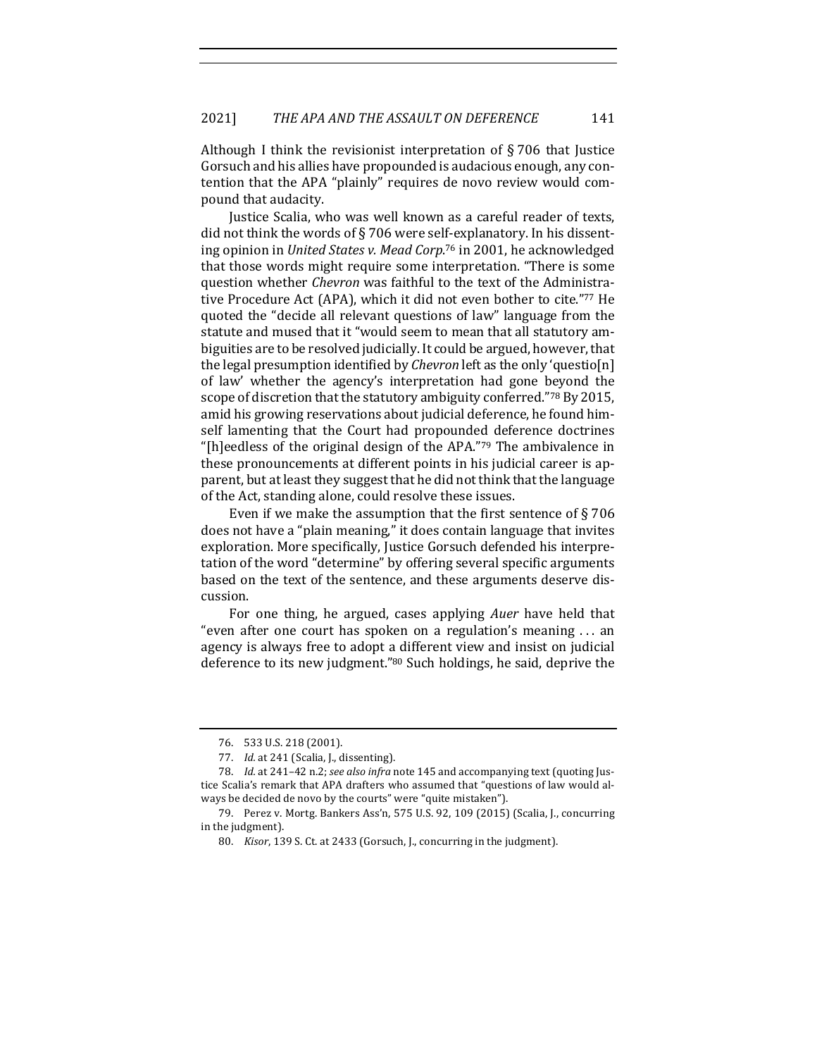Although I think the revisionist interpretation of § 706 that Justice Gorsuch and his allies have propounded is audacious enough, any contention that the APA "plainly" requires de novo review would compound that audacity.

Justice Scalia, who was well known as a careful reader of texts, did not think the words of § 706 were self-explanatory. In his dissenting opinion in *United States v. Mead Corp.*[76] in 2001, he acknowledged that those words might require some interpretation. "There is some question whether *Chevron* was faithful to the text of the Administrative Procedure Act (APA), which it did not even bother to cite."[77] He quoted the "decide all relevant questions of law" language from the statute and mused that it "would seem to mean that all statutory ambiguities are to be resolved judicially. It could be argued, however, that the legal presumption identified by *Chevron* left as the only 'questio[n] of law' whether the agency's interpretation had gone beyond the scope of discretion that the statutory ambiguity conferred."[78] By 2015, amid his growing reservations about judicial deference, he found himself lamenting that the Court had propounded deference doctrines "[h]eedless of the original design of the APA."[79] The ambivalence in these pronouncements at different points in his judicial career is apparent, but at least they suggest that he did not think that the language of the Act, standing alone, could resolve these issues.

Even if we make the assumption that the first sentence of § 706 does not have a "plain meaning," it does contain language that invites exploration. More specifically, Justice Gorsuch defended his interpretation of the word "determine" by offering several specific arguments based on the text of the sentence, and these arguments deserve discussion.

For one thing, he argued, cases applying *Auer* have held that "even after one court has spoken on a regulation's meaning . . . an agency is always free to adopt a different view and insist on judicial deference to its new judgment."[80] Such holdings, he said, deprive the

---

76. 533 U.S. 218 (2001).

77. *Id.* at 241 (Scalia, J., dissenting).

78. *Id.* at 241–42 n.2; *see also infra* note 145 and accompanying text (quoting Justice Scalia's remark that APA drafters who assumed that "questions of law would always be decided de novo by the courts" were "quite mistaken").

79. Perez v. Mortg. Bankers Ass'n, 575 U.S. 92, 109 (2015) (Scalia, J., concurring in the judgment).

80. *Kisor*, 139 S. Ct. at 2433 (Gorsuch, J., concurring in the judgment).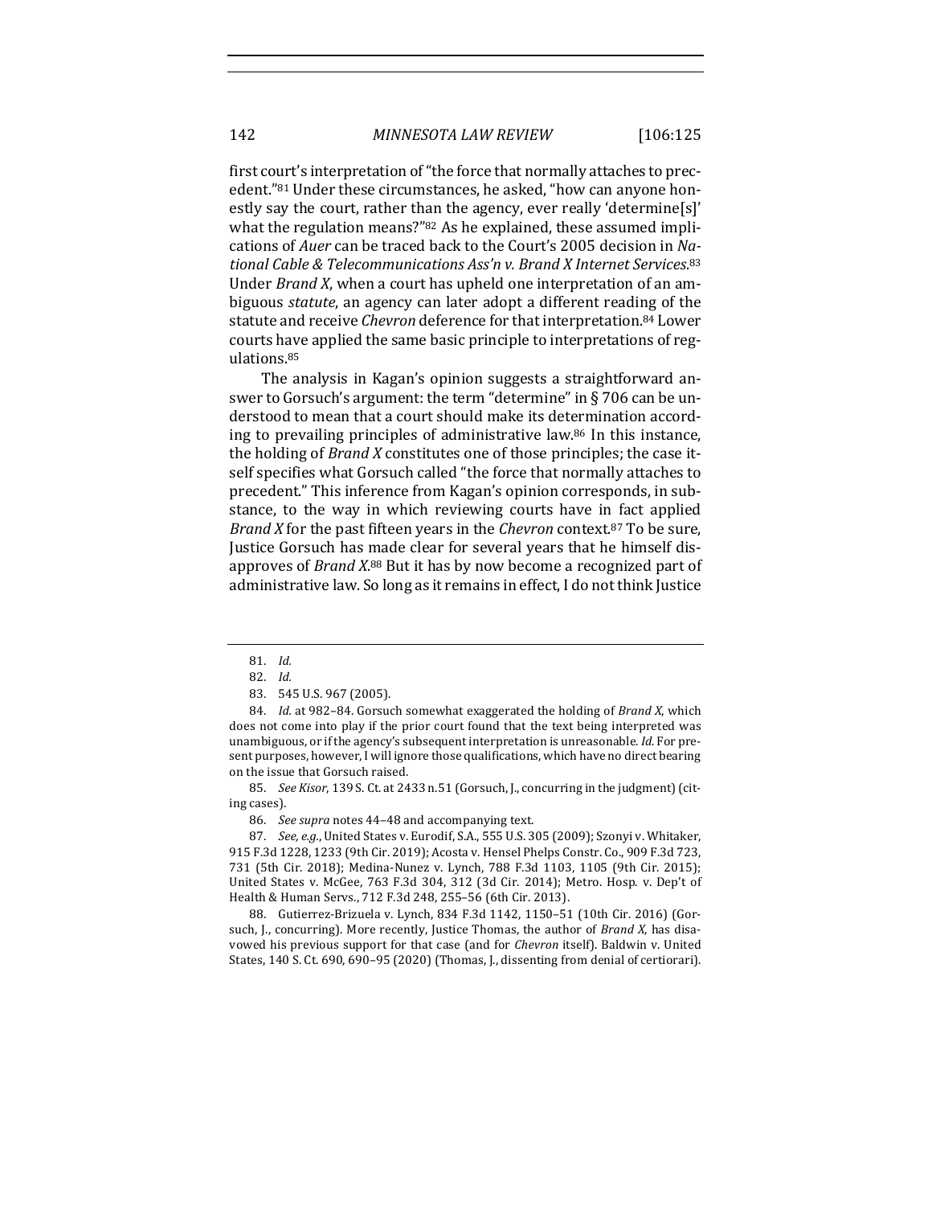first court's interpretation of "the force that normally attaches to precedent."[81] Under these circumstances, he asked, "how can anyone honestly say the court, rather than the agency, ever really 'determine[s]' what the regulation means?"[82] As he explained, these assumed implications of *Auer* can be traced back to the Court's 2005 decision in *National Cable & Telecommunications Ass'n v. Brand X Internet Services*.[83] Under *Brand X*, when a court has upheld one interpretation of an ambiguous *statute*, an agency can later adopt a different reading of the statute and receive *Chevron* deference for that interpretation.[84] Lower courts have applied the same basic principle to interpretations of regulations.[85]

The analysis in Kagan's opinion suggests a straightforward answer to Gorsuch's argument: the term "determine" in § 706 can be understood to mean that a court should make its determination according to prevailing principles of administrative law.[86] In this instance, the holding of *Brand X* constitutes one of those principles; the case itself specifies what Gorsuch called "the force that normally attaches to precedent." This inference from Kagan's opinion corresponds, in substance, to the way in which reviewing courts have in fact applied *Brand X* for the past fifteen years in the *Chevron* context.[87] To be sure, Justice Gorsuch has made clear for several years that he himself disapproves of *Brand X*.[88] But it has by now become a recognized part of administrative law. So long as it remains in effect, I do not think Justice

---

81. *Id.*

82. *Id.*

83. 545 U.S. 967 (2005).

84. *Id.* at 982–84. Gorsuch somewhat exaggerated the holding of *Brand X*, which does not come into play if the prior court found that the text being interpreted was unambiguous, or if the agency's subsequent interpretation is unreasonable. *Id.* For present purposes, however, I will ignore those qualifications, which have no direct bearing on the issue that Gorsuch raised.

85. *See Kisor*, 139 S. Ct. at 2433 n.51 (Gorsuch, J., concurring in the judgment) (citing cases).

86. *See supra* notes 44–48 and accompanying text.

87. *See, e.g.*, United States v. Eurodif, S.A., 555 U.S. 305 (2009); Szonyi v. Whitaker, 915 F.3d 1228, 1233 (9th Cir. 2019); Acosta v. Hensel Phelps Constr. Co., 909 F.3d 723, 731 (5th Cir. 2018); Medina-Nunez v. Lynch, 788 F.3d 1103, 1105 (9th Cir. 2015); United States v. McGee, 763 F.3d 304, 312 (3d Cir. 2014); Metro. Hosp. v. Dep't of Health & Human Servs., 712 F.3d 248, 255–56 (6th Cir. 2013).

88. Gutierrez-Brizuela v. Lynch, 834 F.3d 1142, 1150–51 (10th Cir. 2016) (Gorsuch, J., concurring). More recently, Justice Thomas, the author of *Brand X*, has disavowed his previous support for that case (and for *Chevron* itself). Baldwin v. United States, 140 S. Ct. 690, 690–95 (2020) (Thomas, J., dissenting from denial of certiorari).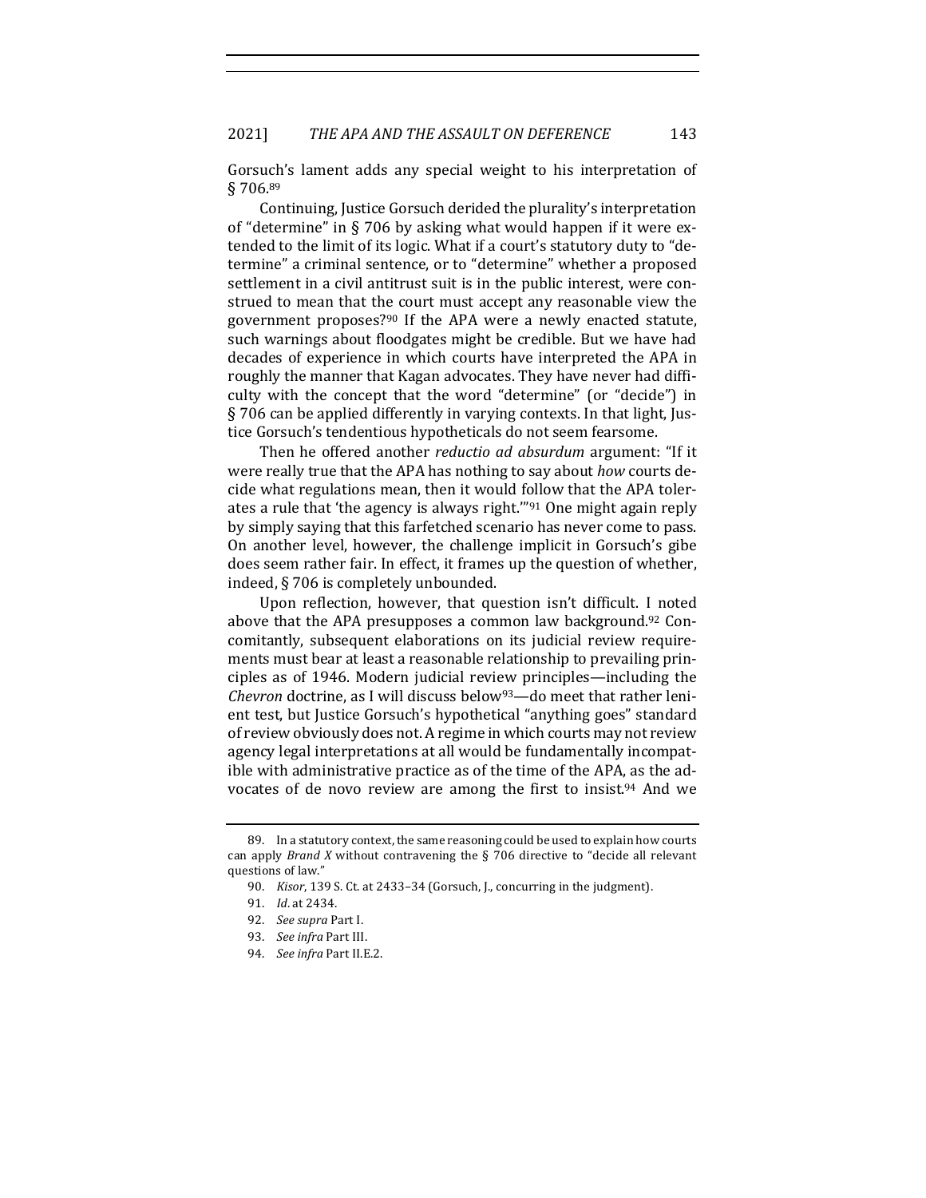Gorsuch's lament adds any special weight to his interpretation of § 706.[89]

Continuing, Justice Gorsuch derided the plurality's interpretation of "determine" in § 706 by asking what would happen if it were extended to the limit of its logic. What if a court's statutory duty to "determine" a criminal sentence, or to "determine" whether a proposed settlement in a civil antitrust suit is in the public interest, were construed to mean that the court must accept any reasonable view the government proposes?[90] If the APA were a newly enacted statute, such warnings about floodgates might be credible. But we have had decades of experience in which courts have interpreted the APA in roughly the manner that Kagan advocates. They have never had difficulty with the concept that the word "determine" (or "decide") in § 706 can be applied differently in varying contexts. In that light, Justice Gorsuch's tendentious hypotheticals do not seem fearsome.

Then he offered another *reductio ad absurdum* argument: "If it were really true that the APA has nothing to say about *how* courts decide what regulations mean, then it would follow that the APA tolerates a rule that 'the agency is always right.'"[91] One might again reply by simply saying that this farfetched scenario has never come to pass. On another level, however, the challenge implicit in Gorsuch's gibe does seem rather fair. In effect, it frames up the question of whether, indeed, § 706 is completely unbounded.

Upon reflection, however, that question isn't difficult. I noted above that the APA presupposes a common law background.[92] Concomitantly, subsequent elaborations on its judicial review requirements must bear at least a reasonable relationship to prevailing principles as of 1946. Modern judicial review principles—including the *Chevron* doctrine, as I will discuss below[93]—do meet that rather lenient test, but Justice Gorsuch's hypothetical "anything goes" standard of review obviously does not. A regime in which courts may not review agency legal interpretations at all would be fundamentally incompatible with administrative practice as of the time of the APA, as the advocates of de novo review are among the first to insist.[94] And we

---

89. In a statutory context, the same reasoning could be used to explain how courts can apply *Brand X* without contravening the § 706 directive to "decide all relevant questions of law."

90. *Kisor*, 139 S. Ct. at 2433–34 (Gorsuch, J., concurring in the judgment).

91. *Id.* at 2434.

92. *See supra* Part I.

93. *See infra* Part III.

94. *See infra* Part II.E.2.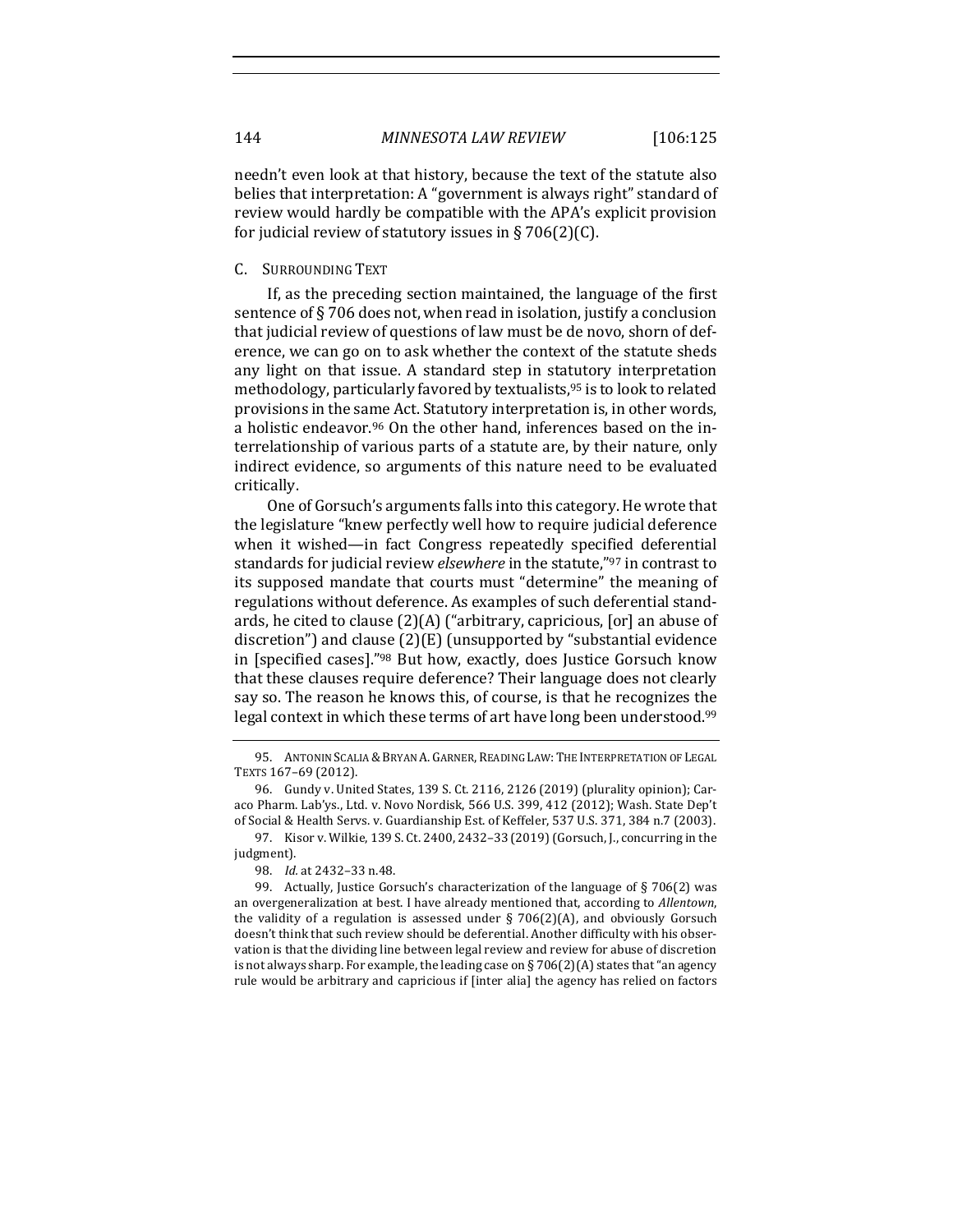needn't even look at that history, because the text of the statute also belies that interpretation: A "government is always right" standard of review would hardly be compatible with the APA's explicit provision for judicial review of statutory issues in § 706(2)(C).

### C. Surrounding Text

If, as the preceding section maintained, the language of the first sentence of § 706 does not, when read in isolation, justify a conclusion that judicial review of questions of law must be de novo, shorn of deference, we can go on to ask whether the context of the statute sheds any light on that issue. A standard step in statutory interpretation methodology, particularly favored by textualists,[95] is to look to related provisions in the same Act. Statutory interpretation is, in other words, a holistic endeavor.[96] On the other hand, inferences based on the interrelationship of various parts of a statute are, by their nature, only indirect evidence, so arguments of this nature need to be evaluated critically.

One of Gorsuch's arguments falls into this category. He wrote that the legislature "knew perfectly well how to require judicial deference when it wished—in fact Congress repeatedly specified deferential standards for judicial review *elsewhere* in the statute,"[97] in contrast to its supposed mandate that courts must "determine" the meaning of regulations without deference. As examples of such deferential standards, he cited to clause (2)(A) ("arbitrary, capricious, [or] an abuse of discretion") and clause (2)(E) (unsupported by "substantial evidence in [specified cases]."[98] But how, exactly, does Justice Gorsuch know that these clauses require deference? Their language does not clearly say so. The reason he knows this, of course, is that he recognizes the legal context in which these terms of art have long been understood.[99]

---

95. Antonin Scalia & Bryan A. Garner, Reading Law: The Interpretation of Legal Texts 167–69 (2012).

96. Gundy v. United States, 139 S. Ct. 2116, 2126 (2019) (plurality opinion); Caraco Pharm. Lab'ys., Ltd. v. Novo Nordisk, 566 U.S. 399, 412 (2012); Wash. State Dep't of Social & Health Servs. v. Guardianship Est. of Keffeler, 537 U.S. 371, 384 n.7 (2003).

97. Kisor v. Wilkie, 139 S. Ct. 2400, 2432–33 (2019) (Gorsuch, J., concurring in the judgment).

98. *Id.* at 2432–33 n.48.

99. Actually, Justice Gorsuch's characterization of the language of § 706(2) was an overgeneralization at best. I have already mentioned that, according to *Allentown*, the validity of a regulation is assessed under § 706(2)(A), and obviously Gorsuch doesn't think that such review should be deferential. Another difficulty with his observation is that the dividing line between legal review and review for abuse of discretion is not always sharp. For example, the leading case on § 706(2)(A) states that "an agency rule would be arbitrary and capricious if [inter alia] the agency has relied on factors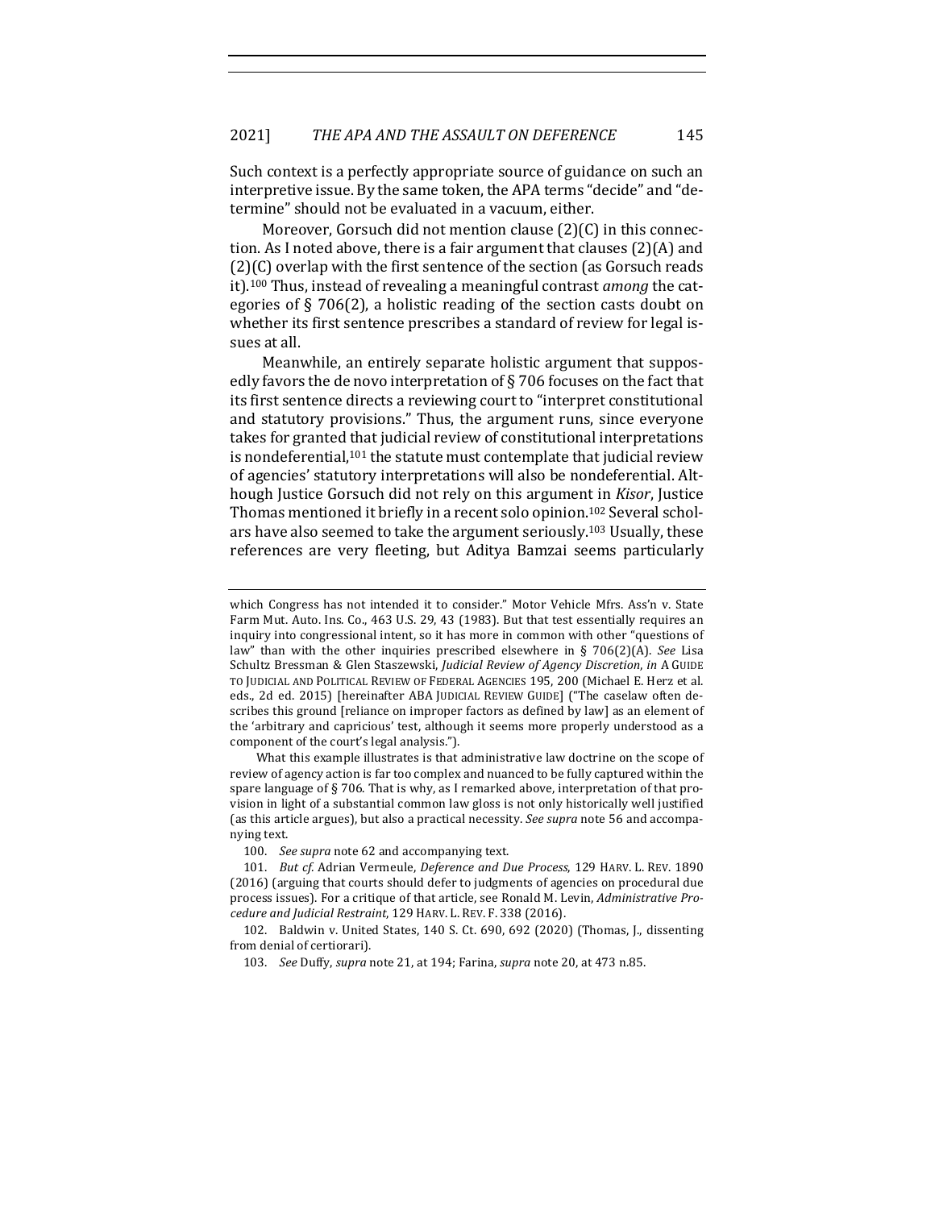Such context is a perfectly appropriate source of guidance on such an interpretive issue. By the same token, the APA terms "decide" and "determine" should not be evaluated in a vacuum, either.

Moreover, Gorsuch did not mention clause (2)(C) in this connection. As I noted above, there is a fair argument that clauses (2)(A) and (2)(C) overlap with the first sentence of the section (as Gorsuch reads it).[100] Thus, instead of revealing a meaningful contrast *among* the categories of § 706(2), a holistic reading of the section casts doubt on whether its first sentence prescribes a standard of review for legal issues at all.

Meanwhile, an entirely separate holistic argument that supposedly favors the de novo interpretation of § 706 focuses on the fact that its first sentence directs a reviewing court to "interpret constitutional and statutory provisions." Thus, the argument runs, since everyone takes for granted that judicial review of constitutional interpretations is nondeferential,[101] the statute must contemplate that judicial review of agencies' statutory interpretations will also be nondeferential. Although Justice Gorsuch did not rely on this argument in *Kisor*, Justice Thomas mentioned it briefly in a recent solo opinion.[102] Several scholars have also seemed to take the argument seriously.[103] Usually, these references are very fleeting, but Aditya Bamzai seems particularly

---

which Congress has not intended it to consider." Motor Vehicle Mfrs. Ass'n v. State Farm Mut. Auto. Ins. Co., 463 U.S. 29, 43 (1983). But that test essentially requires an inquiry into congressional intent, so it has more in common with other "questions of law" than with the other inquiries prescribed elsewhere in § 706(2)(A). *See* Lisa Schultz Bressman & Glen Staszewski, *Judicial Review of Agency Discretion*, *in* A GUIDE TO JUDICIAL AND POLITICAL REVIEW OF FEDERAL AGENCIES 195, 200 (Michael E. Herz et al. eds., 2d ed. 2015) [hereinafter ABA JUDICIAL REVIEW GUIDE] ("The caselaw often describes this ground [reliance on improper factors as defined by law] as an element of the 'arbitrary and capricious' test, although it seems more properly understood as a component of the court's legal analysis.").

What this example illustrates is that administrative law doctrine on the scope of review of agency action is far too complex and nuanced to be fully captured within the spare language of § 706. That is why, as I remarked above, interpretation of that provision in light of a substantial common law gloss is not only historically well justified (as this article argues), but also a practical necessity. *See supra* note 56 and accompanying text.

100. *See supra* note 62 and accompanying text.

101. *But cf.* Adrian Vermeule, *Deference and Due Process*, 129 HARV. L. REV. 1890 (2016) (arguing that courts should defer to judgments of agencies on procedural due process issues). For a critique of that article, see Ronald M. Levin, *Administrative Procedure and Judicial Restraint*, 129 HARV. L. REV. F. 338 (2016).

102. Baldwin v. United States, 140 S. Ct. 690, 692 (2020) (Thomas, J., dissenting from denial of certiorari).

103. *See* Duffy, *supra* note 21, at 194; Farina, *supra* note 20, at 473 n.85.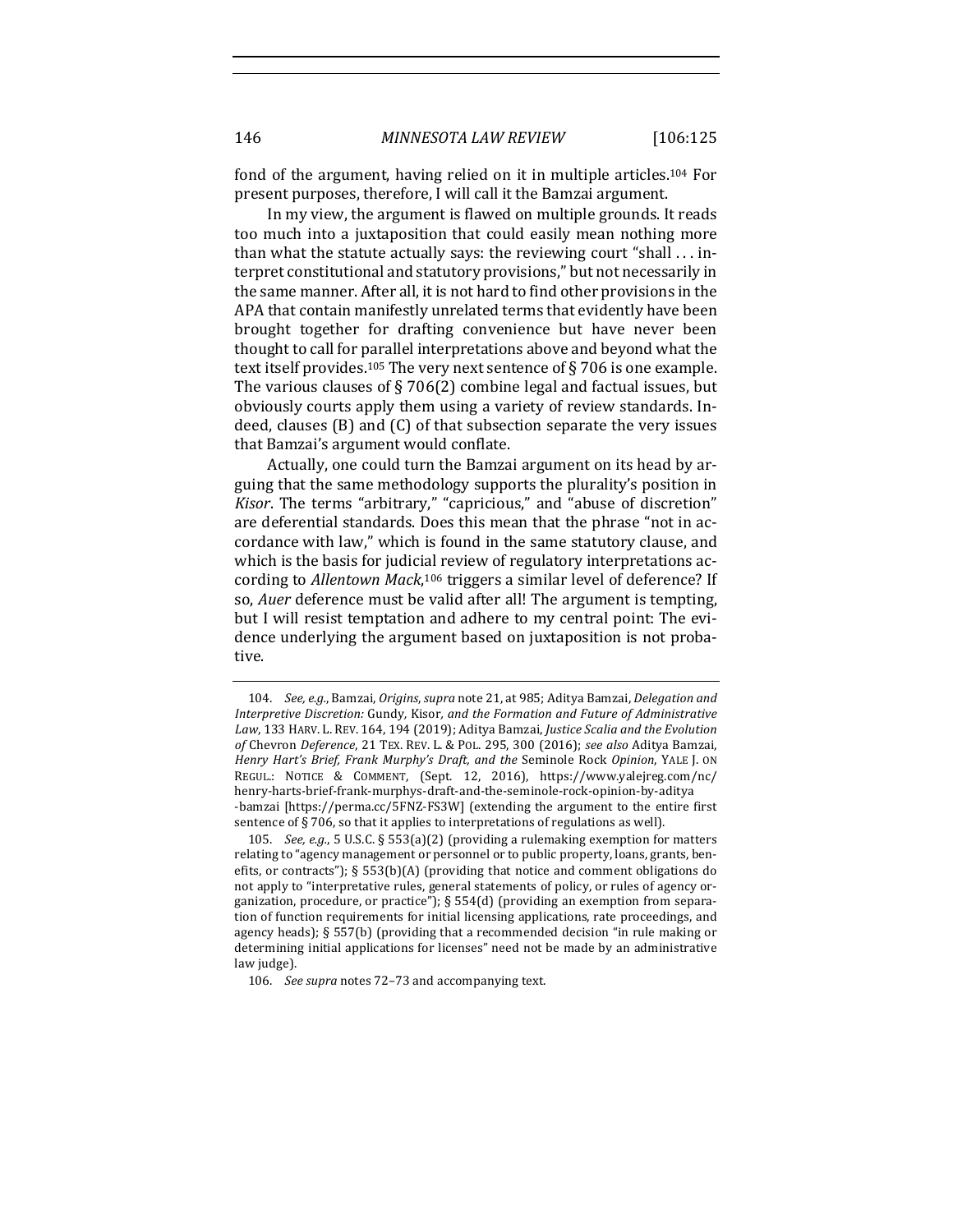fond of the argument, having relied on it in multiple articles.[104] For present purposes, therefore, I will call it the Bamzai argument.

In my view, the argument is flawed on multiple grounds. It reads too much into a juxtaposition that could easily mean nothing more than what the statute actually says: the reviewing court "shall . . . interpret constitutional and statutory provisions," but not necessarily in the same manner. After all, it is not hard to find other provisions in the APA that contain manifestly unrelated terms that evidently have been brought together for drafting convenience but have never been thought to call for parallel interpretations above and beyond what the text itself provides.[105] The very next sentence of § 706 is one example. The various clauses of § 706(2) combine legal and factual issues, but obviously courts apply them using a variety of review standards. Indeed, clauses (B) and (C) of that subsection separate the very issues that Bamzai's argument would conflate.

Actually, one could turn the Bamzai argument on its head by arguing that the same methodology supports the plurality's position in *Kisor*. The terms "arbitrary," "capricious," and "abuse of discretion" are deferential standards. Does this mean that the phrase "not in accordance with law," which is found in the same statutory clause, and which is the basis for judicial review of regulatory interpretations according to *Allentown Mack*,[106] triggers a similar level of deference? If so, *Auer* deference must be valid after all! The argument is tempting, but I will resist temptation and adhere to my central point: The evidence underlying the argument based on juxtaposition is not probative.

---

104. *See, e.g.*, Bamzai, *Origins*, *supra* note 21, at 985; Aditya Bamzai, *Delegation and Interpretive Discretion:* Gundy, Kisor, *and the Formation and Future of Administrative Law*, 133 HARV. L. REV. 164, 194 (2019); Aditya Bamzai, *Justice Scalia and the Evolution of* Chevron *Deference*, 21 TEX. REV. L. & POL. 295, 300 (2016); *see also* Aditya Bamzai, *Henry Hart's Brief, Frank Murphy's Draft, and the* Seminole Rock *Opinion*, YALE J. ON REGUL.: NOTICE & COMMENT, (Sept. 12, 2016), https://www.yalejreg.com/nc/henry-harts-brief-frank-murphys-draft-and-the-seminole-rock-opinion-by-aditya-bamzai [https://perma.cc/5FNZ-FS3W] (extending the argument to the entire first sentence of § 706, so that it applies to interpretations of regulations as well).

105. *See, e.g.*, 5 U.S.C. § 553(a)(2) (providing a rulemaking exemption for matters relating to "agency management or personnel or to public property, loans, grants, benefits, or contracts"); § 553(b)(A) (providing that notice and comment obligations do not apply to "interpretative rules, general statements of policy, or rules of agency organization, procedure, or practice"); § 554(d) (providing an exemption from separation of function requirements for initial licensing applications, rate proceedings, and agency heads); § 557(b) (providing that a recommended decision "in rule making or determining initial applications for licenses" need not be made by an administrative law judge).

106. *See supra* notes 72–73 and accompanying text.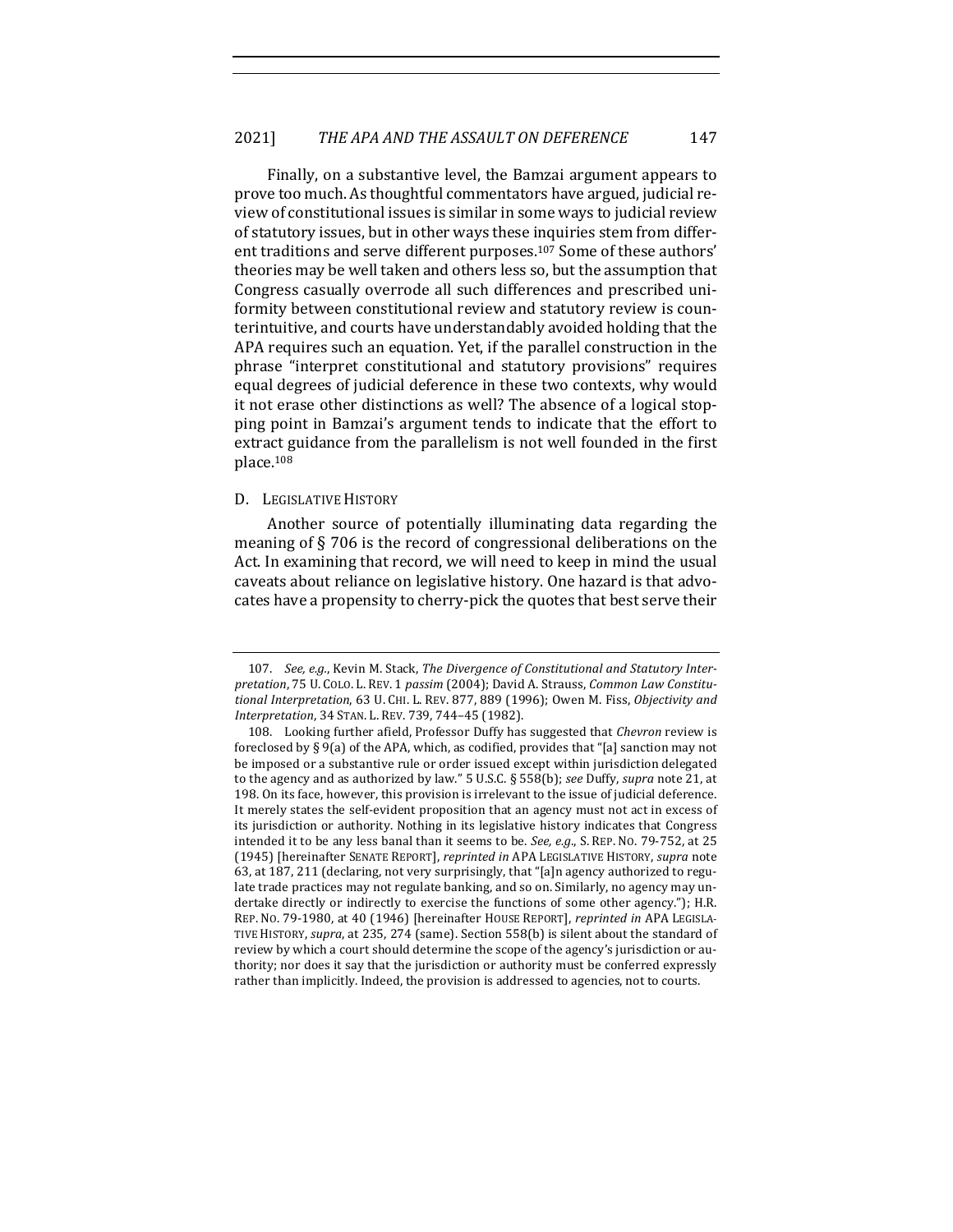Finally, on a substantive level, the Bamzai argument appears to prove too much. As thoughtful commentators have argued, judicial review of constitutional issues is similar in some ways to judicial review of statutory issues, but in other ways these inquiries stem from different traditions and serve different purposes.[107] Some of these authors' theories may be well taken and others less so, but the assumption that Congress casually overrode all such differences and prescribed uniformity between constitutional review and statutory review is counterintuitive, and courts have understandably avoided holding that the APA requires such an equation. Yet, if the parallel construction in the phrase "interpret constitutional and statutory provisions" requires equal degrees of judicial deference in these two contexts, why would it not erase other distinctions as well? The absence of a logical stopping point in Bamzai's argument tends to indicate that the effort to extract guidance from the parallelism is not well founded in the first place.[108]

### D. Legislative History

Another source of potentially illuminating data regarding the meaning of § 706 is the record of congressional deliberations on the Act. In examining that record, we will need to keep in mind the usual caveats about reliance on legislative history. One hazard is that advocates have a propensity to cherry-pick the quotes that best serve their

---

107. *See, e.g.*, Kevin M. Stack, *The Divergence of Constitutional and Statutory Interpretation*, 75 U. Colo. L. Rev. 1 *passim* (2004); David A. Strauss, *Common Law Constitutional Interpretation*, 63 U. Chi. L. Rev. 877, 889 (1996); Owen M. Fiss, *Objectivity and Interpretation*, 34 Stan. L. Rev. 739, 744–45 (1982).

108. Looking further afield, Professor Duffy has suggested that *Chevron* review is foreclosed by § 9(a) of the APA, which, as codified, provides that "[a] sanction may not be imposed or a substantive rule or order issued except within jurisdiction delegated to the agency and as authorized by law." 5 U.S.C. § 558(b); *see* Duffy, *supra* note 21, at 198. On its face, however, this provision is irrelevant to the issue of judicial deference. It merely states the self-evident proposition that an agency must not act in excess of its jurisdiction or authority. Nothing in its legislative history indicates that Congress intended it to be any less banal than it seems to be. *See, e.g.*, S. Rep. No. 79-752, at 25 (1945) [hereinafter Senate Report], *reprinted in* APA Legislative History, *supra* note 63, at 187, 211 (declaring, not very surprisingly, that "[a]n agency authorized to regulate trade practices may not regulate banking, and so on. Similarly, no agency may undertake directly or indirectly to exercise the functions of some other agency."); H.R. Rep. No. 79-1980, at 40 (1946) [hereinafter House Report], *reprinted in* APA Legislative History, *supra*, at 235, 274 (same). Section 558(b) is silent about the standard of review by which a court should determine the scope of the agency's jurisdiction or authority; nor does it say that the jurisdiction or authority must be conferred expressly rather than implicitly. Indeed, the provision is addressed to agencies, not to courts.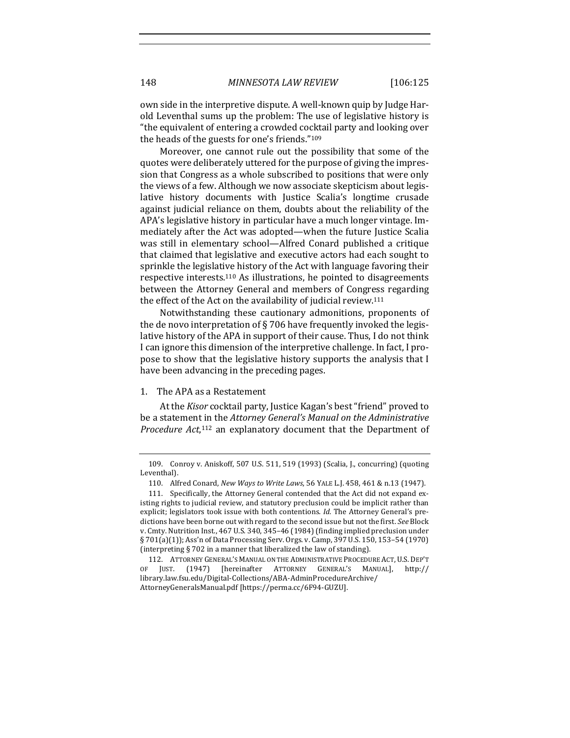own side in the interpretive dispute. A well-known quip by Judge Harold Leventhal sums up the problem: The use of legislative history is "the equivalent of entering a crowded cocktail party and looking over the heads of the guests for one's friends."[109]

Moreover, one cannot rule out the possibility that some of the quotes were deliberately uttered for the purpose of giving the impression that Congress as a whole subscribed to positions that were only the views of a few. Although we now associate skepticism about legislative history documents with Justice Scalia's longtime crusade against judicial reliance on them, doubts about the reliability of the APA's legislative history in particular have a much longer vintage. Immediately after the Act was adopted—when the future Justice Scalia was still in elementary school—Alfred Conard published a critique that claimed that legislative and executive actors had each sought to sprinkle the legislative history of the Act with language favoring their respective interests.[110] As illustrations, he pointed to disagreements between the Attorney General and members of Congress regarding the effect of the Act on the availability of judicial review.[111]

Notwithstanding these cautionary admonitions, proponents of the de novo interpretation of § 706 have frequently invoked the legislative history of the APA in support of their cause. Thus, I do not think I can ignore this dimension of the interpretive challenge. In fact, I propose to show that the legislative history supports the analysis that I have been advancing in the preceding pages.

1. The APA as a Restatement

At the *Kisor* cocktail party, Justice Kagan's best "friend" proved to be a statement in the *Attorney General's Manual on the Administrative Procedure Act*,[112] an explanatory document that the Department of

---

109. Conroy v. Aniskoff, 507 U.S. 511, 519 (1993) (Scalia, J., concurring) (quoting Leventhal).

110. Alfred Conard, *New Ways to Write Laws*, 56 YALE L.J. 458, 461 & n.13 (1947).

111. Specifically, the Attorney General contended that the Act did not expand existing rights to judicial review, and statutory preclusion could be implicit rather than explicit; legislators took issue with both contentions. *Id.* The Attorney General's predictions have been borne out with regard to the second issue but not the first. *See* Block v. Cmty. Nutrition Inst., 467 U.S. 340, 345–46 (1984) (finding implied preclusion under § 701(a)(1)); Ass'n of Data Processing Serv. Orgs. v. Camp, 397 U.S. 150, 153–54 (1970) (interpreting § 702 in a manner that liberalized the law of standing).

112. ATTORNEY GENERAL'S MANUAL ON THE ADMINISTRATIVE PROCEDURE ACT, U.S. DEP'T OF JUST. (1947) [hereinafter ATTORNEY GENERAL'S MANUAL], http://library.law.fsu.edu/Digital-Collections/ABA-AdminProcedureArchive/AttorneyGeneralsManual.pdf [https://perma.cc/6F94-GUZU].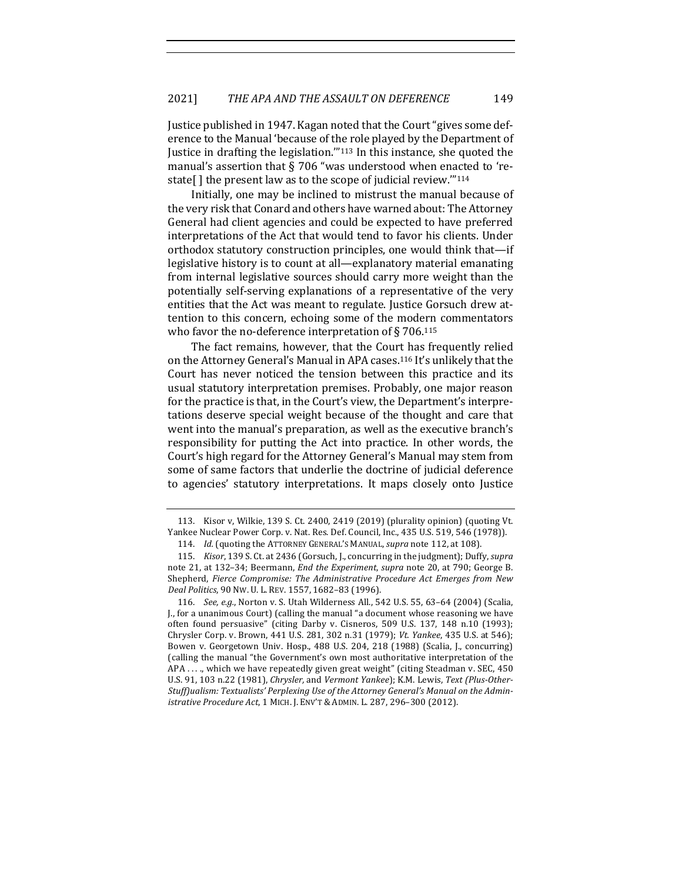Justice published in 1947. Kagan noted that the Court "gives some deference to the Manual 'because of the role played by the Department of Justice in drafting the legislation.'"[113] In this instance, she quoted the manual's assertion that § 706 "was understood when enacted to 'restate[ ] the present law as to the scope of judicial review.'"[114]

Initially, one may be inclined to mistrust the manual because of the very risk that Conard and others have warned about: The Attorney General had client agencies and could be expected to have preferred interpretations of the Act that would tend to favor his clients. Under orthodox statutory construction principles, one would think that—if legislative history is to count at all—explanatory material emanating from internal legislative sources should carry more weight than the potentially self-serving explanations of a representative of the very entities that the Act was meant to regulate. Justice Gorsuch drew attention to this concern, echoing some of the modern commentators who favor the no-deference interpretation of § 706.[115]

The fact remains, however, that the Court has frequently relied on the Attorney General's Manual in APA cases.[116] It's unlikely that the Court has never noticed the tension between this practice and its usual statutory interpretation premises. Probably, one major reason for the practice is that, in the Court's view, the Department's interpretations deserve special weight because of the thought and care that went into the manual's preparation, as well as the executive branch's responsibility for putting the Act into practice. In other words, the Court's high regard for the Attorney General's Manual may stem from some of same factors that underlie the doctrine of judicial deference to agencies' statutory interpretations. It maps closely onto Justice

---

113. Kisor v, Wilkie, 139 S. Ct. 2400, 2419 (2019) (plurality opinion) (quoting Vt. Yankee Nuclear Power Corp. v. Nat. Res. Def. Council, Inc., 435 U.S. 519, 546 (1978)).

114. *Id.* (quoting the ATTORNEY GENERAL'S MANUAL, *supra* note 112, at 108).

115. *Kisor*, 139 S. Ct. at 2436 (Gorsuch, J., concurring in the judgment); Duffy, *supra* note 21, at 132–34; Beermann, *End the Experiment*, *supra* note 20, at 790; George B. Shepherd, *Fierce Compromise: The Administrative Procedure Act Emerges from New Deal Politics*, 90 NW. U. L. REV. 1557, 1682–83 (1996).

116. *See, e.g.*, Norton v. S. Utah Wilderness All., 542 U.S. 55, 63–64 (2004) (Scalia, J., for a unanimous Court) (calling the manual "a document whose reasoning we have often found persuasive" (citing Darby v. Cisneros, 509 U.S. 137, 148 n.10 (1993); Chrysler Corp. v. Brown, 441 U.S. 281, 302 n.31 (1979); *Vt. Yankee*, 435 U.S. at 546); Bowen v. Georgetown Univ. Hosp., 488 U.S. 204, 218 (1988) (Scalia, J., concurring) (calling the manual "the Government's own most authoritative interpretation of the APA . . . ., which we have repeatedly given great weight" (citing Steadman v. SEC, 450 U.S. 91, 103 n.22 (1981), *Chrysler*, and *Vermont Yankee*); K.M. Lewis, *Text (Plus-Other-Stuff)ualism: Textualists' Perplexing Use of the Attorney General's Manual on the Administrative Procedure Act*, 1 MICH. J. ENV'T & ADMIN. L. 287, 296–300 (2012).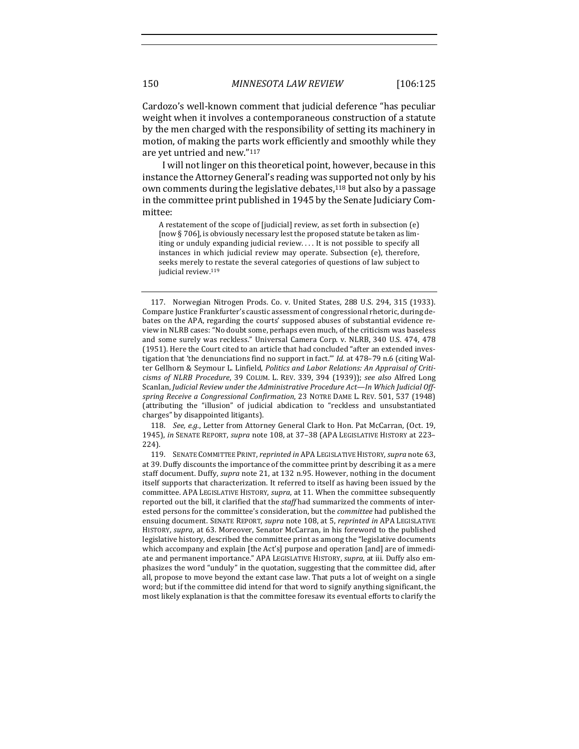Cardozo's well-known comment that judicial deference "has peculiar weight when it involves a contemporaneous construction of a statute by the men charged with the responsibility of setting its machinery in motion, of making the parts work efficiently and smoothly while they are yet untried and new."[117]

I will not linger on this theoretical point, however, because in this instance the Attorney General's reading was supported not only by his own comments during the legislative debates,[118] but also by a passage in the committee print published in 1945 by the Senate Judiciary Committee:

> A restatement of the scope of [judicial] review, as set forth in subsection (e) [now § 706], is obviously necessary lest the proposed statute be taken as limiting or unduly expanding judicial review. . . . It is not possible to specify all instances in which judicial review may operate. Subsection (e), therefore, seeks merely to restate the several categories of questions of law subject to judicial review.[119]

---

117. Norwegian Nitrogen Prods. Co. v. United States, 288 U.S. 294, 315 (1933). Compare Justice Frankfurter's caustic assessment of congressional rhetoric, during debates on the APA, regarding the courts' supposed abuses of substantial evidence review in NLRB cases: "No doubt some, perhaps even much, of the criticism was baseless and some surely was reckless." Universal Camera Corp. v. NLRB, 340 U.S. 474, 478 (1951). Here the Court cited to an article that had concluded "after an extended investigation that 'the denunciations find no support in fact.'" *Id.* at 478–79 n.6 (citing Walter Gellhorn & Seymour L. Linfield, *Politics and Labor Relations: An Appraisal of Criticisms of NLRB Procedure*, 39 COLUM. L. REV. 339, 394 (1939)); *see also* Alfred Long Scanlan, *Judicial Review under the Administrative Procedure Act—In Which Judicial Offspring Receive a Congressional Confirmation*, 23 NOTRE DAME L. REV. 501, 537 (1948) (attributing the "illusion" of judicial abdication to "reckless and unsubstantiated charges" by disappointed litigants).

118. *See, e.g.*, Letter from Attorney General Clark to Hon. Pat McCarran, (Oct. 19, 1945), *in* SENATE REPORT, *supra* note 108, at 37–38 (APA LEGISLATIVE HISTORY at 223–224).

119. SENATE COMMITTEE PRINT, *reprinted in* APA LEGISLATIVE HISTORY, *supra* note 63, at 39. Duffy discounts the importance of the committee print by describing it as a mere staff document. Duffy, *supra* note 21, at 132 n.95. However, nothing in the document itself supports that characterization. It referred to itself as having been issued by the committee. APA LEGISLATIVE HISTORY, *supra*, at 11. When the committee subsequently reported out the bill, it clarified that the *staff* had summarized the comments of interested persons for the committee's consideration, but the *committee* had published the ensuing document. SENATE REPORT, *supra* note 108, at 5, *reprinted in* APA LEGISLATIVE HISTORY, *supra*, at 63. Moreover, Senator McCarran, in his foreword to the published legislative history, described the committee print as among the "legislative documents which accompany and explain [the Act's] purpose and operation [and] are of immediate and permanent importance." APA LEGISLATIVE HISTORY, *supra*, at iii. Duffy also emphasizes the word "unduly" in the quotation, suggesting that the committee did, after all, propose to move beyond the extant case law. That puts a lot of weight on a single word; but if the committee did intend for that word to signify anything significant, the most likely explanation is that the committee foresaw its eventual efforts to clarify the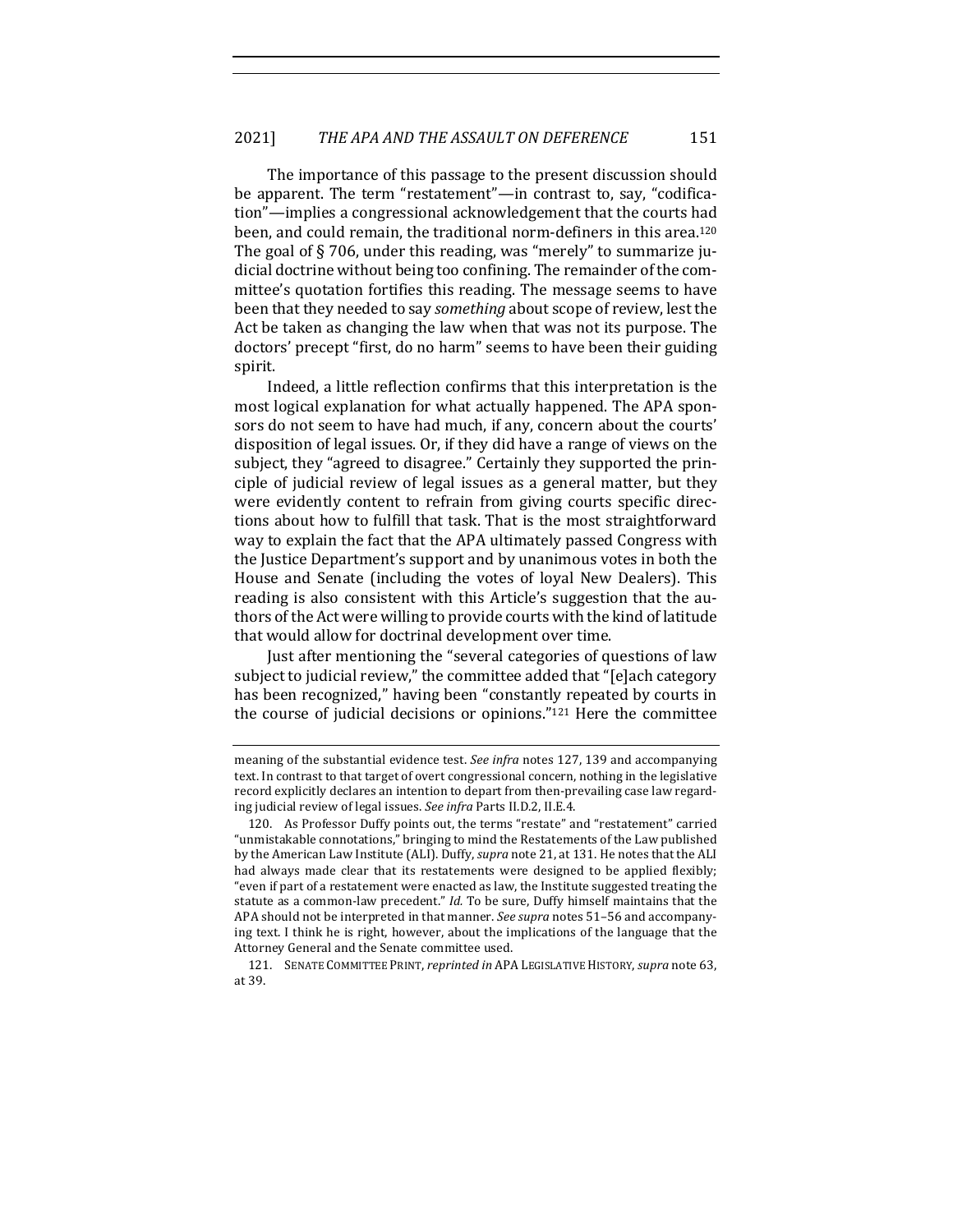The importance of this passage to the present discussion should be apparent. The term "restatement"—in contrast to, say, "codification"—implies a congressional acknowledgement that the courts had been, and could remain, the traditional norm-definers in this area.[120] The goal of § 706, under this reading, was "merely" to summarize judicial doctrine without being too confining. The remainder of the committee's quotation fortifies this reading. The message seems to have been that they needed to say *something* about scope of review, lest the Act be taken as changing the law when that was not its purpose. The doctors' precept "first, do no harm" seems to have been their guiding spirit.

Indeed, a little reflection confirms that this interpretation is the most logical explanation for what actually happened. The APA sponsors do not seem to have had much, if any, concern about the courts' disposition of legal issues. Or, if they did have a range of views on the subject, they "agreed to disagree." Certainly they supported the principle of judicial review of legal issues as a general matter, but they were evidently content to refrain from giving courts specific directions about how to fulfill that task. That is the most straightforward way to explain the fact that the APA ultimately passed Congress with the Justice Department's support and by unanimous votes in both the House and Senate (including the votes of loyal New Dealers). This reading is also consistent with this Article's suggestion that the authors of the Act were willing to provide courts with the kind of latitude that would allow for doctrinal development over time.

Just after mentioning the "several categories of questions of law subject to judicial review," the committee added that "[e]ach category has been recognized," having been "constantly repeated by courts in the course of judicial decisions or opinions."[121] Here the committee

meaning of the substantial evidence test. *See infra* notes 127, 139 and accompanying text. In contrast to that target of overt congressional concern, nothing in the legislative record explicitly declares an intention to depart from then-prevailing case law regarding judicial review of legal issues. *See infra* Parts II.D.2, II.E.4.

120. As Professor Duffy points out, the terms "restate" and "restatement" carried "unmistakable connotations," bringing to mind the Restatements of the Law published by the American Law Institute (ALI). Duffy, *supra* note 21, at 131. He notes that the ALI had always made clear that its restatements were designed to be applied flexibly; "even if part of a restatement were enacted as law, the Institute suggested treating the statute as a common-law precedent." *Id.* To be sure, Duffy himself maintains that the APA should not be interpreted in that manner. *See supra* notes 51–56 and accompanying text. I think he is right, however, about the implications of the language that the Attorney General and the Senate committee used.

121. SENATE COMMITTEE PRINT, *reprinted in* APA LEGISLATIVE HISTORY, *supra* note 63, at 39.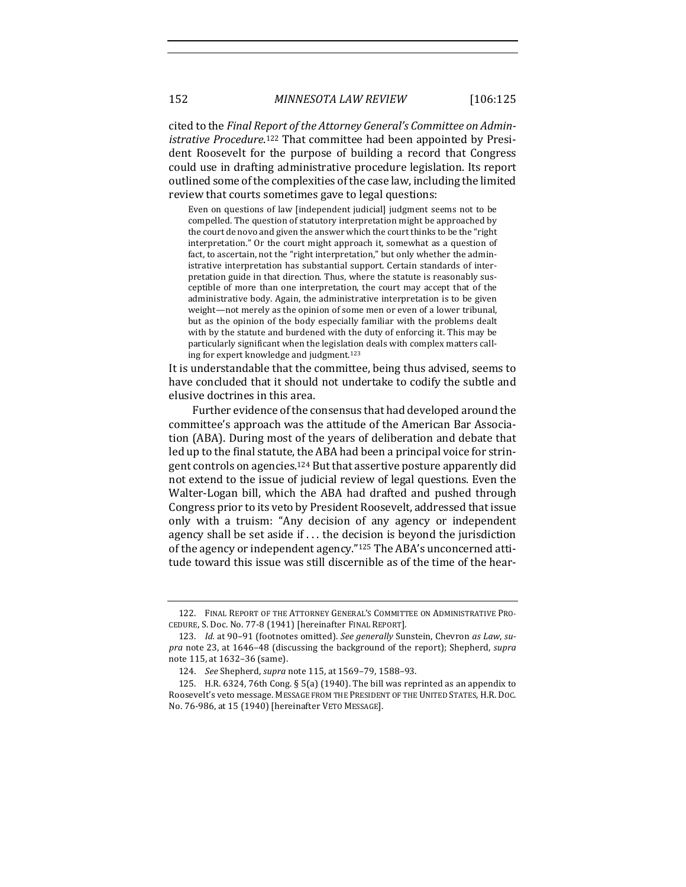cited to the *Final Report of the Attorney General's Committee on Administrative Procedure*.[122] That committee had been appointed by President Roosevelt for the purpose of building a record that Congress could use in drafting administrative procedure legislation. Its report outlined some of the complexities of the case law, including the limited review that courts sometimes gave to legal questions:

> Even on questions of law [independent judicial] judgment seems not to be compelled. The question of statutory interpretation might be approached by the court de novo and given the answer which the court thinks to be the "right interpretation." Or the court might approach it, somewhat as a question of fact, to ascertain, not the "right interpretation," but only whether the administrative interpretation has substantial support. Certain standards of interpretation guide in that direction. Thus, where the statute is reasonably susceptible of more than one interpretation, the court may accept that of the administrative body. Again, the administrative interpretation is to be given weight—not merely as the opinion of some men or even of a lower tribunal, but as the opinion of the body especially familiar with the problems dealt with by the statute and burdened with the duty of enforcing it. This may be particularly significant when the legislation deals with complex matters calling for expert knowledge and judgment.[123]

It is understandable that the committee, being thus advised, seems to have concluded that it should not undertake to codify the subtle and elusive doctrines in this area.

Further evidence of the consensus that had developed around the committee's approach was the attitude of the American Bar Association (ABA). During most of the years of deliberation and debate that led up to the final statute, the ABA had been a principal voice for stringent controls on agencies.[124] But that assertive posture apparently did not extend to the issue of judicial review of legal questions. Even the Walter-Logan bill, which the ABA had drafted and pushed through Congress prior to its veto by President Roosevelt, addressed that issue only with a truism: "Any decision of any agency or independent agency shall be set aside if . . . the decision is beyond the jurisdiction of the agency or independent agency."[125] The ABA's unconcerned attitude toward this issue was still discernible as of the time of the hear-

---

122. FINAL REPORT OF THE ATTORNEY GENERAL'S COMMITTEE ON ADMINISTRATIVE PROCEDURE, S. Doc. No. 77-8 (1941) [hereinafter FINAL REPORT].

123. *Id.* at 90–91 (footnotes omitted). *See generally* Sunstein, Chevron *as Law*, *supra* note 23, at 1646–48 (discussing the background of the report); Shepherd, *supra* note 115, at 1632–36 (same).

124. *See* Shepherd, *supra* note 115, at 1569–79, 1588–93.

125. H.R. 6324, 76th Cong. § 5(a) (1940). The bill was reprinted as an appendix to Roosevelt's veto message. MESSAGE FROM THE PRESIDENT OF THE UNITED STATES, H.R. DOC. No. 76-986, at 15 (1940) [hereinafter VETO MESSAGE].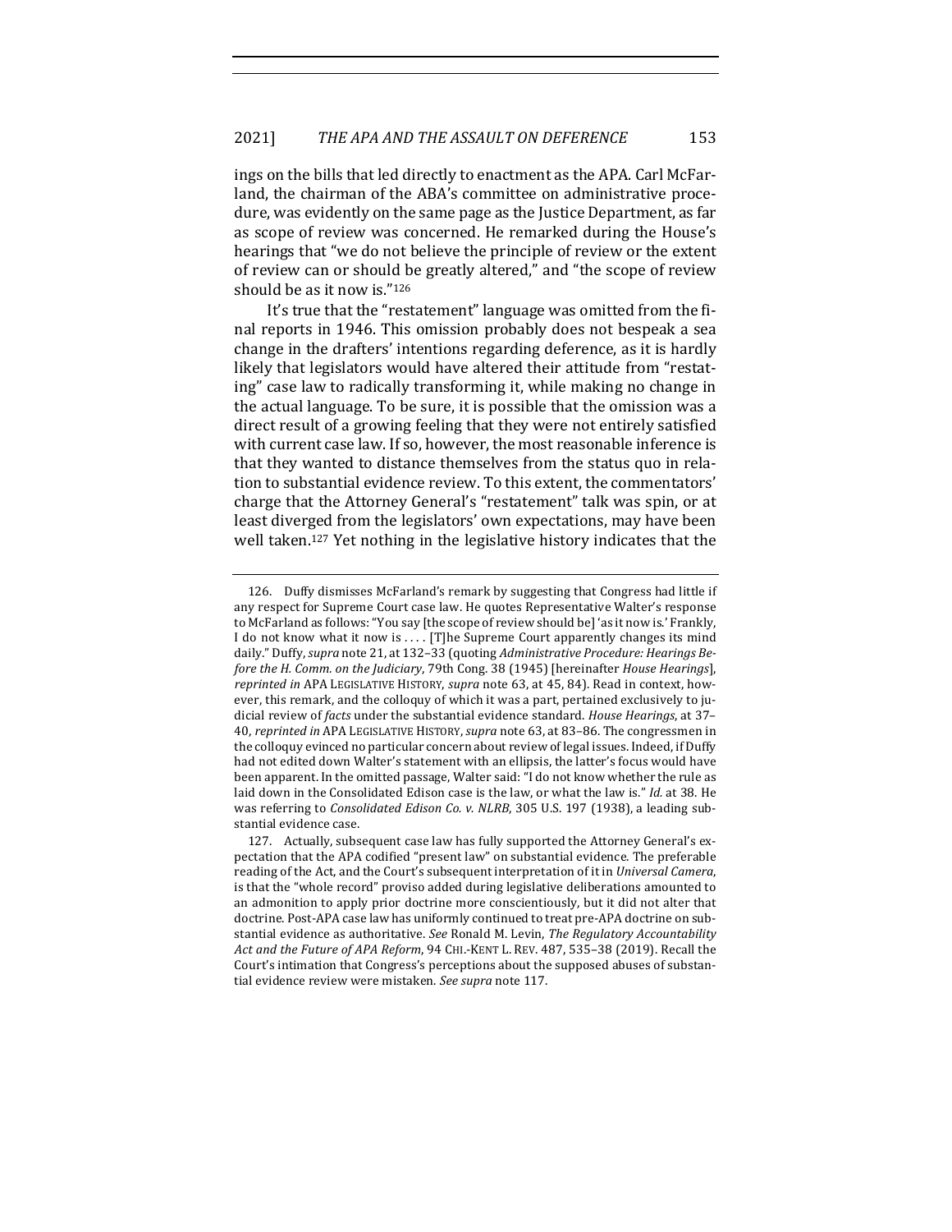ings on the bills that led directly to enactment as the APA. Carl McFarland, the chairman of the ABA's committee on administrative procedure, was evidently on the same page as the Justice Department, as far as scope of review was concerned. He remarked during the House's hearings that "we do not believe the principle of review or the extent of review can or should be greatly altered," and "the scope of review should be as it now is."[126]

It's true that the "restatement" language was omitted from the final reports in 1946. This omission probably does not bespeak a sea change in the drafters' intentions regarding deference, as it is hardly likely that legislators would have altered their attitude from "restating" case law to radically transforming it, while making no change in the actual language. To be sure, it is possible that the omission was a direct result of a growing feeling that they were not entirely satisfied with current case law. If so, however, the most reasonable inference is that they wanted to distance themselves from the status quo in relation to substantial evidence review. To this extent, the commentators' charge that the Attorney General's "restatement" talk was spin, or at least diverged from the legislators' own expectations, may have been well taken.[127] Yet nothing in the legislative history indicates that the

---

126. Duffy dismisses McFarland's remark by suggesting that Congress had little if any respect for Supreme Court case law. He quotes Representative Walter's response to McFarland as follows: "You say [the scope of review should be] 'as it now is.' Frankly, I do not know what it now is . . . . [T]he Supreme Court apparently changes its mind daily." Duffy, *supra* note 21, at 132–33 (quoting *Administrative Procedure: Hearings Before the H. Comm. on the Judiciary*, 79th Cong. 38 (1945) [hereinafter *House Hearings*], *reprinted in* APA LEGISLATIVE HISTORY, *supra* note 63, at 45, 84). Read in context, however, this remark, and the colloquy of which it was a part, pertained exclusively to judicial review of *facts* under the substantial evidence standard. *House Hearings*, at 37–40, *reprinted in* APA LEGISLATIVE HISTORY, *supra* note 63, at 83–86. The congressmen in the colloquy evinced no particular concern about review of legal issues. Indeed, if Duffy had not edited down Walter's statement with an ellipsis, the latter's focus would have been apparent. In the omitted passage, Walter said: "I do not know whether the rule as laid down in the Consolidated Edison case is the law, or what the law is." *Id.* at 38. He was referring to *Consolidated Edison Co. v. NLRB*, 305 U.S. 197 (1938), a leading substantial evidence case.

127. Actually, subsequent case law has fully supported the Attorney General's expectation that the APA codified "present law" on substantial evidence. The preferable reading of the Act, and the Court's subsequent interpretation of it in *Universal Camera*, is that the "whole record" proviso added during legislative deliberations amounted to an admonition to apply prior doctrine more conscientiously, but it did not alter that doctrine. Post-APA case law has uniformly continued to treat pre-APA doctrine on substantial evidence as authoritative. *See* Ronald M. Levin, *The Regulatory Accountability Act and the Future of APA Reform*, 94 CHI.-KENT L. REV. 487, 535–38 (2019). Recall the Court's intimation that Congress's perceptions about the supposed abuses of substantial evidence review were mistaken. *See supra* note 117.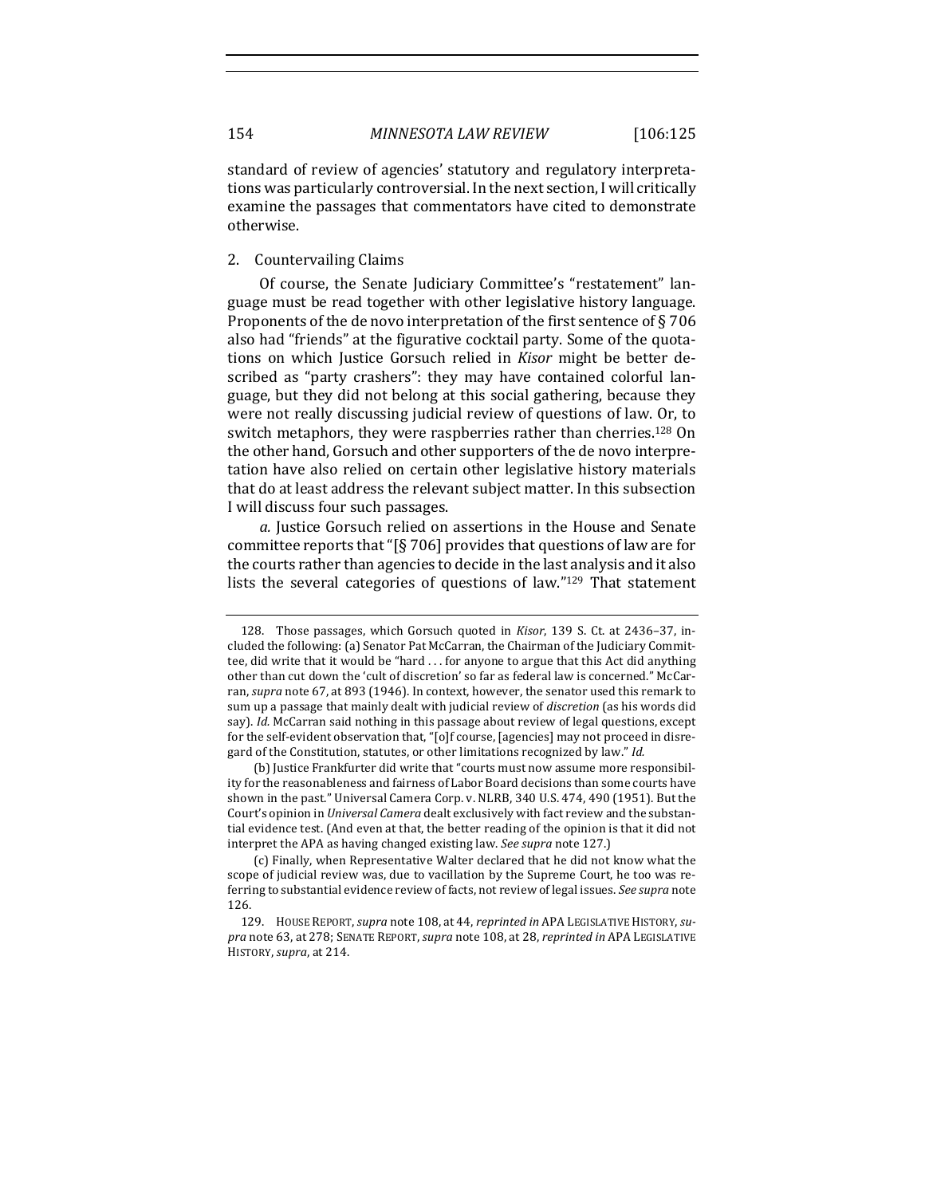standard of review of agencies' statutory and regulatory interpretations was particularly controversial. In the next section, I will critically examine the passages that commentators have cited to demonstrate otherwise.

### 2. Countervailing Claims

Of course, the Senate Judiciary Committee's "restatement" language must be read together with other legislative history language. Proponents of the de novo interpretation of the first sentence of § 706 also had "friends" at the figurative cocktail party. Some of the quotations on which Justice Gorsuch relied in *Kisor* might be better described as "party crashers": they may have contained colorful language, but they did not belong at this social gathering, because they were not really discussing judicial review of questions of law. Or, to switch metaphors, they were raspberries rather than cherries.[128] On the other hand, Gorsuch and other supporters of the de novo interpretation have also relied on certain other legislative history materials that do at least address the relevant subject matter. In this subsection I will discuss four such passages.

*a.* Justice Gorsuch relied on assertions in the House and Senate committee reports that "[§ 706] provides that questions of law are for the courts rather than agencies to decide in the last analysis and it also lists the several categories of questions of law."[129] That statement

---

128. Those passages, which Gorsuch quoted in *Kisor*, 139 S. Ct. at 2436–37, included the following: (a) Senator Pat McCarran, the Chairman of the Judiciary Committee, did write that it would be "hard . . . for anyone to argue that this Act did anything other than cut down the 'cult of discretion' so far as federal law is concerned." McCarran, *supra* note 67, at 893 (1946). In context, however, the senator used this remark to sum up a passage that mainly dealt with judicial review of *discretion* (as his words did say). *Id.* McCarran said nothing in this passage about review of legal questions, except for the self-evident observation that, "[o]f course, [agencies] may not proceed in disregard of the Constitution, statutes, or other limitations recognized by law." *Id.*

(b) Justice Frankfurter did write that "courts must now assume more responsibility for the reasonableness and fairness of Labor Board decisions than some courts have shown in the past." Universal Camera Corp. v. NLRB, 340 U.S. 474, 490 (1951). But the Court's opinion in *Universal Camera* dealt exclusively with fact review and the substantial evidence test. (And even at that, the better reading of the opinion is that it did not interpret the APA as having changed existing law. *See supra* note 127.)

(c) Finally, when Representative Walter declared that he did not know what the scope of judicial review was, due to vacillation by the Supreme Court, he too was referring to substantial evidence review of facts, not review of legal issues. *See supra* note 126.

129. HOUSE REPORT, *supra* note 108, at 44, *reprinted in* APA LEGISLATIVE HISTORY, *supra* note 63, at 278; SENATE REPORT, *supra* note 108, at 28, *reprinted in* APA LEGISLATIVE HISTORY, *supra*, at 214.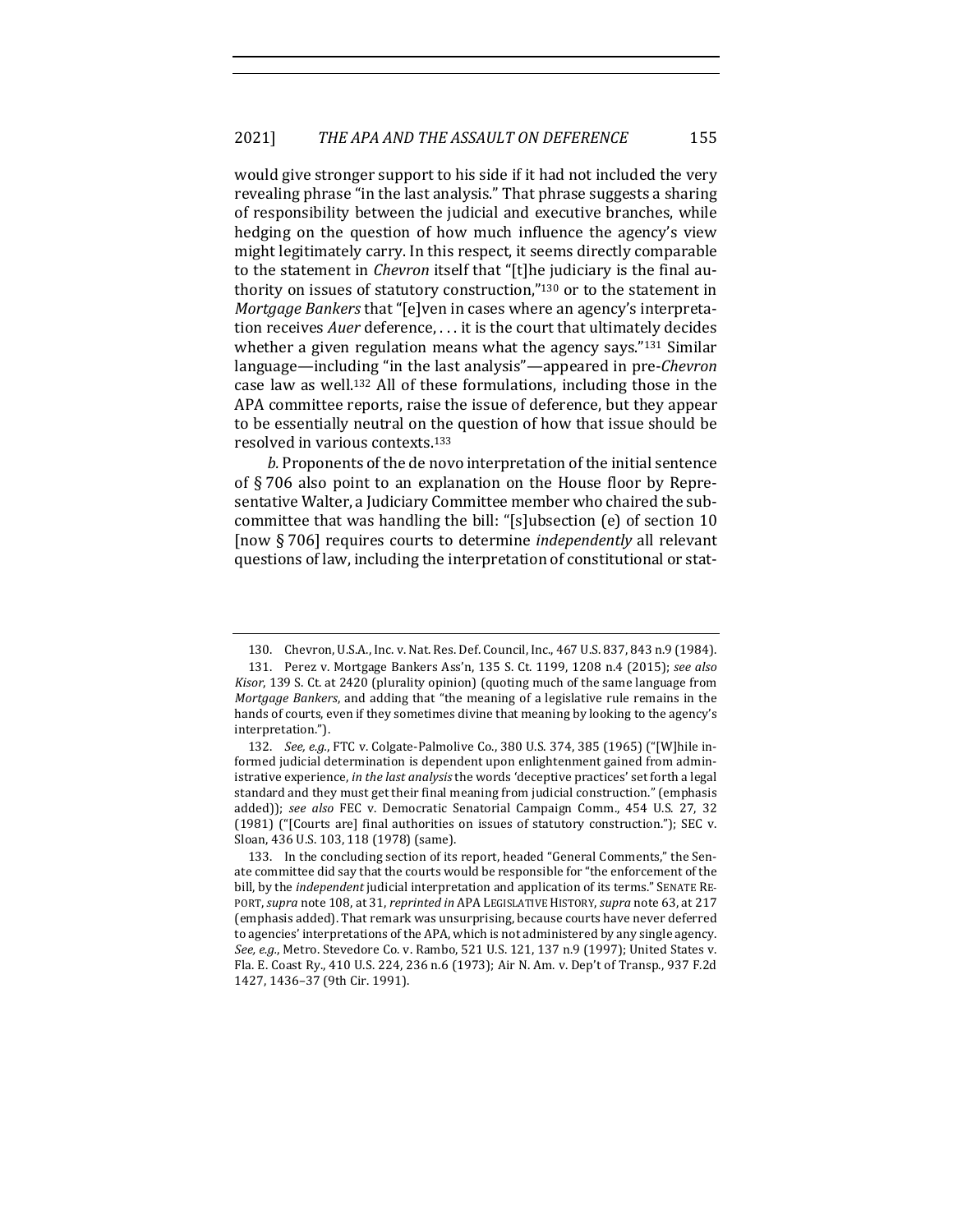would give stronger support to his side if it had not included the very revealing phrase "in the last analysis." That phrase suggests a sharing of responsibility between the judicial and executive branches, while hedging on the question of how much influence the agency's view might legitimately carry. In this respect, it seems directly comparable to the statement in *Chevron* itself that "[t]he judiciary is the final authority on issues of statutory construction,"[130] or to the statement in *Mortgage Bankers* that "[e]ven in cases where an agency's interpretation receives *Auer* deference, . . . it is the court that ultimately decides whether a given regulation means what the agency says."[131] Similar language—including "in the last analysis"—appeared in pre-*Chevron* case law as well.[132] All of these formulations, including those in the APA committee reports, raise the issue of deference, but they appear to be essentially neutral on the question of how that issue should be resolved in various contexts.[133]

*b.* Proponents of the de novo interpretation of the initial sentence of § 706 also point to an explanation on the House floor by Representative Walter, a Judiciary Committee member who chaired the subcommittee that was handling the bill: "[s]ubsection (e) of section 10 [now § 706] requires courts to determine *independently* all relevant questions of law, including the interpretation of constitutional or stat-

---

130. Chevron, U.S.A., Inc. v. Nat. Res. Def. Council, Inc., 467 U.S. 837, 843 n.9 (1984).

131. Perez v. Mortgage Bankers Ass'n, 135 S. Ct. 1199, 1208 n.4 (2015); *see also Kisor*, 139 S. Ct. at 2420 (plurality opinion) (quoting much of the same language from *Mortgage Bankers*, and adding that "the meaning of a legislative rule remains in the hands of courts, even if they sometimes divine that meaning by looking to the agency's interpretation.").

132. *See, e.g.*, FTC v. Colgate-Palmolive Co., 380 U.S. 374, 385 (1965) ("[W]hile informed judicial determination is dependent upon enlightenment gained from administrative experience, *in the last analysis* the words 'deceptive practices' set forth a legal standard and they must get their final meaning from judicial construction." (emphasis added)); *see also* FEC v. Democratic Senatorial Campaign Comm., 454 U.S. 27, 32 (1981) ("[Courts are] final authorities on issues of statutory construction."); SEC v. Sloan, 436 U.S. 103, 118 (1978) (same).

133. In the concluding section of its report, headed "General Comments," the Senate committee did say that the courts would be responsible for "the enforcement of the bill, by the *independent* judicial interpretation and application of its terms." SENATE REPORT, *supra* note 108, at 31, *reprinted in* APA LEGISLATIVE HISTORY, *supra* note 63, at 217 (emphasis added). That remark was unsurprising, because courts have never deferred to agencies' interpretations of the APA, which is not administered by any single agency. *See, e.g.*, Metro. Stevedore Co. v. Rambo, 521 U.S. 121, 137 n.9 (1997); United States v. Fla. E. Coast Ry., 410 U.S. 224, 236 n.6 (1973); Air N. Am. v. Dep't of Transp., 937 F.2d 1427, 1436–37 (9th Cir. 1991).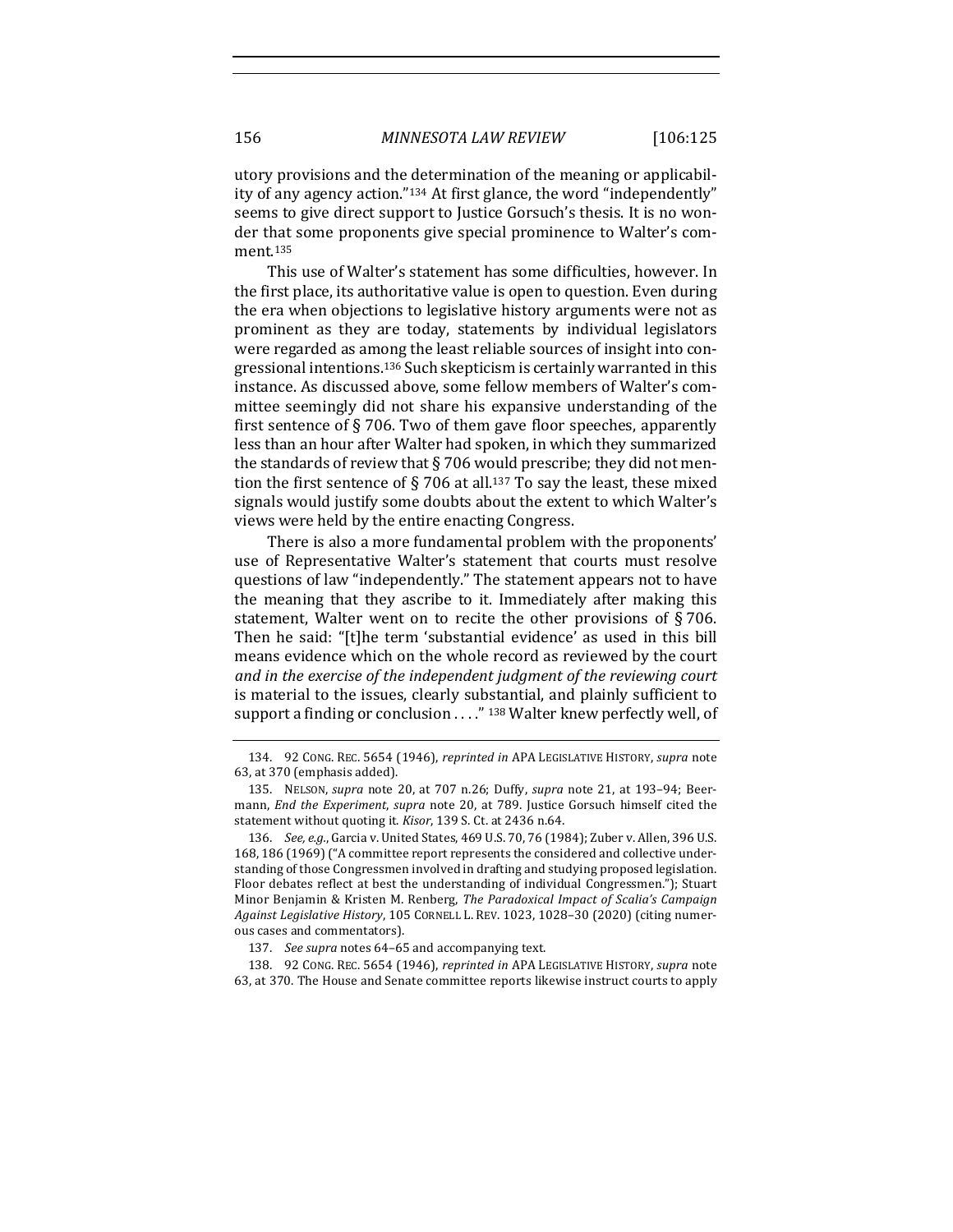utory provisions and the determination of the meaning or applicability of any agency action."[134] At first glance, the word "independently" seems to give direct support to Justice Gorsuch's thesis. It is no wonder that some proponents give special prominence to Walter's comment.[135]

This use of Walter's statement has some difficulties, however. In the first place, its authoritative value is open to question. Even during the era when objections to legislative history arguments were not as prominent as they are today, statements by individual legislators were regarded as among the least reliable sources of insight into congressional intentions.[136] Such skepticism is certainly warranted in this instance. As discussed above, some fellow members of Walter's committee seemingly did not share his expansive understanding of the first sentence of § 706. Two of them gave floor speeches, apparently less than an hour after Walter had spoken, in which they summarized the standards of review that § 706 would prescribe; they did not mention the first sentence of § 706 at all.[137] To say the least, these mixed signals would justify some doubts about the extent to which Walter's views were held by the entire enacting Congress.

There is also a more fundamental problem with the proponents' use of Representative Walter's statement that courts must resolve questions of law "independently." The statement appears not to have the meaning that they ascribe to it. Immediately after making this statement, Walter went on to recite the other provisions of § 706. Then he said: "[t]he term 'substantial evidence' as used in this bill means evidence which on the whole record as reviewed by the court *and in the exercise of the independent judgment of the reviewing court* is material to the issues, clearly substantial, and plainly sufficient to support a finding or conclusion . . . ."[138] Walter knew perfectly well, of

---

134. 92 CONG. REC. 5654 (1946), *reprinted in* APA LEGISLATIVE HISTORY, *supra* note 63, at 370 (emphasis added).

135. NELSON, *supra* note 20, at 707 n.26; Duffy, *supra* note 21, at 193–94; Beermann, *End the Experiment*, *supra* note 20, at 789. Justice Gorsuch himself cited the statement without quoting it. *Kisor*, 139 S. Ct. at 2436 n.64.

136. *See, e.g.*, Garcia v. United States, 469 U.S. 70, 76 (1984); Zuber v. Allen, 396 U.S. 168, 186 (1969) ("A committee report represents the considered and collective understanding of those Congressmen involved in drafting and studying proposed legislation. Floor debates reflect at best the understanding of individual Congressmen."); Stuart Minor Benjamin & Kristen M. Renberg, *The Paradoxical Impact of Scalia's Campaign Against Legislative History*, 105 CORNELL L. REV. 1023, 1028–30 (2020) (citing numerous cases and commentators).

137. *See supra* notes 64–65 and accompanying text.

138. 92 CONG. REC. 5654 (1946), *reprinted in* APA LEGISLATIVE HISTORY, *supra* note 63, at 370. The House and Senate committee reports likewise instruct courts to apply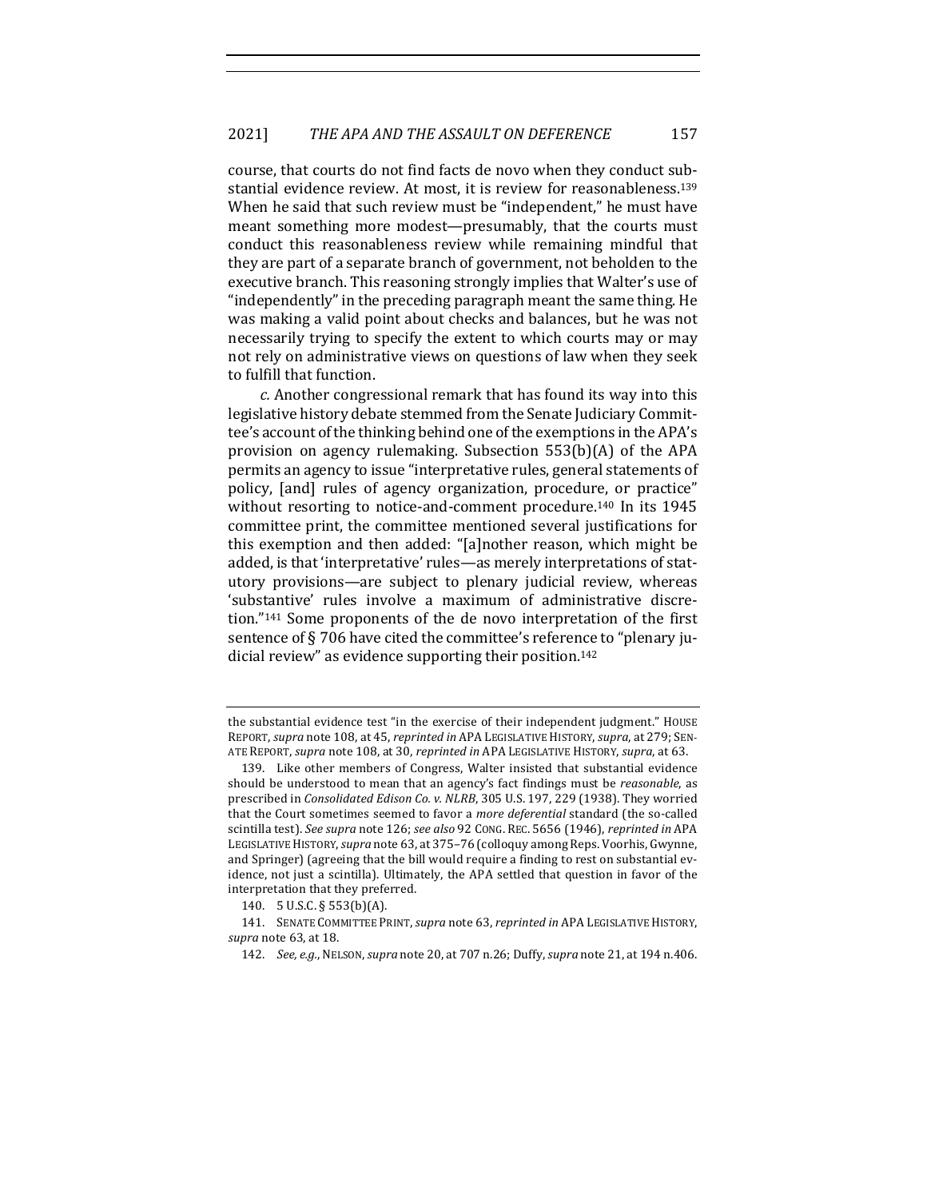course, that courts do not find facts de novo when they conduct substantial evidence review. At most, it is review for reasonableness.[139] When he said that such review must be "independent," he must have meant something more modest—presumably, that the courts must conduct this reasonableness review while remaining mindful that they are part of a separate branch of government, not beholden to the executive branch. This reasoning strongly implies that Walter's use of "independently" in the preceding paragraph meant the same thing. He was making a valid point about checks and balances, but he was not necessarily trying to specify the extent to which courts may or may not rely on administrative views on questions of law when they seek to fulfill that function.

*c.* Another congressional remark that has found its way into this legislative history debate stemmed from the Senate Judiciary Committee's account of the thinking behind one of the exemptions in the APA's provision on agency rulemaking. Subsection 553(b)(A) of the APA permits an agency to issue "interpretative rules, general statements of policy, [and] rules of agency organization, procedure, or practice" without resorting to notice-and-comment procedure.[140] In its 1945 committee print, the committee mentioned several justifications for this exemption and then added: "[a]nother reason, which might be added, is that 'interpretative' rules—as merely interpretations of statutory provisions—are subject to plenary judicial review, whereas 'substantive' rules involve a maximum of administrative discretion."[141] Some proponents of the de novo interpretation of the first sentence of § 706 have cited the committee's reference to "plenary judicial review" as evidence supporting their position.[142]

---

the substantial evidence test "in the exercise of their independent judgment." HOUSE REPORT, *supra* note 108, at 45, *reprinted in* APA LEGISLATIVE HISTORY, *supra*, at 279; SENATE REPORT, *supra* note 108, at 30, *reprinted in* APA LEGISLATIVE HISTORY, *supra*, at 63.

139. Like other members of Congress, Walter insisted that substantial evidence should be understood to mean that an agency's fact findings must be *reasonable*, as prescribed in *Consolidated Edison Co. v. NLRB*, 305 U.S. 197, 229 (1938). They worried that the Court sometimes seemed to favor a *more deferential* standard (the so-called scintilla test). *See supra* note 126; *see also* 92 CONG. REC. 5656 (1946), *reprinted in* APA LEGISLATIVE HISTORY, *supra* note 63, at 375–76 (colloquy among Reps. Voorhis, Gwynne, and Springer) (agreeing that the bill would require a finding to rest on substantial evidence, not just a scintilla). Ultimately, the APA settled that question in favor of the interpretation that they preferred.

140. 5 U.S.C. § 553(b)(A).

141. SENATE COMMITTEE PRINT, *supra* note 63, *reprinted in* APA LEGISLATIVE HISTORY, *supra* note 63, at 18.

142. *See, e.g.*, NELSON, *supra* note 20, at 707 n.26; Duffy, *supra* note 21, at 194 n.406.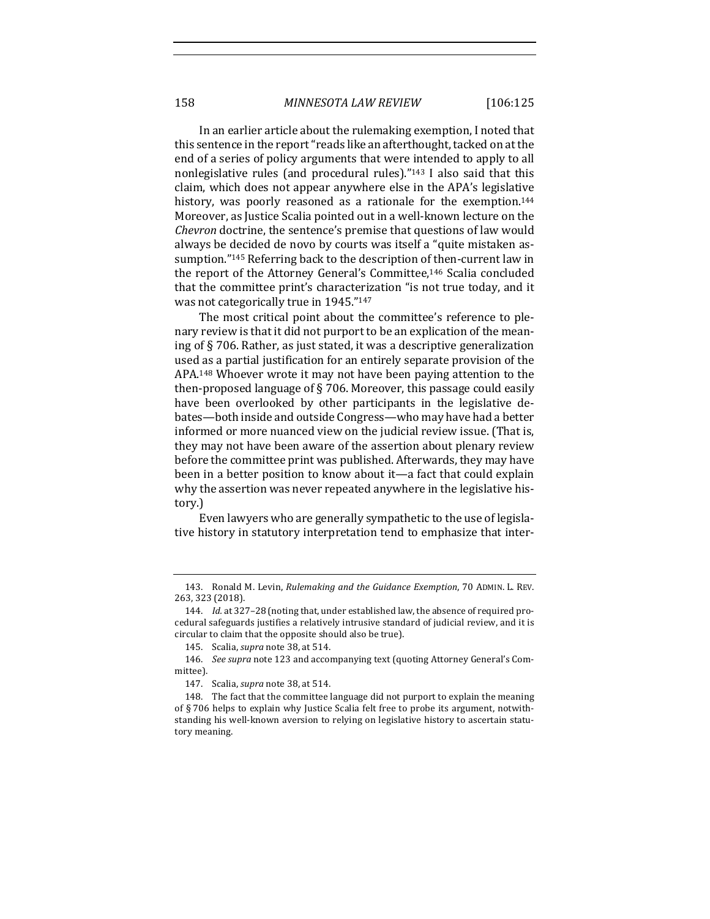In an earlier article about the rulemaking exemption, I noted that this sentence in the report "reads like an afterthought, tacked on at the end of a series of policy arguments that were intended to apply to all nonlegislative rules (and procedural rules)."[143] I also said that this claim, which does not appear anywhere else in the APA's legislative history, was poorly reasoned as a rationale for the exemption.[144] Moreover, as Justice Scalia pointed out in a well-known lecture on the *Chevron* doctrine, the sentence's premise that questions of law would always be decided de novo by courts was itself a "quite mistaken assumption."[145] Referring back to the description of then-current law in the report of the Attorney General's Committee,[146] Scalia concluded that the committee print's characterization "is not true today, and it was not categorically true in 1945."[147]

The most critical point about the committee's reference to plenary review is that it did not purport to be an explication of the meaning of § 706. Rather, as just stated, it was a descriptive generalization used as a partial justification for an entirely separate provision of the APA.[148] Whoever wrote it may not have been paying attention to the then-proposed language of § 706. Moreover, this passage could easily have been overlooked by other participants in the legislative debates—both inside and outside Congress—who may have had a better informed or more nuanced view on the judicial review issue. (That is, they may not have been aware of the assertion about plenary review before the committee print was published. Afterwards, they may have been in a better position to know about it—a fact that could explain why the assertion was never repeated anywhere in the legislative history.)

Even lawyers who are generally sympathetic to the use of legislative history in statutory interpretation tend to emphasize that inter-

---

143. Ronald M. Levin, *Rulemaking and the Guidance Exemption*, 70 ADMIN. L. REV. 263, 323 (2018).

144. *Id.* at 327–28 (noting that, under established law, the absence of required procedural safeguards justifies a relatively intrusive standard of judicial review, and it is circular to claim that the opposite should also be true).

145. Scalia, *supra* note 38, at 514.

146. *See supra* note 123 and accompanying text (quoting Attorney General's Committee).

147. Scalia, *supra* note 38, at 514.

148. The fact that the committee language did not purport to explain the meaning of § 706 helps to explain why Justice Scalia felt free to probe its argument, notwithstanding his well-known aversion to relying on legislative history to ascertain statutory meaning.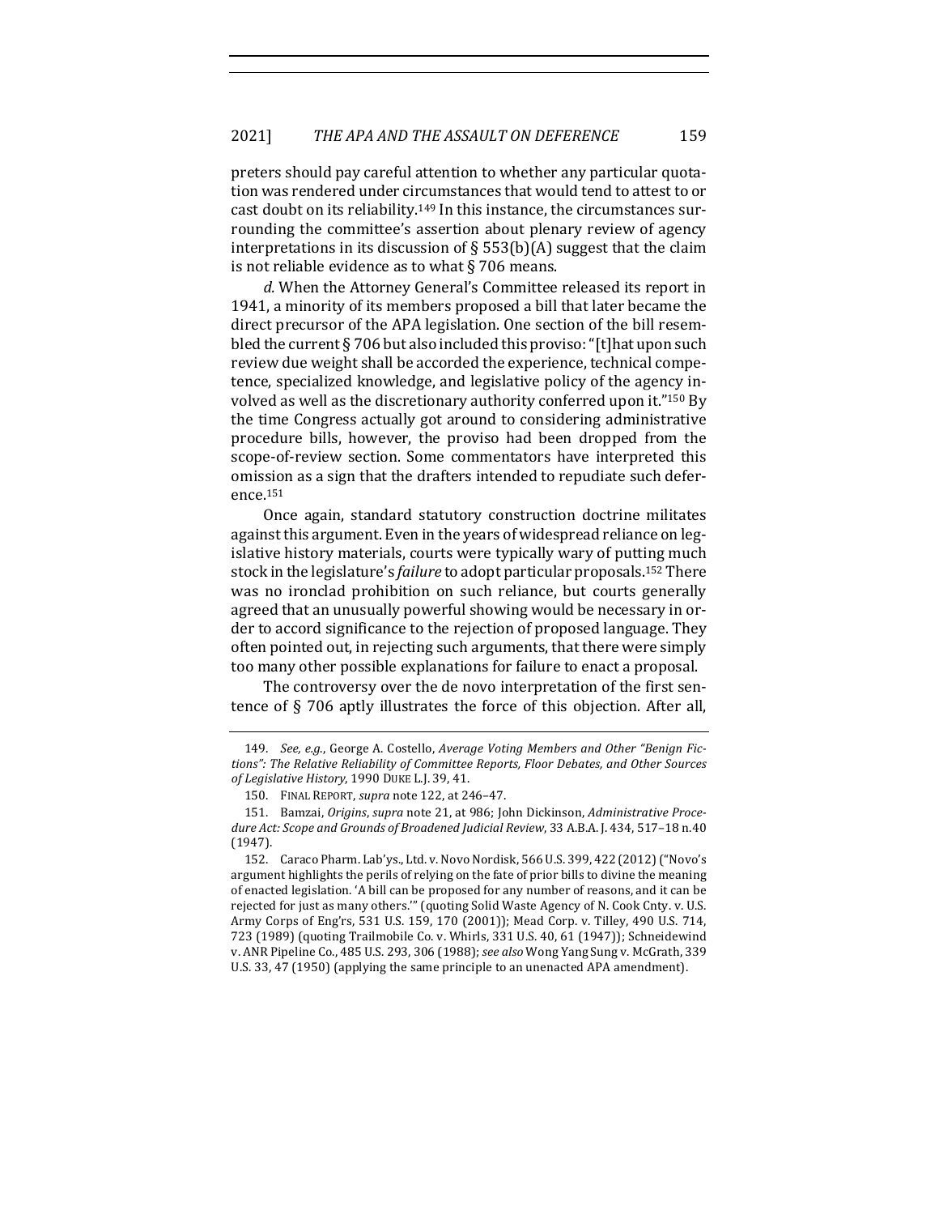preters should pay careful attention to whether any particular quotation was rendered under circumstances that would tend to attest to or cast doubt on its reliability.[149] In this instance, the circumstances surrounding the committee's assertion about plenary review of agency interpretations in its discussion of § 553(b)(A) suggest that the claim is not reliable evidence as to what § 706 means.

*d.* When the Attorney General's Committee released its report in 1941, a minority of its members proposed a bill that later became the direct precursor of the APA legislation. One section of the bill resembled the current § 706 but also included this proviso: "[t]hat upon such review due weight shall be accorded the experience, technical competence, specialized knowledge, and legislative policy of the agency involved as well as the discretionary authority conferred upon it."[150] By the time Congress actually got around to considering administrative procedure bills, however, the proviso had been dropped from the scope-of-review section. Some commentators have interpreted this omission as a sign that the drafters intended to repudiate such deference.[151]

Once again, standard statutory construction doctrine militates against this argument. Even in the years of widespread reliance on legislative history materials, courts were typically wary of putting much stock in the legislature's *failure* to adopt particular proposals.[152] There was no ironclad prohibition on such reliance, but courts generally agreed that an unusually powerful showing would be necessary in order to accord significance to the rejection of proposed language. They often pointed out, in rejecting such arguments, that there were simply too many other possible explanations for failure to enact a proposal.

The controversy over the de novo interpretation of the first sentence of § 706 aptly illustrates the force of this objection. After all,

---

149. *See, e.g.*, George A. Costello, *Average Voting Members and Other "Benign Fictions": The Relative Reliability of Committee Reports, Floor Debates, and Other Sources of Legislative History*, 1990 DUKE L.J. 39, 41.

150. FINAL REPORT, *supra* note 122, at 246–47.

151. Bamzai, *Origins*, *supra* note 21, at 986; John Dickinson, *Administrative Procedure Act: Scope and Grounds of Broadened Judicial Review*, 33 A.B.A. J. 434, 517–18 n.40 (1947).

152. Caraco Pharm. Lab'ys., Ltd. v. Novo Nordisk, 566 U.S. 399, 422 (2012) ("Novo's argument highlights the perils of relying on the fate of prior bills to divine the meaning of enacted legislation. 'A bill can be proposed for any number of reasons, and it can be rejected for just as many others.'" (quoting Solid Waste Agency of N. Cook Cnty. v. U.S. Army Corps of Eng'rs, 531 U.S. 159, 170 (2001)); Mead Corp. v. Tilley, 490 U.S. 714, 723 (1989) (quoting Trailmobile Co. v. Whirls, 331 U.S. 40, 61 (1947)); Schneidewind v. ANR Pipeline Co., 485 U.S. 293, 306 (1988); *see also* Wong Yang Sung v. McGrath, 339 U.S. 33, 47 (1950) (applying the same principle to an unenacted APA amendment).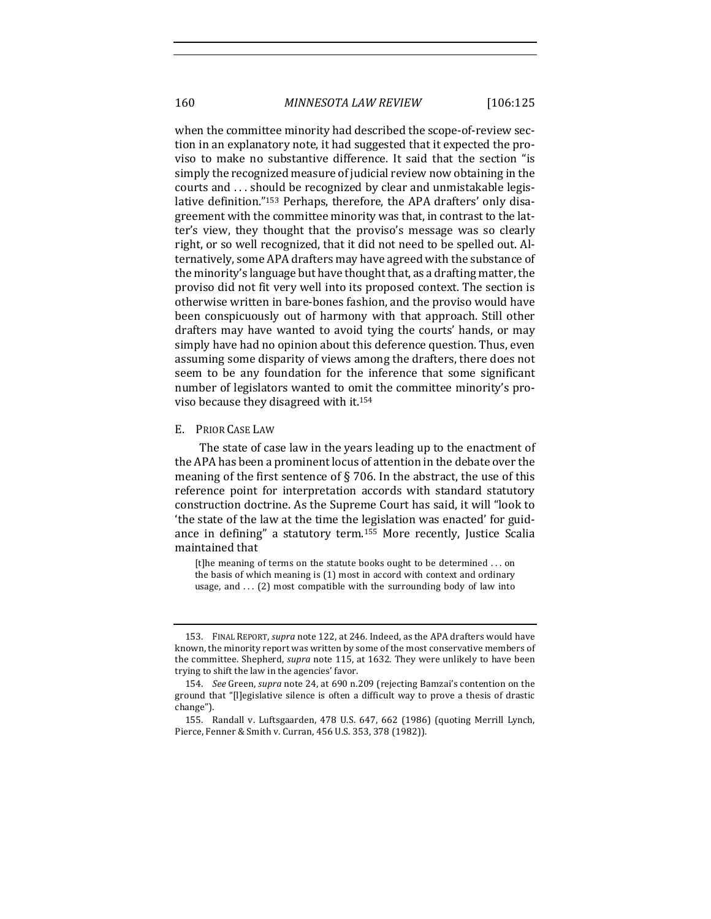when the committee minority had described the scope-of-review section in an explanatory note, it had suggested that it expected the proviso to make no substantive difference. It said that the section "is simply the recognized measure of judicial review now obtaining in the courts and . . . should be recognized by clear and unmistakable legislative definition."[153] Perhaps, therefore, the APA drafters' only disagreement with the committee minority was that, in contrast to the latter's view, they thought that the proviso's message was so clearly right, or so well recognized, that it did not need to be spelled out. Alternatively, some APA drafters may have agreed with the substance of the minority's language but have thought that, as a drafting matter, the proviso did not fit very well into its proposed context. The section is otherwise written in bare-bones fashion, and the proviso would have been conspicuously out of harmony with that approach. Still other drafters may have wanted to avoid tying the courts' hands, or may simply have had no opinion about this deference question. Thus, even assuming some disparity of views among the drafters, there does not seem to be any foundation for the inference that some significant number of legislators wanted to omit the committee minority's proviso because they disagreed with it.[154]

### E. Prior Case Law

The state of case law in the years leading up to the enactment of the APA has been a prominent locus of attention in the debate over the meaning of the first sentence of § 706. In the abstract, the use of this reference point for interpretation accords with standard statutory construction doctrine. As the Supreme Court has said, it will "look to 'the state of the law at the time the legislation was enacted' for guidance in defining" a statutory term.[155] More recently, Justice Scalia maintained that

> [t]he meaning of terms on the statute books ought to be determined . . . on the basis of which meaning is (1) most in accord with context and ordinary usage, and . . . (2) most compatible with the surrounding body of law into

---

153. Final Report, *supra* note 122, at 246. Indeed, as the APA drafters would have known, the minority report was written by some of the most conservative members of the committee. Shepherd, *supra* note 115, at 1632. They were unlikely to have been trying to shift the law in the agencies' favor.

154. *See* Green, *supra* note 24, at 690 n.209 (rejecting Bamzai's contention on the ground that "[l]egislative silence is often a difficult way to prove a thesis of drastic change").

155. Randall v. Luftsgaarden, 478 U.S. 647, 662 (1986) (quoting Merrill Lynch, Pierce, Fenner & Smith v. Curran, 456 U.S. 353, 378 (1982)).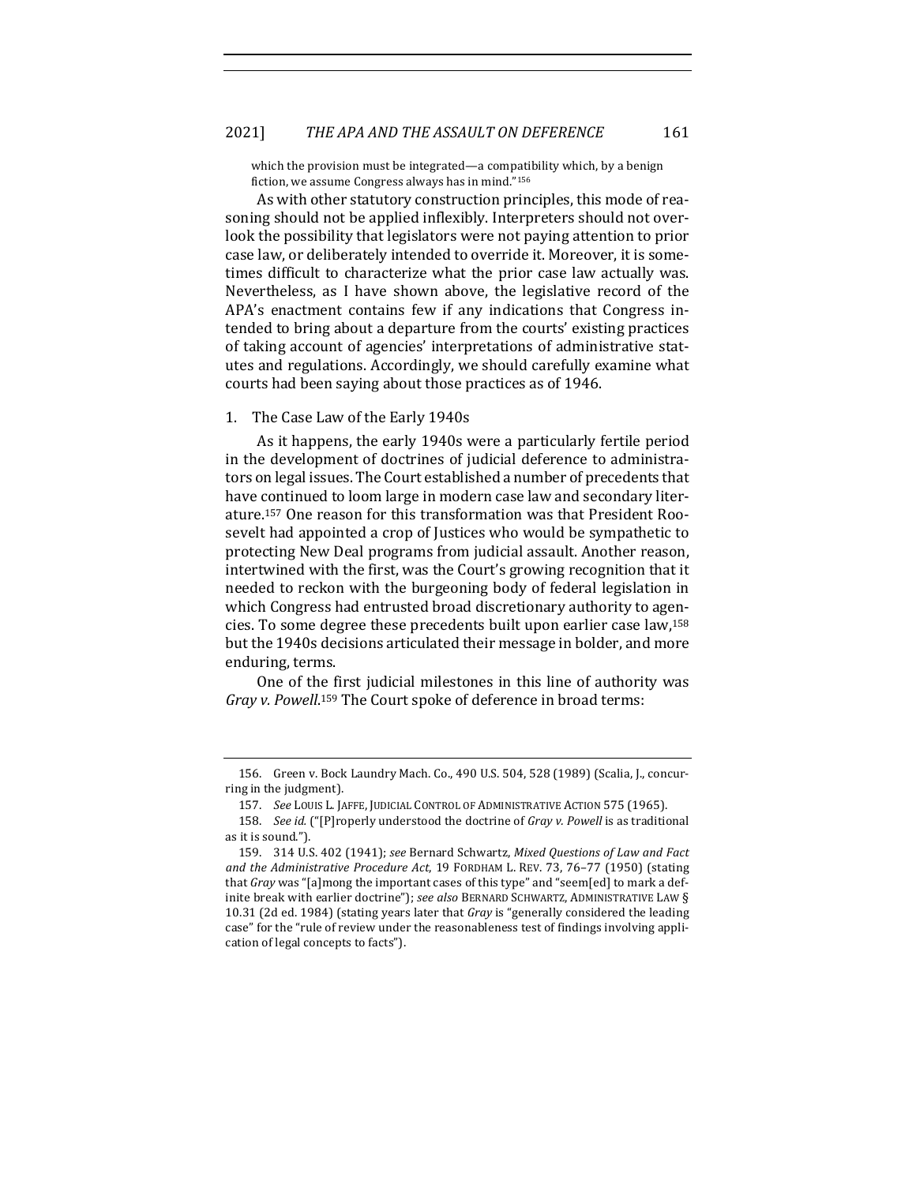which the provision must be integrated—a compatibility which, by a benign fiction, we assume Congress always has in mind."[156]

As with other statutory construction principles, this mode of reasoning should not be applied inflexibly. Interpreters should not overlook the possibility that legislators were not paying attention to prior case law, or deliberately intended to override it. Moreover, it is sometimes difficult to characterize what the prior case law actually was. Nevertheless, as I have shown above, the legislative record of the APA's enactment contains few if any indications that Congress intended to bring about a departure from the courts' existing practices of taking account of agencies' interpretations of administrative statutes and regulations. Accordingly, we should carefully examine what courts had been saying about those practices as of 1946.

### 1. The Case Law of the Early 1940s

As it happens, the early 1940s were a particularly fertile period in the development of doctrines of judicial deference to administrators on legal issues. The Court established a number of precedents that have continued to loom large in modern case law and secondary literature.[157] One reason for this transformation was that President Roosevelt had appointed a crop of Justices who would be sympathetic to protecting New Deal programs from judicial assault. Another reason, intertwined with the first, was the Court's growing recognition that it needed to reckon with the burgeoning body of federal legislation in which Congress had entrusted broad discretionary authority to agencies. To some degree these precedents built upon earlier case law,[158] but the 1940s decisions articulated their message in bolder, and more enduring, terms.

One of the first judicial milestones in this line of authority was *Gray v. Powell*.[159] The Court spoke of deference in broad terms:

---

156. Green v. Bock Laundry Mach. Co., 490 U.S. 504, 528 (1989) (Scalia, J., concurring in the judgment).

157. *See* LOUIS L. JAFFE, JUDICIAL CONTROL OF ADMINISTRATIVE ACTION 575 (1965).

158. *See id.* ("[P]roperly understood the doctrine of *Gray v. Powell* is as traditional as it is sound.").

159. 314 U.S. 402 (1941); *see* Bernard Schwartz, *Mixed Questions of Law and Fact and the Administrative Procedure Act*, 19 FORDHAM L. REV. 73, 76–77 (1950) (stating that *Gray* was "[a]mong the important cases of this type" and "seem[ed] to mark a definite break with earlier doctrine"); *see also* BERNARD SCHWARTZ, ADMINISTRATIVE LAW § 10.31 (2d ed. 1984) (stating years later that *Gray* is "generally considered the leading case" for the "rule of review under the reasonableness test of findings involving application of legal concepts to facts").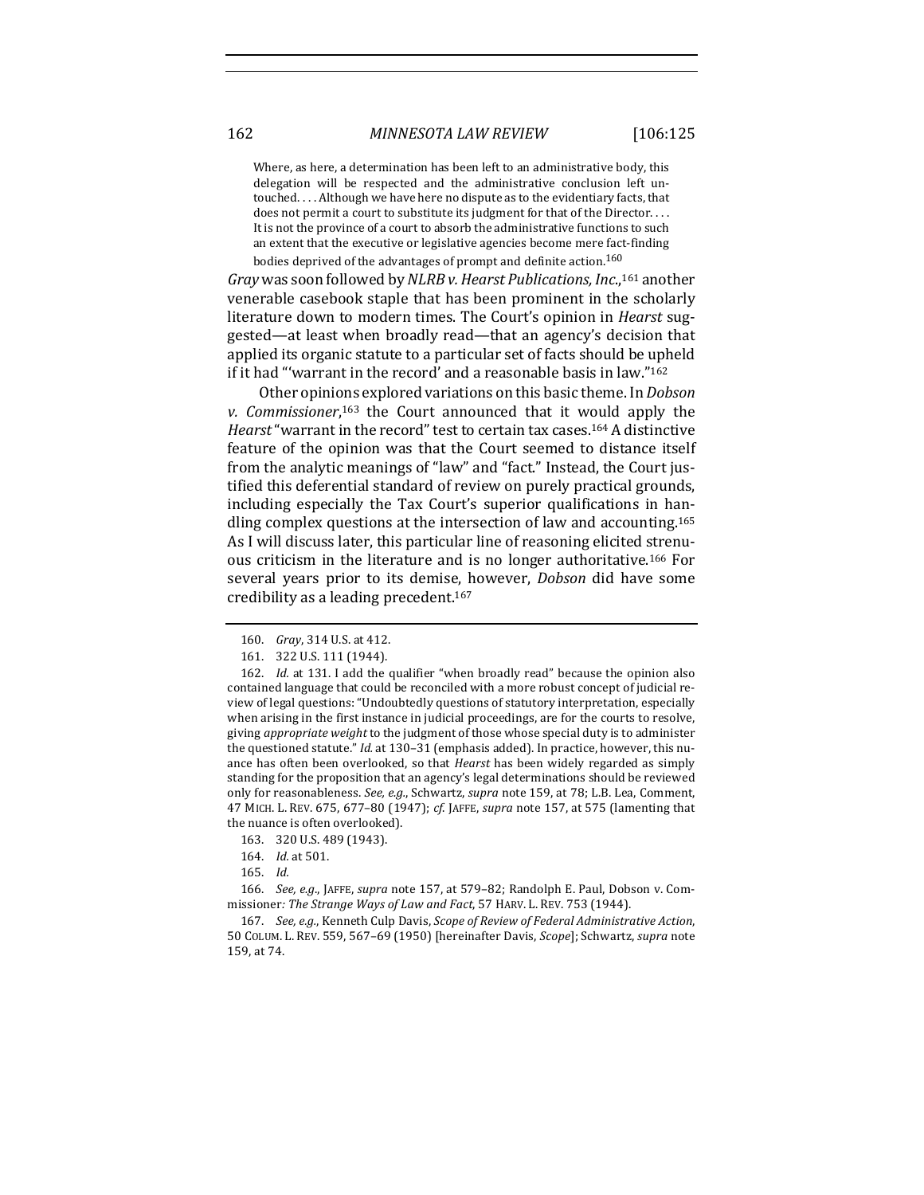> Where, as here, a determination has been left to an administrative body, this delegation will be respected and the administrative conclusion left untouched. . . . Although we have here no dispute as to the evidentiary facts, that does not permit a court to substitute its judgment for that of the Director. . . . It is not the province of a court to absorb the administrative functions to such an extent that the executive or legislative agencies become mere fact-finding bodies deprived of the advantages of prompt and definite action.[160]

*Gray* was soon followed by *NLRB v. Hearst Publications, Inc.*,[161] another venerable casebook staple that has been prominent in the scholarly literature down to modern times. The Court's opinion in *Hearst* suggested—at least when broadly read—that an agency's decision that applied its organic statute to a particular set of facts should be upheld if it had "'warrant in the record' and a reasonable basis in law."[162]

Other opinions explored variations on this basic theme. In *Dobson v. Commissioner*,[163] the Court announced that it would apply the *Hearst* "warrant in the record" test to certain tax cases.[164] A distinctive feature of the opinion was that the Court seemed to distance itself from the analytic meanings of "law" and "fact." Instead, the Court justified this deferential standard of review on purely practical grounds, including especially the Tax Court's superior qualifications in handling complex questions at the intersection of law and accounting.[165] As I will discuss later, this particular line of reasoning elicited strenuous criticism in the literature and is no longer authoritative.[166] For several years prior to its demise, however, *Dobson* did have some credibility as a leading precedent.[167]

---

160. *Gray*, 314 U.S. at 412.

161. 322 U.S. 111 (1944).

162. *Id.* at 131. I add the qualifier "when broadly read" because the opinion also contained language that could be reconciled with a more robust concept of judicial review of legal questions: "Undoubtedly questions of statutory interpretation, especially when arising in the first instance in judicial proceedings, are for the courts to resolve, giving *appropriate weight* to the judgment of those whose special duty is to administer the questioned statute." *Id.* at 130–31 (emphasis added). In practice, however, this nuance has often been overlooked, so that *Hearst* has been widely regarded as simply standing for the proposition that an agency's legal determinations should be reviewed only for reasonableness. *See, e.g.*, Schwartz, *supra* note 159, at 78; L.B. Lea, Comment, 47 MICH. L. REV. 675, 677–80 (1947); *cf.* JAFFE, *supra* note 157, at 575 (lamenting that the nuance is often overlooked).

163. 320 U.S. 489 (1943).

164. *Id.* at 501.

165. *Id.*

166. *See, e.g.*, JAFFE, *supra* note 157, at 579–82; Randolph E. Paul, Dobson v. Commissioner*: The Strange Ways of Law and Fact*, 57 HARV. L. REV. 753 (1944).

167. *See, e.g.*, Kenneth Culp Davis, *Scope of Review of Federal Administrative Action*, 50 COLUM. L. REV. 559, 567–69 (1950) [hereinafter Davis, *Scope*]; Schwartz, *supra* note 159, at 74.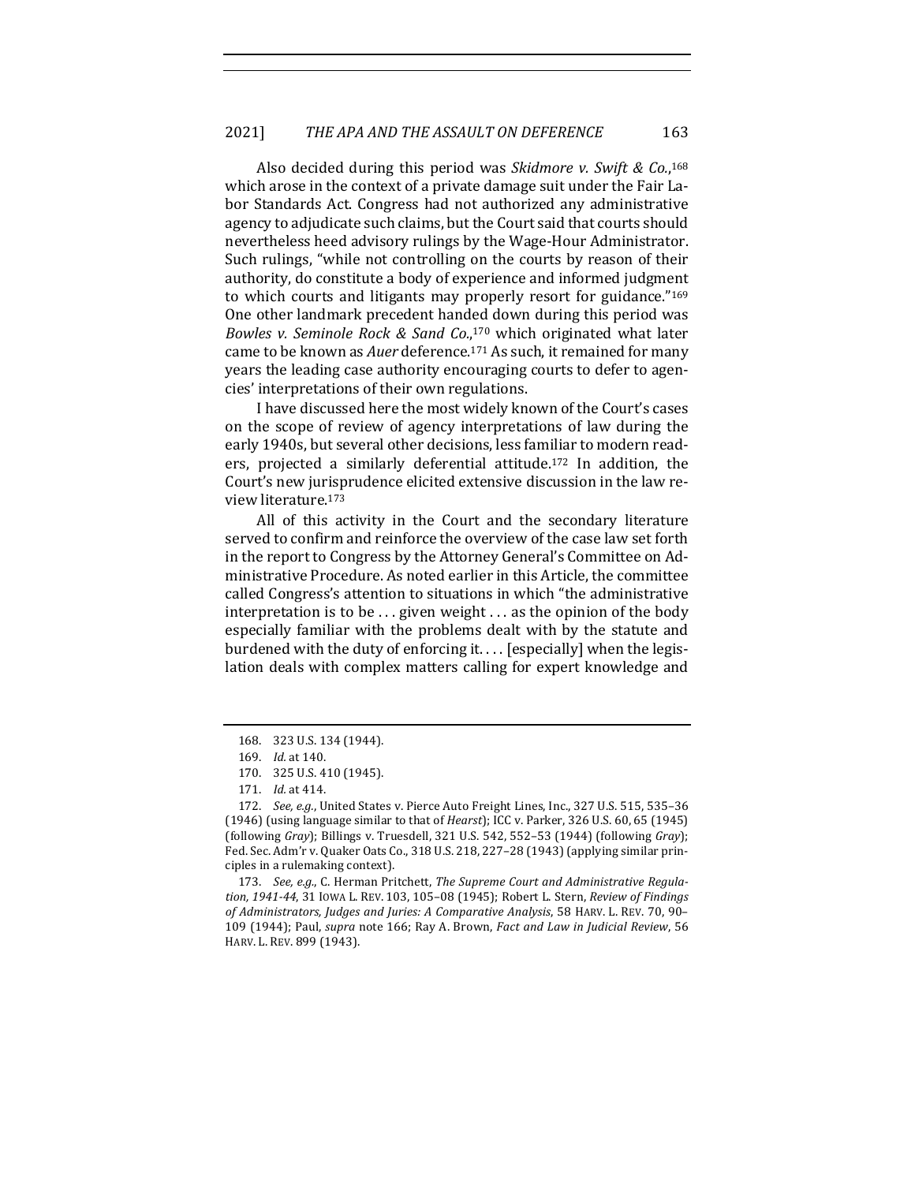Also decided during this period was *Skidmore v. Swift & Co.*,[168] which arose in the context of a private damage suit under the Fair Labor Standards Act. Congress had not authorized any administrative agency to adjudicate such claims, but the Court said that courts should nevertheless heed advisory rulings by the Wage-Hour Administrator. Such rulings, "while not controlling on the courts by reason of their authority, do constitute a body of experience and informed judgment to which courts and litigants may properly resort for guidance."[169] One other landmark precedent handed down during this period was *Bowles v. Seminole Rock & Sand Co.*,[170] which originated what later came to be known as *Auer* deference.[171] As such, it remained for many years the leading case authority encouraging courts to defer to agencies' interpretations of their own regulations.

I have discussed here the most widely known of the Court's cases on the scope of review of agency interpretations of law during the early 1940s, but several other decisions, less familiar to modern readers, projected a similarly deferential attitude.[172] In addition, the Court's new jurisprudence elicited extensive discussion in the law review literature.[173]

All of this activity in the Court and the secondary literature served to confirm and reinforce the overview of the case law set forth in the report to Congress by the Attorney General's Committee on Administrative Procedure. As noted earlier in this Article, the committee called Congress's attention to situations in which "the administrative interpretation is to be . . . given weight . . . as the opinion of the body especially familiar with the problems dealt with by the statute and burdened with the duty of enforcing it. . . . [especially] when the legislation deals with complex matters calling for expert knowledge and

---

168. 323 U.S. 134 (1944).

169. *Id.* at 140.

170. 325 U.S. 410 (1945).

171. *Id.* at 414.

172. *See, e.g.*, United States v. Pierce Auto Freight Lines, Inc., 327 U.S. 515, 535–36 (1946) (using language similar to that of *Hearst*); ICC v. Parker, 326 U.S. 60, 65 (1945) (following *Gray*); Billings v. Truesdell, 321 U.S. 542, 552–53 (1944) (following *Gray*); Fed. Sec. Adm'r v. Quaker Oats Co., 318 U.S. 218, 227–28 (1943) (applying similar principles in a rulemaking context).

173. *See, e.g.*, C. Herman Pritchett, *The Supreme Court and Administrative Regulation, 1941-44*, 31 IOWA L. REV. 103, 105–08 (1945); Robert L. Stern, *Review of Findings of Administrators, Judges and Juries: A Comparative Analysis*, 58 HARV. L. REV. 70, 90–109 (1944); Paul, *supra* note 166; Ray A. Brown, *Fact and Law in Judicial Review*, 56 HARV. L. REV. 899 (1943).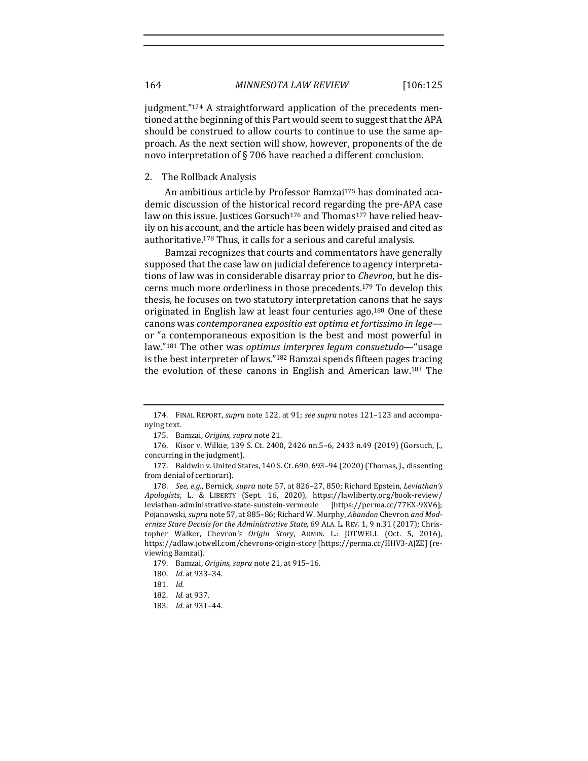judgment."[174] A straightforward application of the precedents mentioned at the beginning of this Part would seem to suggest that the APA should be construed to allow courts to continue to use the same approach. As the next section will show, however, proponents of the de novo interpretation of § 706 have reached a different conclusion.

2. The Rollback Analysis

An ambitious article by Professor Bamzai[175] has dominated academic discussion of the historical record regarding the pre-APA case law on this issue. Justices Gorsuch[176] and Thomas[177] have relied heavily on his account, and the article has been widely praised and cited as authoritative.[178] Thus, it calls for a serious and careful analysis.

Bamzai recognizes that courts and commentators have generally supposed that the case law on judicial deference to agency interpretations of law was in considerable disarray prior to *Chevron*, but he discerns much more orderliness in those precedents.[179] To develop this thesis, he focuses on two statutory interpretation canons that he says originated in English law at least four centuries ago.[180] One of these canons was *contemporanea expositio est optima et fortissimo in lege*—or "a contemporaneous exposition is the best and most powerful in law."[181] The other was *optimus imterpres legum consuetudo*—"usage is the best interpreter of laws."[182] Bamzai spends fifteen pages tracing the evolution of these canons in English and American law.[183] The

---

174. FINAL REPORT, *supra* note 122, at 91; *see supra* notes 121–123 and accompanying text.

175. Bamzai, *Origins*, *supra* note 21.

176. Kisor v. Wilkie, 139 S. Ct. 2400, 2426 nn.5–6, 2433 n.49 (2019) (Gorsuch, J., concurring in the judgment).

177. Baldwin v. United States, 140 S. Ct. 690, 693–94 (2020) (Thomas, J., dissenting from denial of certiorari).

178. *See, e.g.*, Bernick, *supra* note 57, at 826–27, 850; Richard Epstein, *Leviathan's Apologists*, L. & LIBERTY (Sept. 16, 2020), https://lawliberty.org/book-review/leviathan-administrative-state-sunstein-vermeule [https://perma.cc/77EX-9XV6]; Pojanowski, *supra* note 57, at 885–86; Richard W. Murphy, *Abandon* Chevron *and Modernize Stare Decisis for the Administrative State*, 69 ALA. L. REV. 1, 9 n.31 (2017); Christopher Walker, Chevron*'s Origin Story*, ADMIN. L.: JOTWELL (Oct. 5, 2016), https://adlaw.jotwell.com/chevrons-origin-story [https://perma.cc/HHV3-AJZE] (reviewing Bamzai).

179. Bamzai, *Origins*, *supra* note 21, at 915–16.

180. *Id.* at 933–34.

181. *Id.*

182. *Id.* at 937.

183. *Id.* at 931–44.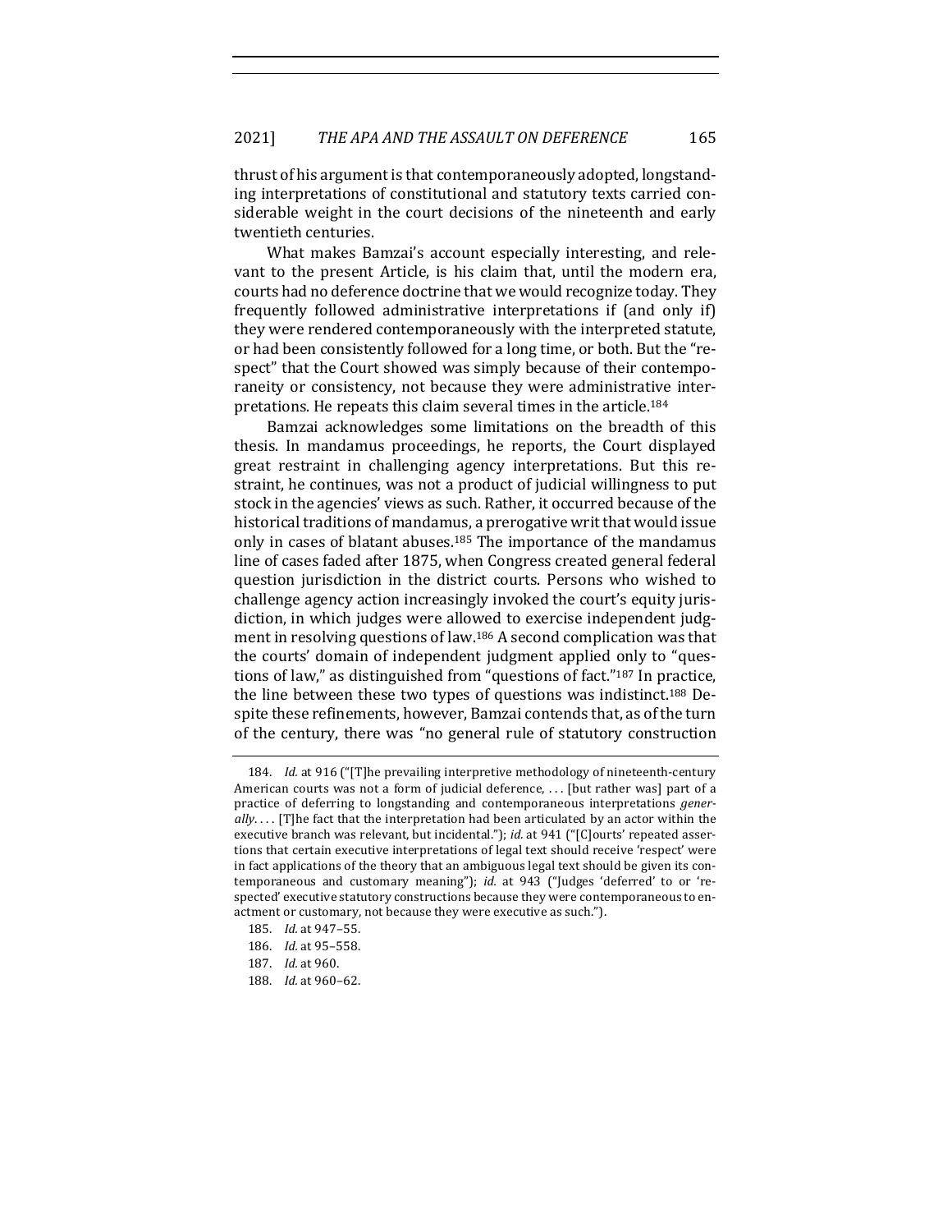thrust of his argument is that contemporaneously adopted, longstanding interpretations of constitutional and statutory texts carried considerable weight in the court decisions of the nineteenth and early twentieth centuries.

What makes Bamzai's account especially interesting, and relevant to the present Article, is his claim that, until the modern era, courts had no deference doctrine that we would recognize today. They frequently followed administrative interpretations if (and only if) they were rendered contemporaneously with the interpreted statute, or had been consistently followed for a long time, or both. But the "respect" that the Court showed was simply because of their contemporaneity or consistency, not because they were administrative interpretations. He repeats this claim several times in the article.[184]

Bamzai acknowledges some limitations on the breadth of this thesis. In mandamus proceedings, he reports, the Court displayed great restraint in challenging agency interpretations. But this restraint, he continues, was not a product of judicial willingness to put stock in the agencies' views as such. Rather, it occurred because of the historical traditions of mandamus, a prerogative writ that would issue only in cases of blatant abuses.[185] The importance of the mandamus line of cases faded after 1875, when Congress created general federal question jurisdiction in the district courts. Persons who wished to challenge agency action increasingly invoked the court's equity jurisdiction, in which judges were allowed to exercise independent judgment in resolving questions of law.[186] A second complication was that the courts' domain of independent judgment applied only to "questions of law," as distinguished from "questions of fact."[187] In practice, the line between these two types of questions was indistinct.[188] Despite these refinements, however, Bamzai contends that, as of the turn of the century, there was "no general rule of statutory construction

---

184. *Id.* at 916 ("[T]he prevailing interpretive methodology of nineteenth-century American courts was not a form of judicial deference, . . . [but rather was] part of a practice of deferring to longstanding and contemporaneous interpretations *generally*. . . . [T]he fact that the interpretation had been articulated by an actor within the executive branch was relevant, but incidental."); *id.* at 941 ("[C]ourts' repeated assertions that certain executive interpretations of legal text should receive 'respect' were in fact applications of the theory that an ambiguous legal text should be given its contemporaneous and customary meaning"); *id.* at 943 ("Judges 'deferred' to or 'respected' executive statutory constructions because they were contemporaneous to enactment or customary, not because they were executive as such.").

185. *Id.* at 947–55.

186. *Id.* at 95–558.

187. *Id.* at 960.

188. *Id.* at 960–62.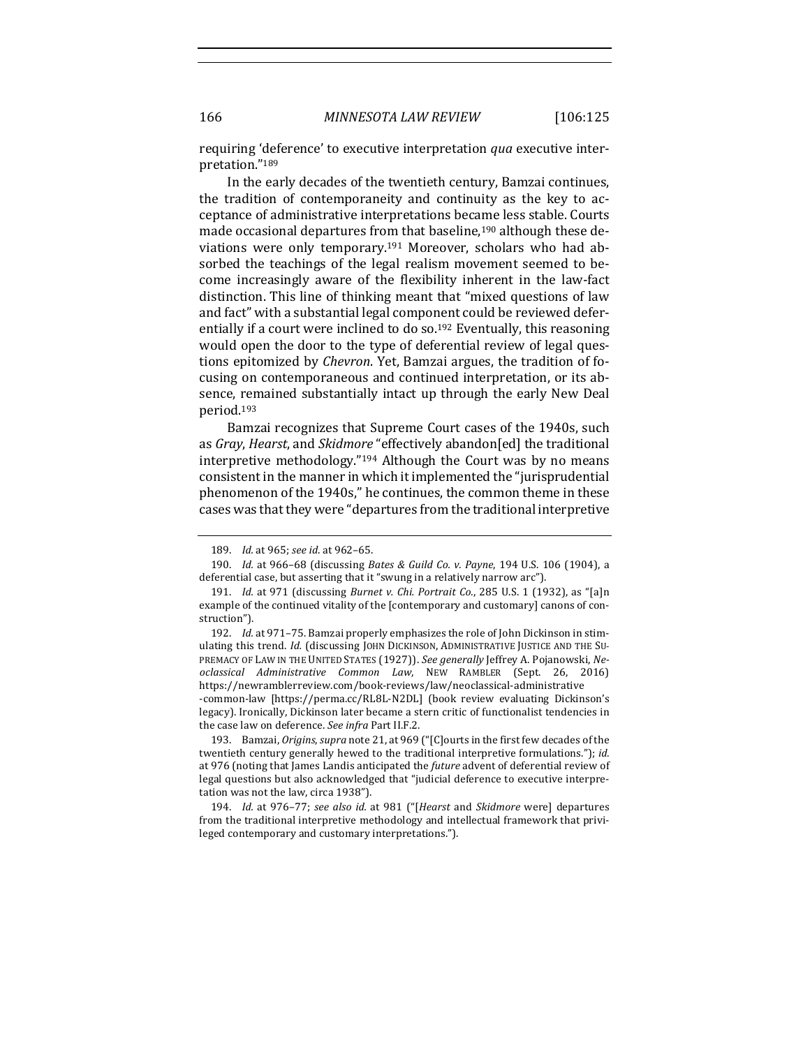requiring 'deference' to executive interpretation *qua* executive interpretation."[189]

In the early decades of the twentieth century, Bamzai continues, the tradition of contemporaneity and continuity as the key to acceptance of administrative interpretations became less stable. Courts made occasional departures from that baseline,[190] although these deviations were only temporary.[191] Moreover, scholars who had absorbed the teachings of the legal realism movement seemed to become increasingly aware of the flexibility inherent in the law-fact distinction. This line of thinking meant that "mixed questions of law and fact" with a substantial legal component could be reviewed deferentially if a court were inclined to do so.[192] Eventually, this reasoning would open the door to the type of deferential review of legal questions epitomized by *Chevron*. Yet, Bamzai argues, the tradition of focusing on contemporaneous and continued interpretation, or its absence, remained substantially intact up through the early New Deal period.[193]

Bamzai recognizes that Supreme Court cases of the 1940s, such as *Gray*, *Hearst*, and *Skidmore* "effectively abandon[ed] the traditional interpretive methodology."[194] Although the Court was by no means consistent in the manner in which it implemented the "jurisprudential phenomenon of the 1940s," he continues, the common theme in these cases was that they were "departures from the traditional interpretive

---

189. *Id.* at 965; *see id.* at 962–65.

190. *Id.* at 966–68 (discussing *Bates & Guild Co. v. Payne*, 194 U.S. 106 (1904), a deferential case, but asserting that it "swung in a relatively narrow arc").

191. *Id.* at 971 (discussing *Burnet v. Chi. Portrait Co.*, 285 U.S. 1 (1932), as "[a]n example of the continued vitality of the [contemporary and customary] canons of construction").

192. *Id.* at 971–75. Bamzai properly emphasizes the role of John Dickinson in stimulating this trend. *Id.* (discussing JOHN DICKINSON, ADMINISTRATIVE JUSTICE AND THE SUPREMACY OF LAW IN THE UNITED STATES (1927)). *See generally* Jeffrey A. Pojanowski, *Neoclassical Administrative Common Law*, NEW RAMBLER (Sept. 26, 2016) https://newramblerreview.com/book-reviews/law/neoclassical-administrative-common-law [https://perma.cc/RL8L-N2DL] (book review evaluating Dickinson's legacy). Ironically, Dickinson later became a stern critic of functionalist tendencies in the case law on deference. *See infra* Part II.F.2.

193. Bamzai, *Origins*, *supra* note 21, at 969 ("[C]ourts in the first few decades of the twentieth century generally hewed to the traditional interpretive formulations."); *id.* at 976 (noting that James Landis anticipated the *future* advent of deferential review of legal questions but also acknowledged that "judicial deference to executive interpretation was not the law, circa 1938").

194. *Id.* at 976–77; *see also id.* at 981 ("[*Hearst* and *Skidmore* were] departures from the traditional interpretive methodology and intellectual framework that privileged contemporary and customary interpretations.").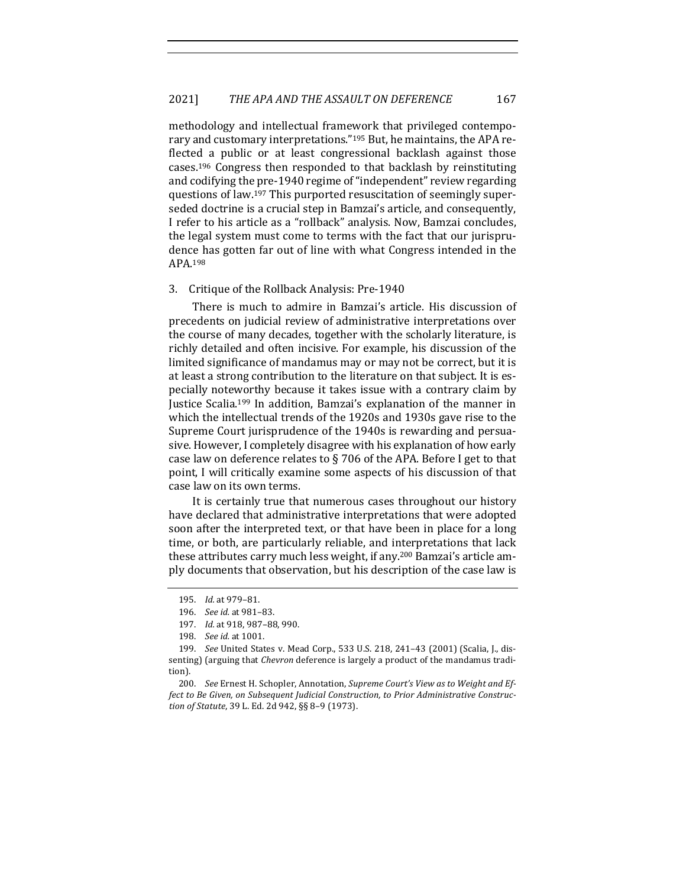methodology and intellectual framework that privileged contemporary and customary interpretations."[195] But, he maintains, the APA reflected a public or at least congressional backlash against those cases.[196] Congress then responded to that backlash by reinstituting and codifying the pre-1940 regime of "independent" review regarding questions of law.[197] This purported resuscitation of seemingly superseded doctrine is a crucial step in Bamzai's article, and consequently, I refer to his article as a "rollback" analysis. Now, Bamzai concludes, the legal system must come to terms with the fact that our jurisprudence has gotten far out of line with what Congress intended in the APA.[198]

### 3. Critique of the Rollback Analysis: Pre-1940

There is much to admire in Bamzai's article. His discussion of precedents on judicial review of administrative interpretations over the course of many decades, together with the scholarly literature, is richly detailed and often incisive. For example, his discussion of the limited significance of mandamus may or may not be correct, but it is at least a strong contribution to the literature on that subject. It is especially noteworthy because it takes issue with a contrary claim by Justice Scalia.[199] In addition, Bamzai's explanation of the manner in which the intellectual trends of the 1920s and 1930s gave rise to the Supreme Court jurisprudence of the 1940s is rewarding and persuasive. However, I completely disagree with his explanation of how early case law on deference relates to § 706 of the APA. Before I get to that point, I will critically examine some aspects of his discussion of that case law on its own terms.

It is certainly true that numerous cases throughout our history have declared that administrative interpretations that were adopted soon after the interpreted text, or that have been in place for a long time, or both, are particularly reliable, and interpretations that lack these attributes carry much less weight, if any.[200] Bamzai's article amply documents that observation, but his description of the case law is

---

195. *Id.* at 979–81.

196. *See id.* at 981–83.

197. *Id.* at 918, 987–88, 990.

198. *See id.* at 1001.

199. *See* United States v. Mead Corp., 533 U.S. 218, 241–43 (2001) (Scalia, J., dissenting) (arguing that *Chevron* deference is largely a product of the mandamus tradition).

200. *See* Ernest H. Schopler, Annotation, *Supreme Court's View as to Weight and Effect to Be Given, on Subsequent Judicial Construction, to Prior Administrative Construction of Statute*, 39 L. Ed. 2d 942, §§ 8–9 (1973).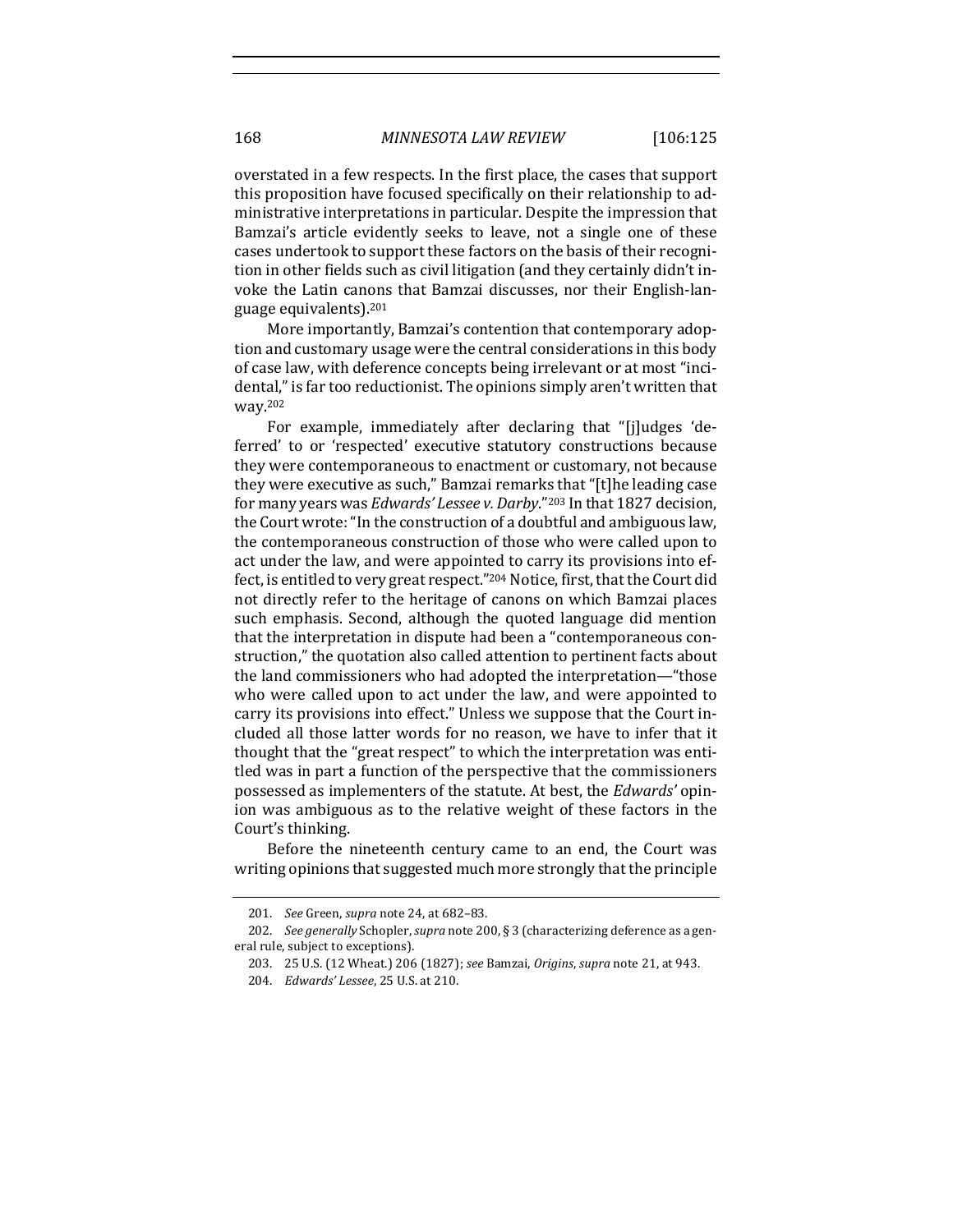overstated in a few respects. In the first place, the cases that support this proposition have focused specifically on their relationship to administrative interpretations in particular. Despite the impression that Bamzai's article evidently seeks to leave, not a single one of these cases undertook to support these factors on the basis of their recognition in other fields such as civil litigation (and they certainly didn't invoke the Latin canons that Bamzai discusses, nor their English-language equivalents).[201]

More importantly, Bamzai's contention that contemporary adoption and customary usage were the central considerations in this body of case law, with deference concepts being irrelevant or at most "incidental," is far too reductionist. The opinions simply aren't written that way.[202]

For example, immediately after declaring that "[j]udges 'deferred' to or 'respected' executive statutory constructions because they were contemporaneous to enactment or customary, not because they were executive as such," Bamzai remarks that "[t]he leading case for many years was *Edwards' Lessee v. Darby*."[203] In that 1827 decision, the Court wrote: "In the construction of a doubtful and ambiguous law, the contemporaneous construction of those who were called upon to act under the law, and were appointed to carry its provisions into effect, is entitled to very great respect."[204] Notice, first, that the Court did not directly refer to the heritage of canons on which Bamzai places such emphasis. Second, although the quoted language did mention that the interpretation in dispute had been a "contemporaneous construction," the quotation also called attention to pertinent facts about the land commissioners who had adopted the interpretation—"those who were called upon to act under the law, and were appointed to carry its provisions into effect." Unless we suppose that the Court included all those latter words for no reason, we have to infer that it thought that the "great respect" to which the interpretation was entitled was in part a function of the perspective that the commissioners possessed as implementers of the statute. At best, the *Edwards'* opinion was ambiguous as to the relative weight of these factors in the Court's thinking.

Before the nineteenth century came to an end, the Court was writing opinions that suggested much more strongly that the principle

201. *See* Green, *supra* note 24, at 682–83.

202. *See generally* Schopler, *supra* note 200, § 3 (characterizing deference as a general rule, subject to exceptions).

203. 25 U.S. (12 Wheat.) 206 (1827); *see* Bamzai, *Origins*, *supra* note 21, at 943.

204. *Edwards' Lessee*, 25 U.S. at 210.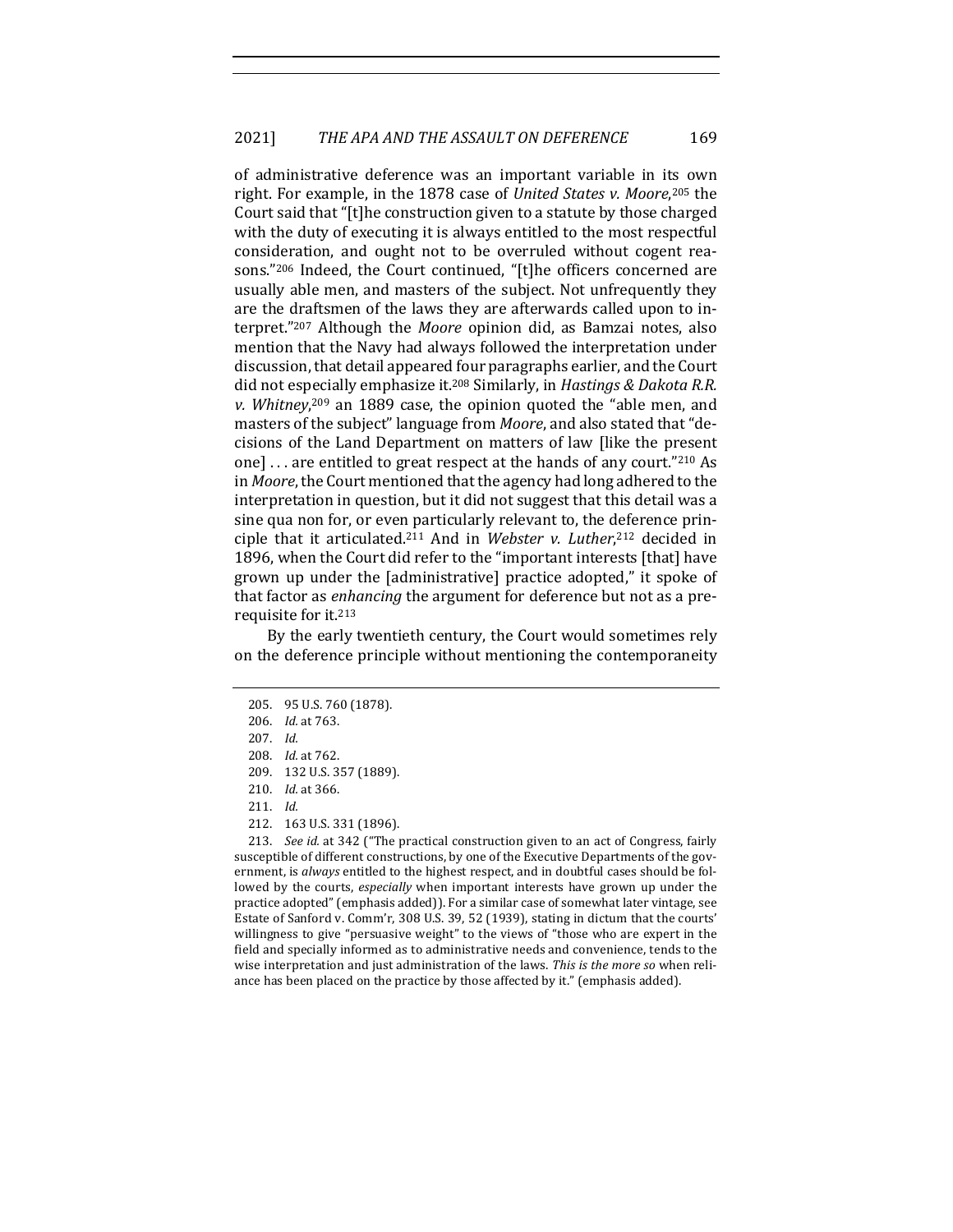of administrative deference was an important variable in its own right. For example, in the 1878 case of *United States v. Moore*,[205] the Court said that "[t]he construction given to a statute by those charged with the duty of executing it is always entitled to the most respectful consideration, and ought not to be overruled without cogent reasons."[206] Indeed, the Court continued, "[t]he officers concerned are usually able men, and masters of the subject. Not unfrequently they are the draftsmen of the laws they are afterwards called upon to interpret."[207] Although the *Moore* opinion did, as Bamzai notes, also mention that the Navy had always followed the interpretation under discussion, that detail appeared four paragraphs earlier, and the Court did not especially emphasize it.[208] Similarly, in *Hastings & Dakota R.R. v. Whitney*,[209] an 1889 case, the opinion quoted the "able men, and masters of the subject" language from *Moore*, and also stated that "decisions of the Land Department on matters of law [like the present one] . . . are entitled to great respect at the hands of any court."[210] As in *Moore*, the Court mentioned that the agency had long adhered to the interpretation in question, but it did not suggest that this detail was a sine qua non for, or even particularly relevant to, the deference principle that it articulated.[211] And in *Webster v. Luther*,[212] decided in 1896, when the Court did refer to the "important interests [that] have grown up under the [administrative] practice adopted," it spoke of that factor as *enhancing* the argument for deference but not as a prerequisite for it.[213]

By the early twentieth century, the Court would sometimes rely on the deference principle without mentioning the contemporaneity

---

205. 95 U.S. 760 (1878).

206. *Id.* at 763.

207. *Id.*

208. *Id.* at 762.

209. 132 U.S. 357 (1889).

210. *Id.* at 366.

211. *Id.*

212. 163 U.S. 331 (1896).

213. *See id.* at 342 ("The practical construction given to an act of Congress, fairly susceptible of different constructions, by one of the Executive Departments of the government, is *always* entitled to the highest respect, and in doubtful cases should be followed by the courts, *especially* when important interests have grown up under the practice adopted" (emphasis added)). For a similar case of somewhat later vintage, see Estate of Sanford v. Comm'r, 308 U.S. 39, 52 (1939), stating in dictum that the courts' willingness to give "persuasive weight" to the views of "those who are expert in the field and specially informed as to administrative needs and convenience, tends to the wise interpretation and just administration of the laws. *This is the more so* when reliance has been placed on the practice by those affected by it." (emphasis added).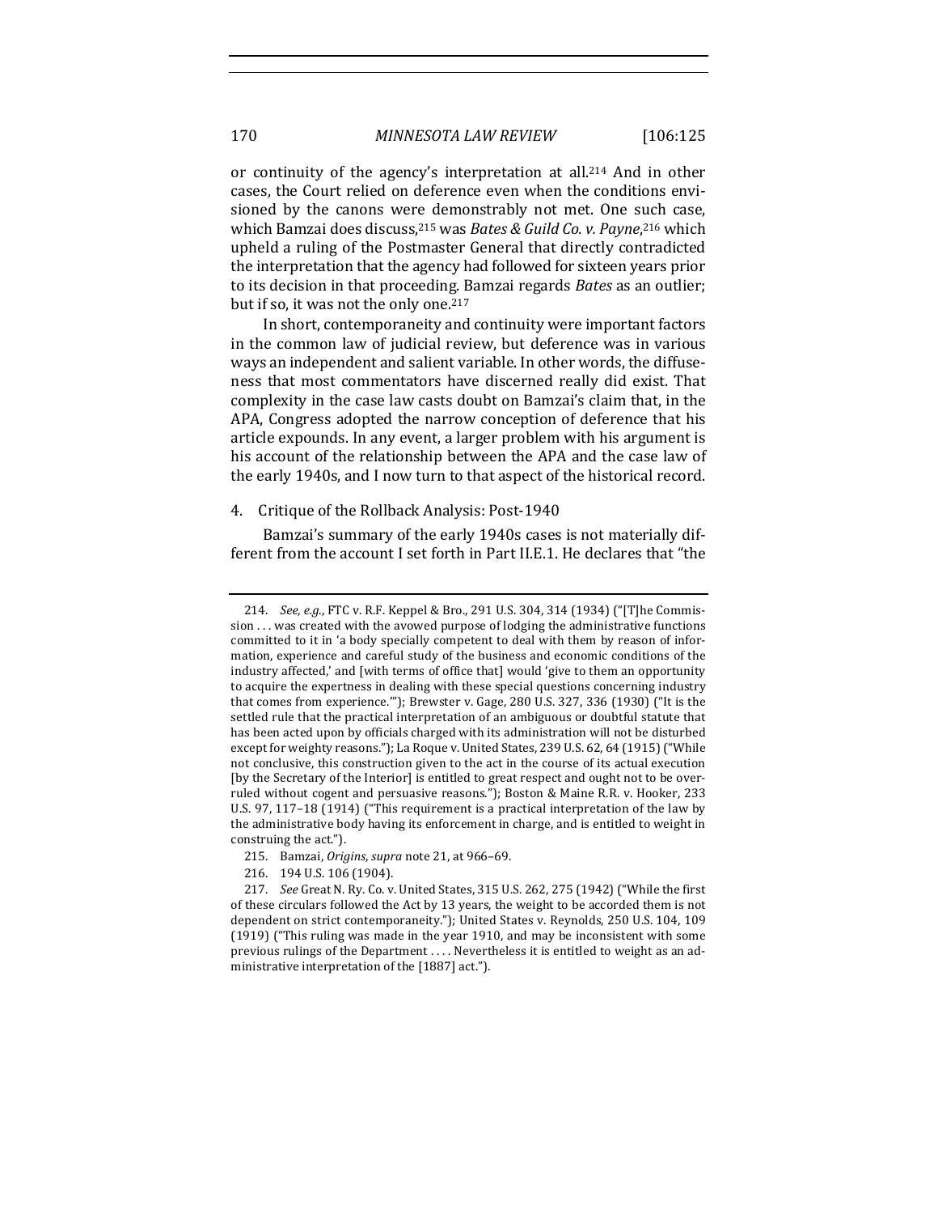or continuity of the agency's interpretation at all.[214] And in other cases, the Court relied on deference even when the conditions envisioned by the canons were demonstrably not met. One such case, which Bamzai does discuss,[215] was *Bates & Guild Co. v. Payne*,[216] which upheld a ruling of the Postmaster General that directly contradicted the interpretation that the agency had followed for sixteen years prior to its decision in that proceeding. Bamzai regards *Bates* as an outlier; but if so, it was not the only one.[217]

In short, contemporaneity and continuity were important factors in the common law of judicial review, but deference was in various ways an independent and salient variable. In other words, the diffuseness that most commentators have discerned really did exist. That complexity in the case law casts doubt on Bamzai's claim that, in the APA, Congress adopted the narrow conception of deference that his article expounds. In any event, a larger problem with his argument is his account of the relationship between the APA and the case law of the early 1940s, and I now turn to that aspect of the historical record.

4. Critique of the Rollback Analysis: Post-1940

Bamzai's summary of the early 1940s cases is not materially different from the account I set forth in Part II.E.1. He declares that "the

---

214. *See, e.g.*, FTC v. R.F. Keppel & Bro., 291 U.S. 304, 314 (1934) ("[T]he Commission . . . was created with the avowed purpose of lodging the administrative functions committed to it in 'a body specially competent to deal with them by reason of information, experience and careful study of the business and economic conditions of the industry affected,' and [with terms of office that] would 'give to them an opportunity to acquire the expertness in dealing with these special questions concerning industry that comes from experience.'"); Brewster v. Gage, 280 U.S. 327, 336 (1930) ("It is the settled rule that the practical interpretation of an ambiguous or doubtful statute that has been acted upon by officials charged with its administration will not be disturbed except for weighty reasons."); La Roque v. United States, 239 U.S. 62, 64 (1915) ("While not conclusive, this construction given to the act in the course of its actual execution [by the Secretary of the Interior] is entitled to great respect and ought not to be overruled without cogent and persuasive reasons."); Boston & Maine R.R. v. Hooker, 233 U.S. 97, 117–18 (1914) ("This requirement is a practical interpretation of the law by the administrative body having its enforcement in charge, and is entitled to weight in construing the act.").

215. Bamzai, *Origins*, *supra* note 21, at 966–69.

216. 194 U.S. 106 (1904).

217. *See* Great N. Ry. Co. v. United States, 315 U.S. 262, 275 (1942) ("While the first of these circulars followed the Act by 13 years, the weight to be accorded them is not dependent on strict contemporaneity."); United States v. Reynolds, 250 U.S. 104, 109 (1919) ("This ruling was made in the year 1910, and may be inconsistent with some previous rulings of the Department . . . . Nevertheless it is entitled to weight as an administrative interpretation of the [1887] act.").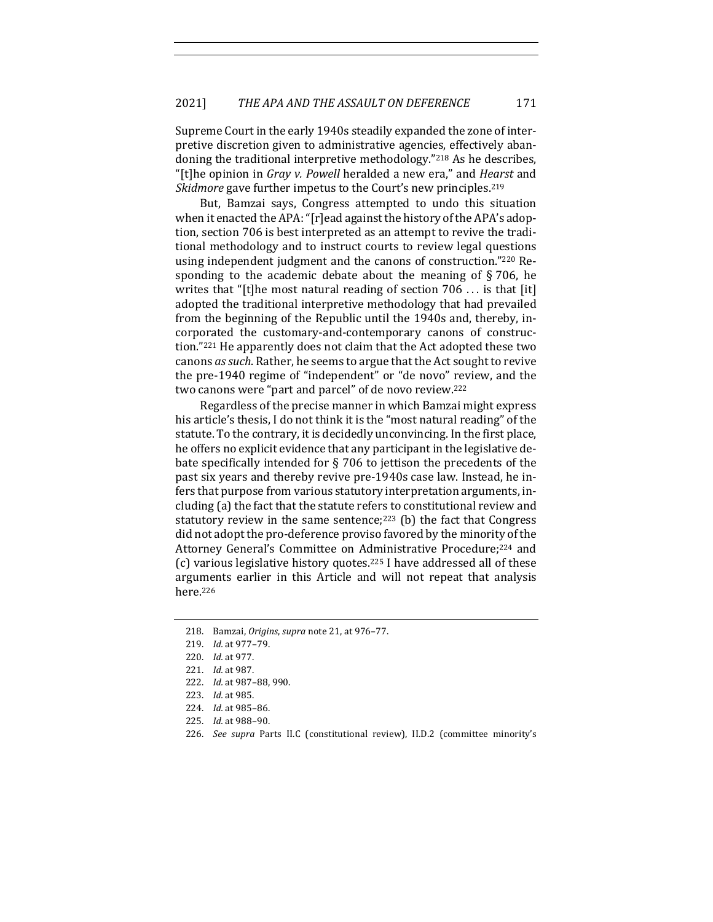Supreme Court in the early 1940s steadily expanded the zone of interpretive discretion given to administrative agencies, effectively abandoning the traditional interpretive methodology."[218] As he describes, "[t]he opinion in *Gray v. Powell* heralded a new era," and *Hearst* and *Skidmore* gave further impetus to the Court's new principles.[219]

But, Bamzai says, Congress attempted to undo this situation when it enacted the APA: "[r]ead against the history of the APA's adoption, section 706 is best interpreted as an attempt to revive the traditional methodology and to instruct courts to review legal questions using independent judgment and the canons of construction."[220] Responding to the academic debate about the meaning of § 706, he writes that "[t]he most natural reading of section 706 . . . is that [it] adopted the traditional interpretive methodology that had prevailed from the beginning of the Republic until the 1940s and, thereby, incorporated the customary-and-contemporary canons of construction."[221] He apparently does not claim that the Act adopted these two canons *as such*. Rather, he seems to argue that the Act sought to revive the pre-1940 regime of "independent" or "de novo" review, and the two canons were "part and parcel" of de novo review.[222]

Regardless of the precise manner in which Bamzai might express his article's thesis, I do not think it is the "most natural reading" of the statute. To the contrary, it is decidedly unconvincing. In the first place, he offers no explicit evidence that any participant in the legislative debate specifically intended for § 706 to jettison the precedents of the past six years and thereby revive pre-1940s case law. Instead, he infers that purpose from various statutory interpretation arguments, including (a) the fact that the statute refers to constitutional review and statutory review in the same sentence;[223] (b) the fact that Congress did not adopt the pro-deference proviso favored by the minority of the Attorney General's Committee on Administrative Procedure;[224] and (c) various legislative history quotes.[225] I have addressed all of these arguments earlier in this Article and will not repeat that analysis here.[226]

218. Bamzai, *Origins*, *supra* note 21, at 976–77.

219. *Id.* at 977–79.

220. *Id.* at 977.

221. *Id.* at 987.

222. *Id.* at 987–88, 990.

223. *Id.* at 985.

224. *Id.* at 985–86.

225. *Id.* at 988–90.

226. *See supra* Parts II.C (constitutional review), II.D.2 (committee minority's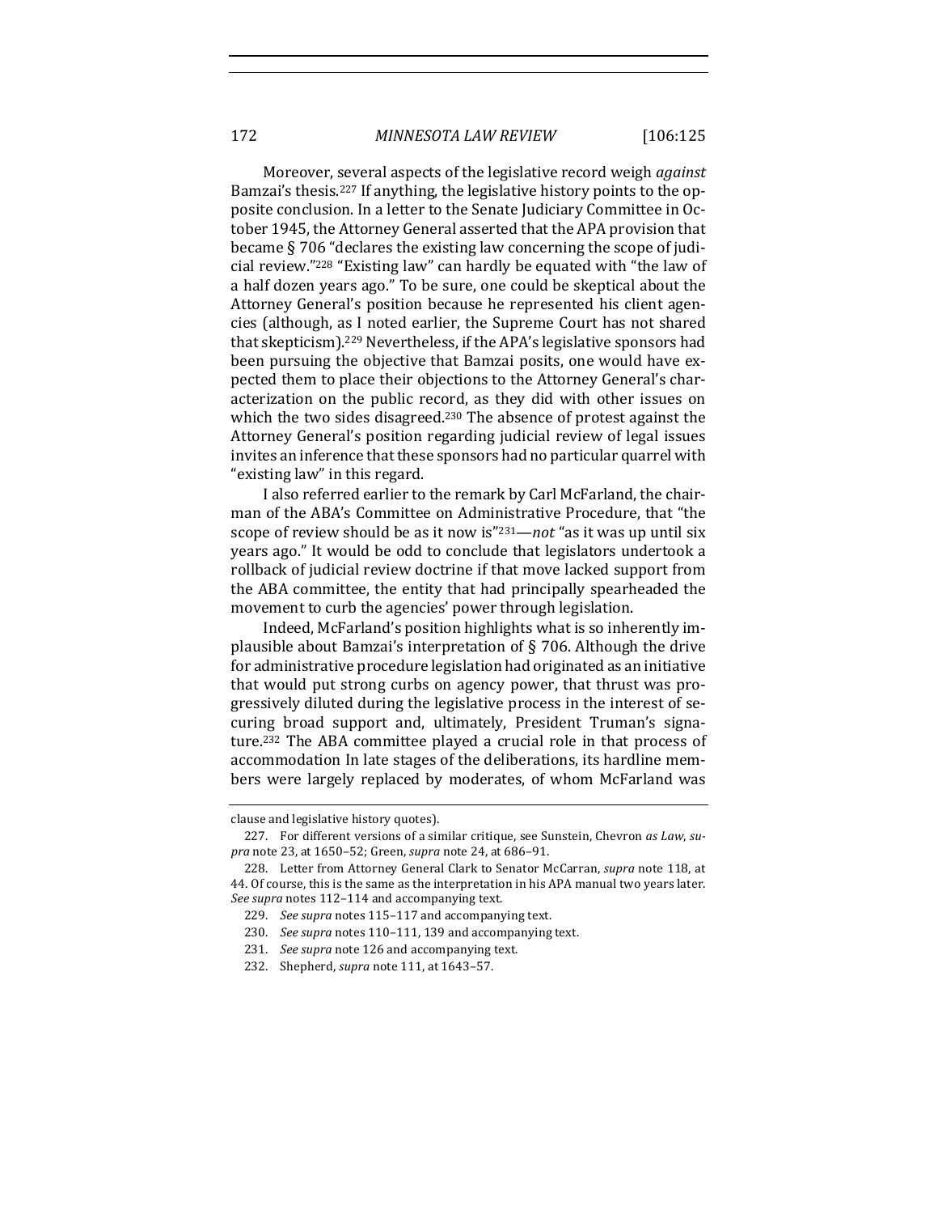Moreover, several aspects of the legislative record weigh *against* Bamzai's thesis.[227] If anything, the legislative history points to the opposite conclusion. In a letter to the Senate Judiciary Committee in October 1945, the Attorney General asserted that the APA provision that became § 706 "declares the existing law concerning the scope of judicial review."[228] "Existing law" can hardly be equated with "the law of a half dozen years ago." To be sure, one could be skeptical about the Attorney General's position because he represented his client agencies (although, as I noted earlier, the Supreme Court has not shared that skepticism).[229] Nevertheless, if the APA's legislative sponsors had been pursuing the objective that Bamzai posits, one would have expected them to place their objections to the Attorney General's characterization on the public record, as they did with other issues on which the two sides disagreed.[230] The absence of protest against the Attorney General's position regarding judicial review of legal issues invites an inference that these sponsors had no particular quarrel with "existing law" in this regard.

I also referred earlier to the remark by Carl McFarland, the chairman of the ABA's Committee on Administrative Procedure, that "the scope of review should be as it now is"[231]—*not* "as it was up until six years ago." It would be odd to conclude that legislators undertook a rollback of judicial review doctrine if that move lacked support from the ABA committee, the entity that had principally spearheaded the movement to curb the agencies' power through legislation.

Indeed, McFarland's position highlights what is so inherently implausible about Bamzai's interpretation of § 706. Although the drive for administrative procedure legislation had originated as an initiative that would put strong curbs on agency power, that thrust was progressively diluted during the legislative process in the interest of securing broad support and, ultimately, President Truman's signature.[232] The ABA committee played a crucial role in that process of accommodation In late stages of the deliberations, its hardline members were largely replaced by moderates, of whom McFarland was

---

clause and legislative history quotes).

227. For different versions of a similar critique, see Sunstein, Chevron *as Law*, *supra* note 23, at 1650–52; Green, *supra* note 24, at 686–91.

228. Letter from Attorney General Clark to Senator McCarran, *supra* note 118, at 44. Of course, this is the same as the interpretation in his APA manual two years later. *See supra* notes 112–114 and accompanying text.

229. *See supra* notes 115–117 and accompanying text.

230. *See supra* notes 110–111, 139 and accompanying text.

231. *See supra* note 126 and accompanying text.

232. Shepherd, *supra* note 111, at 1643–57.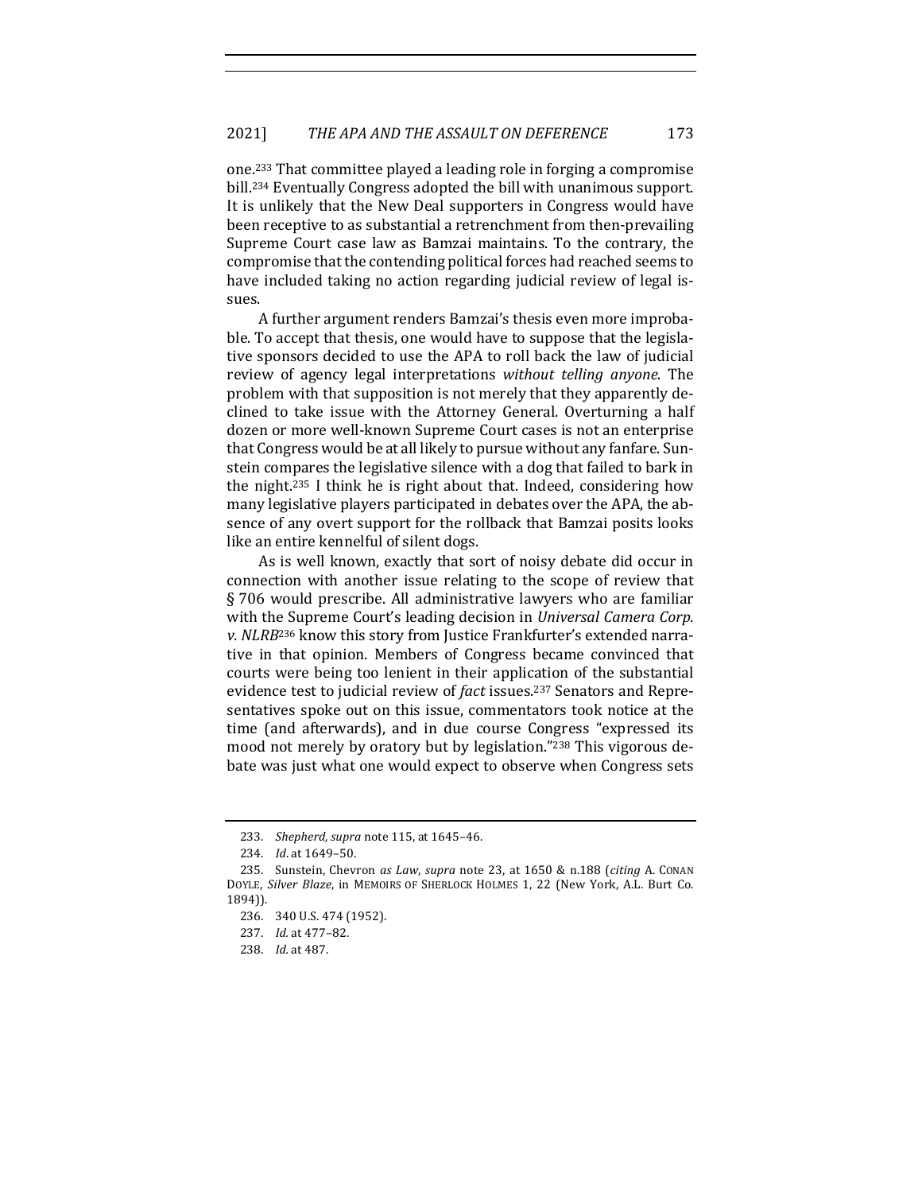one.[233] That committee played a leading role in forging a compromise bill.[234] Eventually Congress adopted the bill with unanimous support. It is unlikely that the New Deal supporters in Congress would have been receptive to as substantial a retrenchment from then-prevailing Supreme Court case law as Bamzai maintains. To the contrary, the compromise that the contending political forces had reached seems to have included taking no action regarding judicial review of legal issues.

A further argument renders Bamzai's thesis even more improbable. To accept that thesis, one would have to suppose that the legislative sponsors decided to use the APA to roll back the law of judicial review of agency legal interpretations *without telling anyone*. The problem with that supposition is not merely that they apparently declined to take issue with the Attorney General. Overturning a half dozen or more well-known Supreme Court cases is not an enterprise that Congress would be at all likely to pursue without any fanfare. Sunstein compares the legislative silence with a dog that failed to bark in the night.[235] I think he is right about that. Indeed, considering how many legislative players participated in debates over the APA, the absence of any overt support for the rollback that Bamzai posits looks like an entire kennelful of silent dogs.

As is well known, exactly that sort of noisy debate did occur in connection with another issue relating to the scope of review that § 706 would prescribe. All administrative lawyers who are familiar with the Supreme Court's leading decision in *Universal Camera Corp. v. NLRB*[236] know this story from Justice Frankfurter's extended narrative in that opinion. Members of Congress became convinced that courts were being too lenient in their application of the substantial evidence test to judicial review of *fact* issues.[237] Senators and Representatives spoke out on this issue, commentators took notice at the time (and afterwards), and in due course Congress "expressed its mood not merely by oratory but by legislation."[238] This vigorous debate was just what one would expect to observe when Congress sets

233. *Shepherd*, *supra* note 115, at 1645–46.

234. *Id*. at 1649–50.

235. Sunstein, Chevron *as Law*, *supra* note 23, at 1650 & n.188 (*citing* A. CONAN DOYLE, *Silver Blaze*, in MEMOIRS OF SHERLOCK HOLMES 1, 22 (New York, A.L. Burt Co. 1894)).

236. 340 U.S. 474 (1952).

237. *Id.* at 477–82.

238. *Id.* at 487.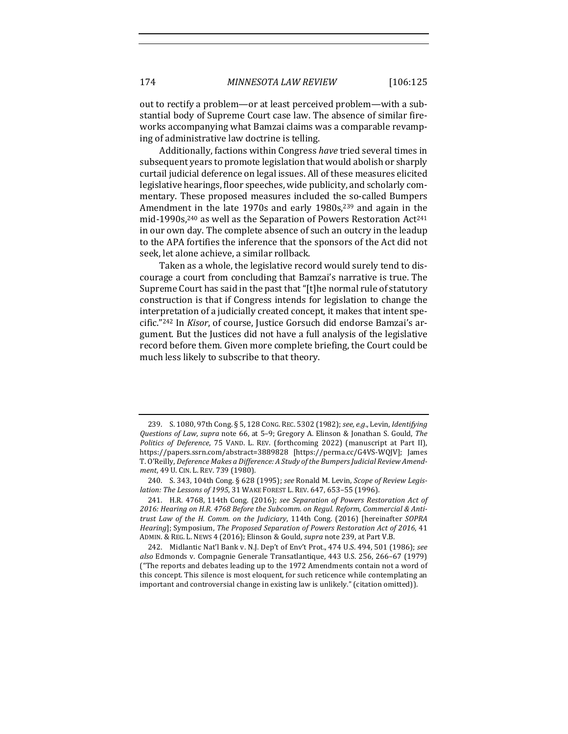out to rectify a problem—or at least perceived problem—with a substantial body of Supreme Court case law. The absence of similar fireworks accompanying what Bamzai claims was a comparable revamping of administrative law doctrine is telling.

Additionally, factions within Congress *have* tried several times in subsequent years to promote legislation that would abolish or sharply curtail judicial deference on legal issues. All of these measures elicited legislative hearings, floor speeches, wide publicity, and scholarly commentary. These proposed measures included the so-called Bumpers Amendment in the late 1970s and early 1980s,[239] and again in the mid-1990s,[240] as well as the Separation of Powers Restoration Act[241] in our own day. The complete absence of such an outcry in the leadup to the APA fortifies the inference that the sponsors of the Act did not seek, let alone achieve, a similar rollback.

Taken as a whole, the legislative record would surely tend to discourage a court from concluding that Bamzai's narrative is true. The Supreme Court has said in the past that "[t]he normal rule of statutory construction is that if Congress intends for legislation to change the interpretation of a judicially created concept, it makes that intent specific."[242] In *Kisor*, of course, Justice Gorsuch did endorse Bamzai's argument. But the Justices did not have a full analysis of the legislative record before them. Given more complete briefing, the Court could be much less likely to subscribe to that theory.

---

239. S. 1080, 97th Cong. § 5, 128 CONG. REC. 5302 (1982); *see, e.g.*, Levin, *Identifying Questions of Law*, *supra* note 66, at 5–9; Gregory A. Elinson & Jonathan S. Gould, *The Politics of Deference*, 75 VAND. L. REV. (forthcoming 2022) (manuscript at Part II), https://papers.ssrn.com/abstract=3889828 [https://perma.cc/G4VS-WQJV]; James T. O'Reilly, *Deference Makes a Difference: A Study of the Bumpers Judicial Review Amendment*, 49 U. CIN. L. REV. 739 (1980).

240. S. 343, 104th Cong. § 628 (1995); *see* Ronald M. Levin, *Scope of Review Legislation: The Lessons of 1995*, 31 WAKE FOREST L. REV. 647, 653–55 (1996).

241. H.R. 4768, 114th Cong. (2016); *see Separation of Powers Restoration Act of 2016: Hearing on H.R. 4768 Before the Subcomm. on Regul. Reform, Commercial & Antitrust Law of the H. Comm. on the Judiciary*, 114th Cong. (2016) [hereinafter *SOPRA Hearing*]; Symposium, *The Proposed Separation of Powers Restoration Act of 2016*, 41 ADMIN. & REG. L. NEWS 4 (2016); Elinson & Gould, *supra* note 239, at Part V.B.

242. Midlantic Nat'l Bank v. N.J. Dep't of Env't Prot., 474 U.S. 494, 501 (1986); *see also* Edmonds v. Compagnie Generale Transatlantique, 443 U.S. 256, 266–67 (1979) ("The reports and debates leading up to the 1972 Amendments contain not a word of this concept. This silence is most eloquent, for such reticence while contemplating an important and controversial change in existing law is unlikely." (citation omitted)).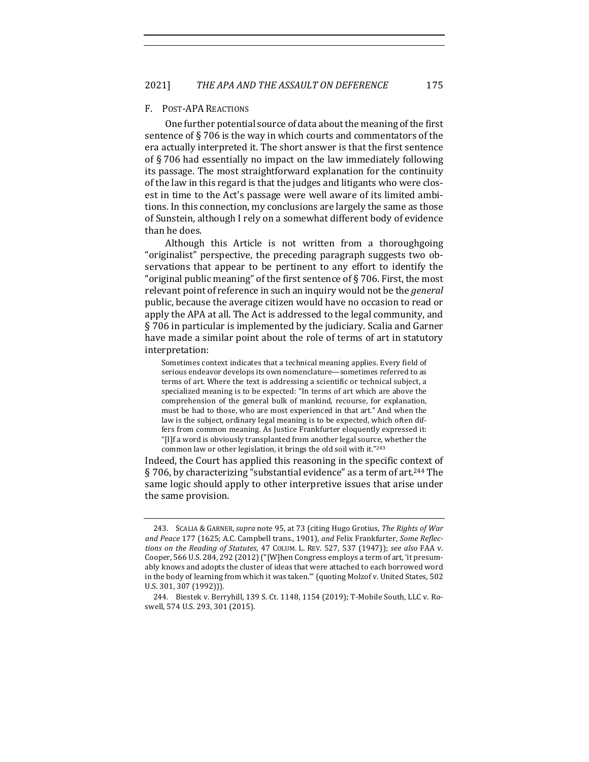### F. Post-APA Reactions

One further potential source of data about the meaning of the first sentence of § 706 is the way in which courts and commentators of the era actually interpreted it. The short answer is that the first sentence of § 706 had essentially no impact on the law immediately following its passage. The most straightforward explanation for the continuity of the law in this regard is that the judges and litigants who were closest in time to the Act's passage were well aware of its limited ambitions. In this connection, my conclusions are largely the same as those of Sunstein, although I rely on a somewhat different body of evidence than he does.

Although this Article is not written from a thoroughgoing "originalist" perspective, the preceding paragraph suggests two observations that appear to be pertinent to any effort to identify the "original public meaning" of the first sentence of § 706. First, the most relevant point of reference in such an inquiry would not be the *general* public, because the average citizen would have no occasion to read or apply the APA at all. The Act is addressed to the legal community, and § 706 in particular is implemented by the judiciary. Scalia and Garner have made a similar point about the role of terms of art in statutory interpretation:

> Sometimes context indicates that a technical meaning applies. Every field of serious endeavor develops its own nomenclature—sometimes referred to as terms of art. Where the text is addressing a scientific or technical subject, a specialized meaning is to be expected: "In terms of art which are above the comprehension of the general bulk of mankind, recourse, for explanation, must be had to those, who are most experienced in that art." And when the law is the subject, ordinary legal meaning is to be expected, which often differs from common meaning. As Justice Frankfurter eloquently expressed it: "[I]f a word is obviously transplanted from another legal source, whether the common law or other legislation, it brings the old soil with it."[243]

Indeed, the Court has applied this reasoning in the specific context of § 706, by characterizing "substantial evidence" as a term of art.[244] The same logic should apply to other interpretive issues that arise under the same provision.

---

243. Scalia & Garner, *supra* note 95, at 73 (citing Hugo Grotius, *The Rights of War and Peace* 177 (1625; A.C. Campbell trans., 1901), *and* Felix Frankfurter, *Some Reflections on the Reading of Statutes*, 47 Colum. L. Rev. 527, 537 (1947)); *see also* FAA v. Cooper, 566 U.S. 284, 292 (2012) ("[W]hen Congress employs a term of art, 'it presumably knows and adopts the cluster of ideas that were attached to each borrowed word in the body of learning from which it was taken.'" (quoting Molzof v. United States, 502 U.S. 301, 307 (1992))).

244. Biestek v. Berryhill, 139 S. Ct. 1148, 1154 (2019); T-Mobile South, LLC v. Roswell, 574 U.S. 293, 301 (2015).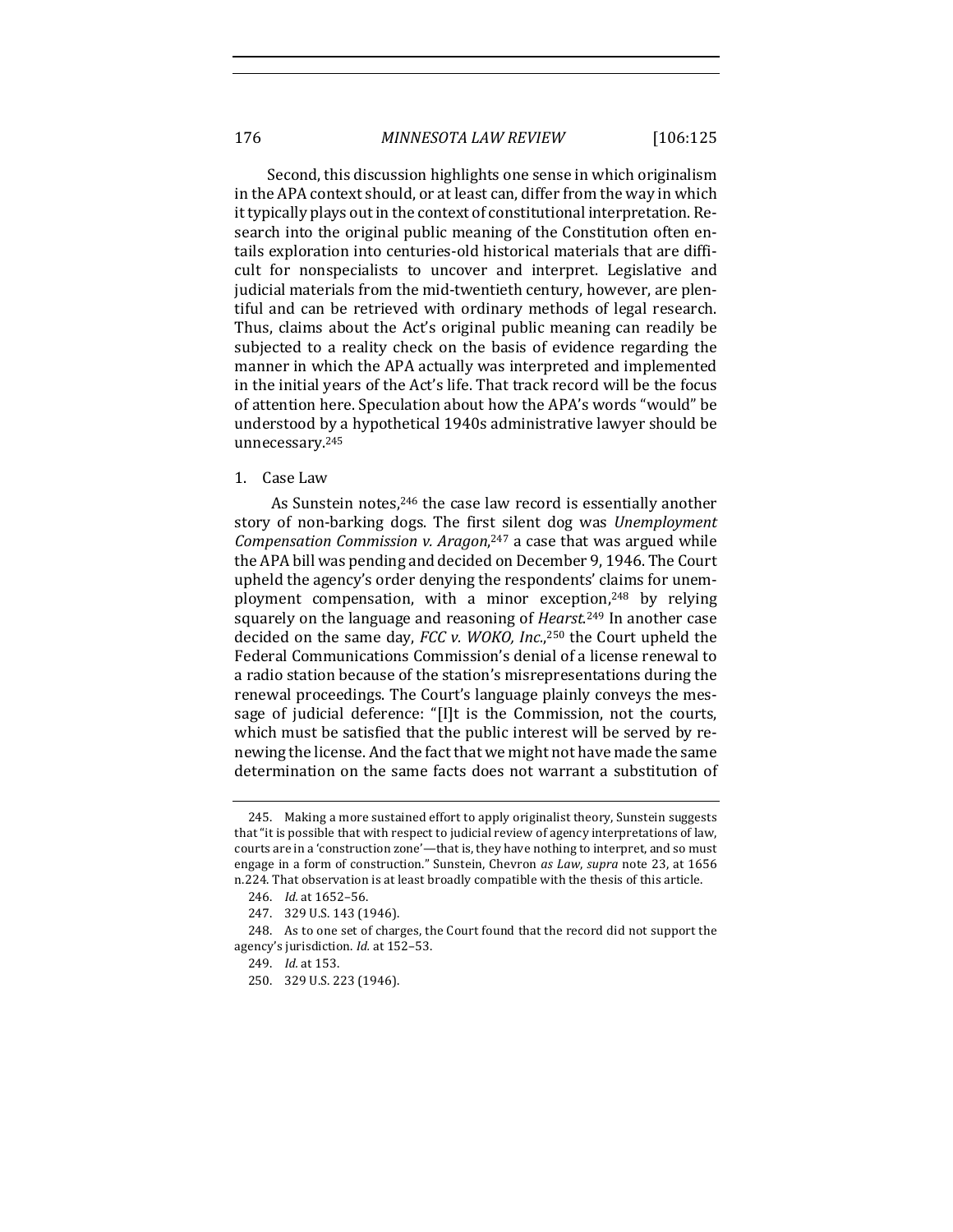Second, this discussion highlights one sense in which originalism in the APA context should, or at least can, differ from the way in which it typically plays out in the context of constitutional interpretation. Research into the original public meaning of the Constitution often entails exploration into centuries-old historical materials that are difficult for nonspecialists to uncover and interpret. Legislative and judicial materials from the mid-twentieth century, however, are plentiful and can be retrieved with ordinary methods of legal research. Thus, claims about the Act's original public meaning can readily be subjected to a reality check on the basis of evidence regarding the manner in which the APA actually was interpreted and implemented in the initial years of the Act's life. That track record will be the focus of attention here. Speculation about how the APA's words "would" be understood by a hypothetical 1940s administrative lawyer should be unnecessary.[245]

1. Case Law

As Sunstein notes,[246] the case law record is essentially another story of non-barking dogs. The first silent dog was *Unemployment Compensation Commission v. Aragon*,[247] a case that was argued while the APA bill was pending and decided on December 9, 1946. The Court upheld the agency's order denying the respondents' claims for unemployment compensation, with a minor exception,[248] by relying squarely on the language and reasoning of *Hearst*.[249] In another case decided on the same day, *FCC v. WOKO, Inc.*,[250] the Court upheld the Federal Communications Commission's denial of a license renewal to a radio station because of the station's misrepresentations during the renewal proceedings. The Court's language plainly conveys the message of judicial deference: "[I]t is the Commission, not the courts, which must be satisfied that the public interest will be served by renewing the license. And the fact that we might not have made the same determination on the same facts does not warrant a substitution of

245. Making a more sustained effort to apply originalist theory, Sunstein suggests that "it is possible that with respect to judicial review of agency interpretations of law, courts are in a 'construction zone'—that is, they have nothing to interpret, and so must engage in a form of construction." Sunstein, Chevron *as Law*, *supra* note 23, at 1656 n.224. That observation is at least broadly compatible with the thesis of this article.

246. *Id.* at 1652–56.

247. 329 U.S. 143 (1946).

248. As to one set of charges, the Court found that the record did not support the agency's jurisdiction. *Id.* at 152–53.

249. *Id.* at 153.

250. 329 U.S. 223 (1946).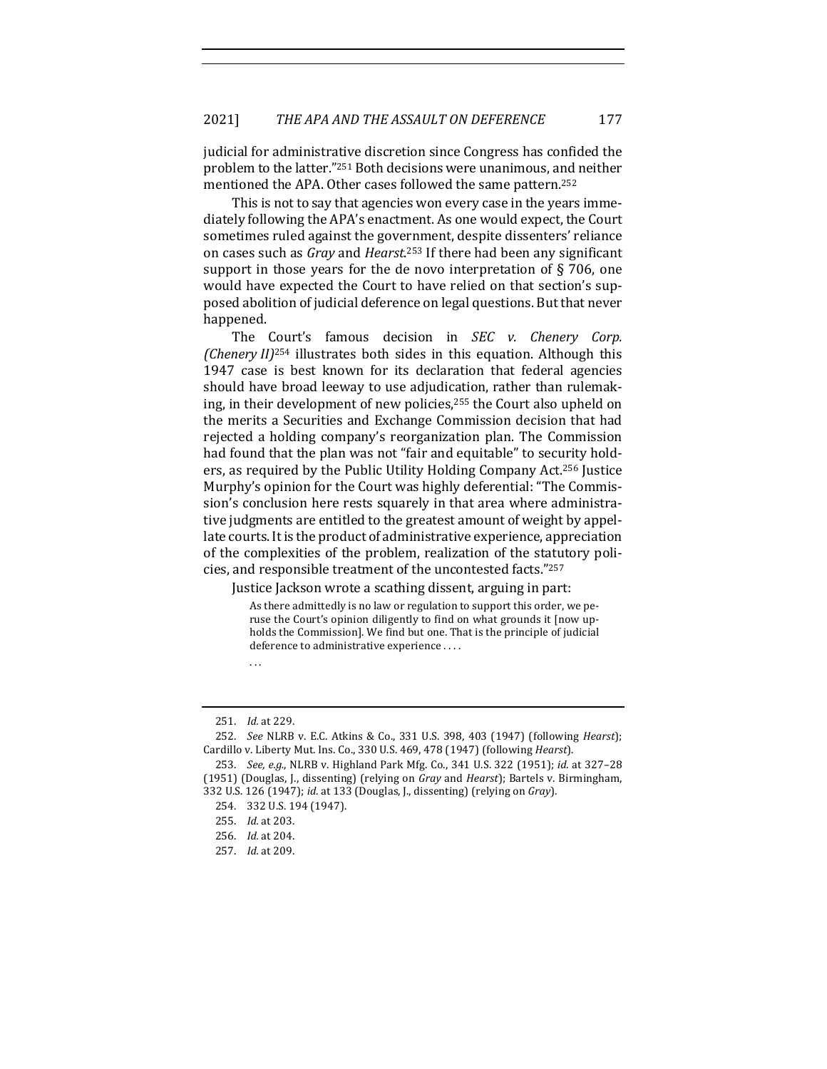judicial for administrative discretion since Congress has confided the problem to the latter."[251] Both decisions were unanimous, and neither mentioned the APA. Other cases followed the same pattern.[252]

This is not to say that agencies won every case in the years immediately following the APA's enactment. As one would expect, the Court sometimes ruled against the government, despite dissenters' reliance on cases such as *Gray* and *Hearst*.[253] If there had been any significant support in those years for the de novo interpretation of § 706, one would have expected the Court to have relied on that section's supposed abolition of judicial deference on legal questions. But that never happened.

The Court's famous decision in *SEC v. Chenery Corp. (Chenery II)*[254] illustrates both sides in this equation. Although this 1947 case is best known for its declaration that federal agencies should have broad leeway to use adjudication, rather than rulemaking, in their development of new policies,[255] the Court also upheld on the merits a Securities and Exchange Commission decision that had rejected a holding company's reorganization plan. The Commission had found that the plan was not "fair and equitable" to security holders, as required by the Public Utility Holding Company Act.[256] Justice Murphy's opinion for the Court was highly deferential: "The Commission's conclusion here rests squarely in that area where administrative judgments are entitled to the greatest amount of weight by appellate courts. It is the product of administrative experience, appreciation of the complexities of the problem, realization of the statutory policies, and responsible treatment of the uncontested facts."[257]

Justice Jackson wrote a scathing dissent, arguing in part:

> As there admittedly is no law or regulation to support this order, we peruse the Court's opinion diligently to find on what grounds it [now upholds the Commission]. We find but one. That is the principle of judicial deference to administrative experience . . . .
>
> . . .

---

251. *Id.* at 229.

252. *See* NLRB v. E.C. Atkins & Co., 331 U.S. 398, 403 (1947) (following *Hearst*); Cardillo v. Liberty Mut. Ins. Co., 330 U.S. 469, 478 (1947) (following *Hearst*).

253. *See, e.g.*, NLRB v. Highland Park Mfg. Co., 341 U.S. 322 (1951); *id.* at 327–28 (1951) (Douglas, J., dissenting) (relying on *Gray* and *Hearst*); Bartels v. Birmingham, 332 U.S. 126 (1947); *id.* at 133 (Douglas, J., dissenting) (relying on *Gray*).

254. 332 U.S. 194 (1947).

255. *Id.* at 203.

256. *Id.* at 204.

257. *Id.* at 209.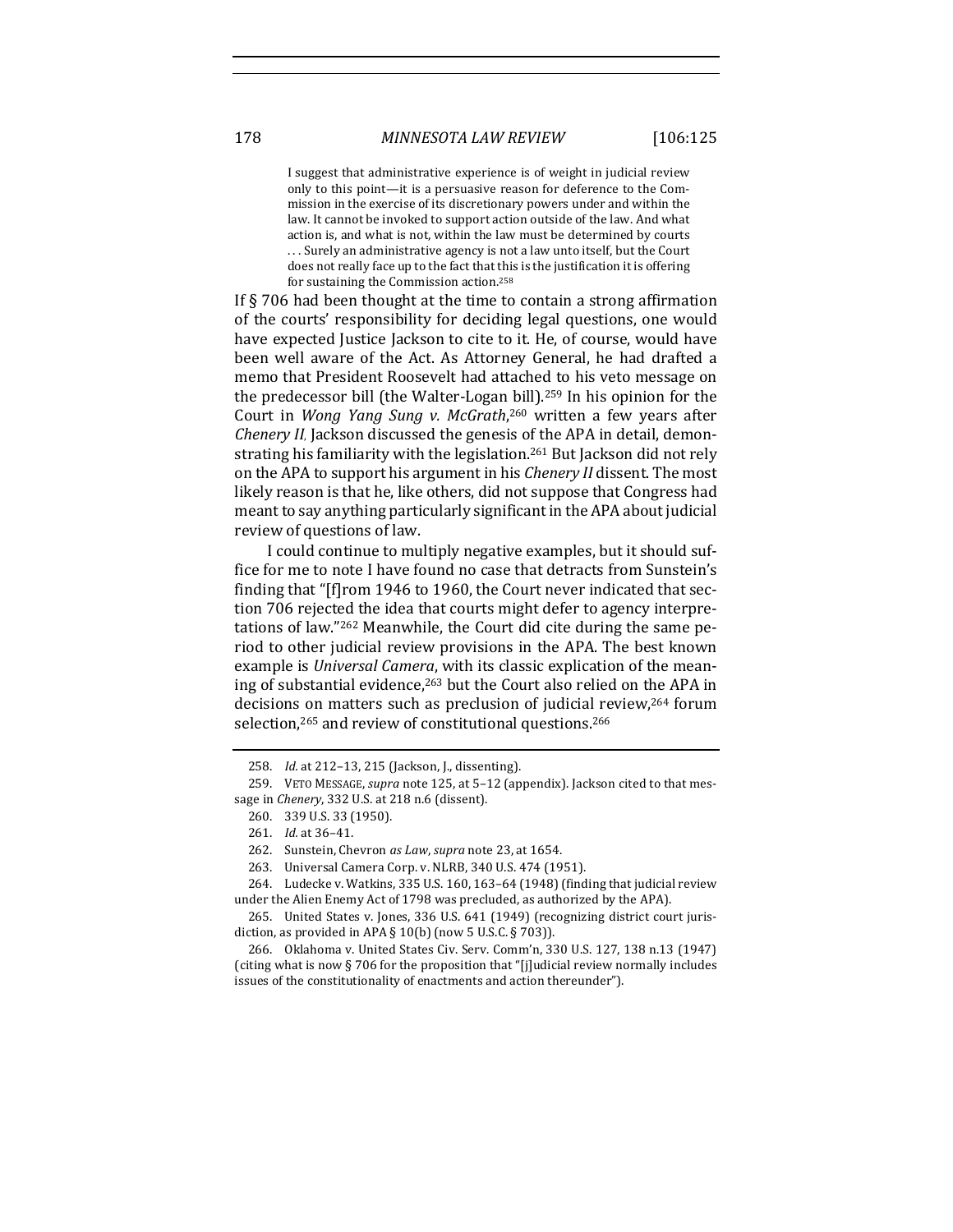> I suggest that administrative experience is of weight in judicial review only to this point—it is a persuasive reason for deference to the Commission in the exercise of its discretionary powers under and within the law. It cannot be invoked to support action outside of the law. And what action is, and what is not, within the law must be determined by courts . . . Surely an administrative agency is not a law unto itself, but the Court does not really face up to the fact that this is the justification it is offering for sustaining the Commission action.[258]

If § 706 had been thought at the time to contain a strong affirmation of the courts' responsibility for deciding legal questions, one would have expected Justice Jackson to cite to it. He, of course, would have been well aware of the Act. As Attorney General, he had drafted a memo that President Roosevelt had attached to his veto message on the predecessor bill (the Walter-Logan bill).[259] In his opinion for the Court in *Wong Yang Sung v. McGrath*,[260] written a few years after *Chenery II*, Jackson discussed the genesis of the APA in detail, demonstrating his familiarity with the legislation.[261] But Jackson did not rely on the APA to support his argument in his *Chenery II* dissent. The most likely reason is that he, like others, did not suppose that Congress had meant to say anything particularly significant in the APA about judicial review of questions of law.

I could continue to multiply negative examples, but it should suffice for me to note I have found no case that detracts from Sunstein's finding that "[f]rom 1946 to 1960, the Court never indicated that section 706 rejected the idea that courts might defer to agency interpretations of law."[262] Meanwhile, the Court did cite during the same period to other judicial review provisions in the APA. The best known example is *Universal Camera*, with its classic explication of the meaning of substantial evidence,[263] but the Court also relied on the APA in decisions on matters such as preclusion of judicial review,[264] forum selection,[265] and review of constitutional questions.[266]

---

258. *Id.* at 212–13, 215 (Jackson, J., dissenting).

259. VETO MESSAGE, *supra* note 125, at 5–12 (appendix). Jackson cited to that message in *Chenery*, 332 U.S. at 218 n.6 (dissent).

260. 339 U.S. 33 (1950).

261. *Id.* at 36–41.

262. Sunstein, Chevron *as Law*, *supra* note 23, at 1654.

263. Universal Camera Corp. v. NLRB, 340 U.S. 474 (1951).

264. Ludecke v. Watkins, 335 U.S. 160, 163–64 (1948) (finding that judicial review under the Alien Enemy Act of 1798 was precluded, as authorized by the APA).

265. United States v. Jones, 336 U.S. 641 (1949) (recognizing district court jurisdiction, as provided in APA § 10(b) (now 5 U.S.C. § 703)).

266. Oklahoma v. United States Civ. Serv. Comm'n, 330 U.S. 127, 138 n.13 (1947) (citing what is now § 706 for the proposition that "[j]udicial review normally includes issues of the constitutionality of enactments and action thereunder").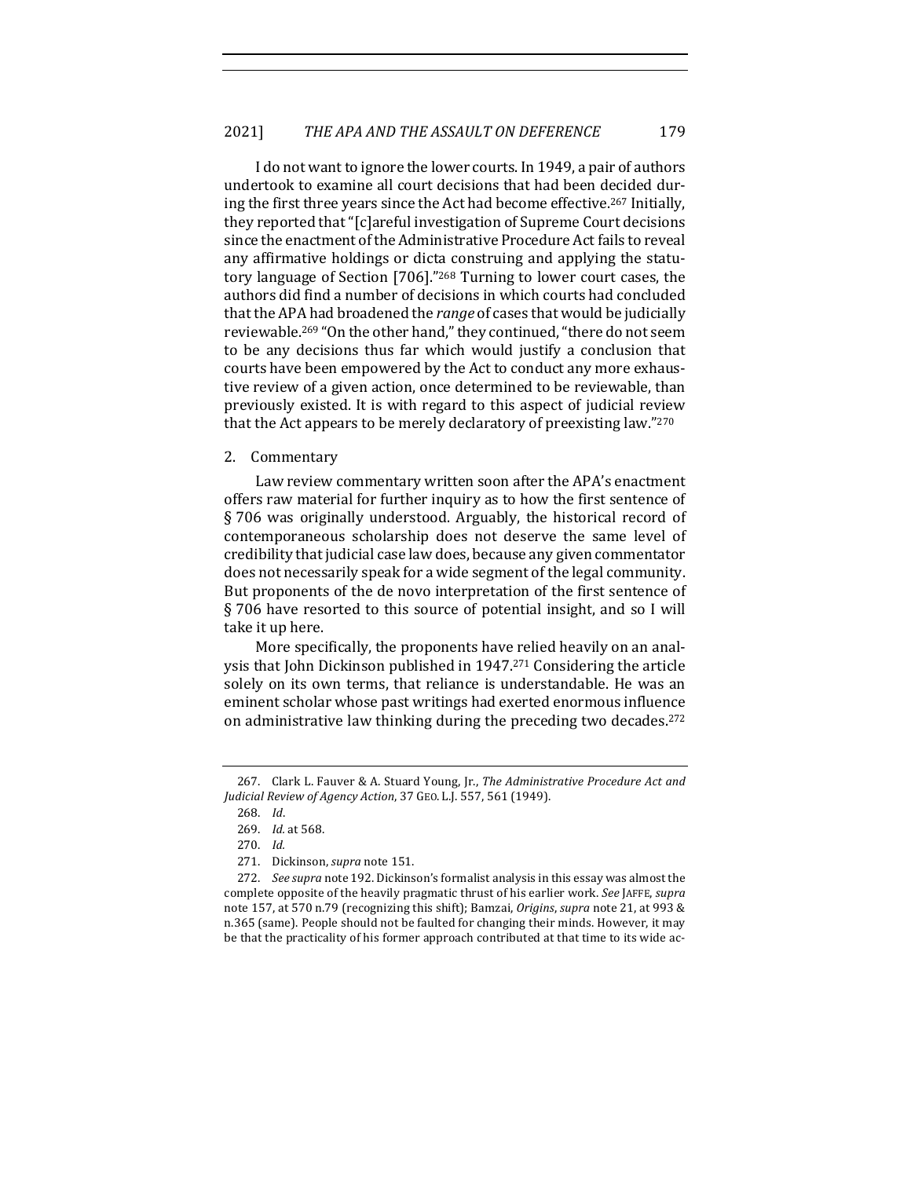I do not want to ignore the lower courts. In 1949, a pair of authors undertook to examine all court decisions that had been decided during the first three years since the Act had become effective.[267] Initially, they reported that "[c]areful investigation of Supreme Court decisions since the enactment of the Administrative Procedure Act fails to reveal any affirmative holdings or dicta construing and applying the statutory language of Section [706]."[268] Turning to lower court cases, the authors did find a number of decisions in which courts had concluded that the APA had broadened the *range* of cases that would be judicially reviewable.[269] "On the other hand," they continued, "there do not seem to be any decisions thus far which would justify a conclusion that courts have been empowered by the Act to conduct any more exhaustive review of a given action, once determined to be reviewable, than previously existed. It is with regard to this aspect of judicial review that the Act appears to be merely declaratory of preexisting law."[270]

### 2. Commentary

Law review commentary written soon after the APA's enactment offers raw material for further inquiry as to how the first sentence of § 706 was originally understood. Arguably, the historical record of contemporaneous scholarship does not deserve the same level of credibility that judicial case law does, because any given commentator does not necessarily speak for a wide segment of the legal community. But proponents of the de novo interpretation of the first sentence of § 706 have resorted to this source of potential insight, and so I will take it up here.

More specifically, the proponents have relied heavily on an analysis that John Dickinson published in 1947.[271] Considering the article solely on its own terms, that reliance is understandable. He was an eminent scholar whose past writings had exerted enormous influence on administrative law thinking during the preceding two decades.[272]

---

267. Clark L. Fauver & A. Stuard Young, Jr., *The Administrative Procedure Act and Judicial Review of Agency Action*, 37 GEO. L.J. 557, 561 (1949).

268. *Id*.

269. *Id.* at 568.

270. *Id.*

271. Dickinson, *supra* note 151.

272. *See supra* note 192. Dickinson's formalist analysis in this essay was almost the complete opposite of the heavily pragmatic thrust of his earlier work. *See* JAFFE, *supra* note 157, at 570 n.79 (recognizing this shift); Bamzai, *Origins*, *supra* note 21, at 993 & n.365 (same). People should not be faulted for changing their minds. However, it may be that the practicality of his former approach contributed at that time to its wide ac-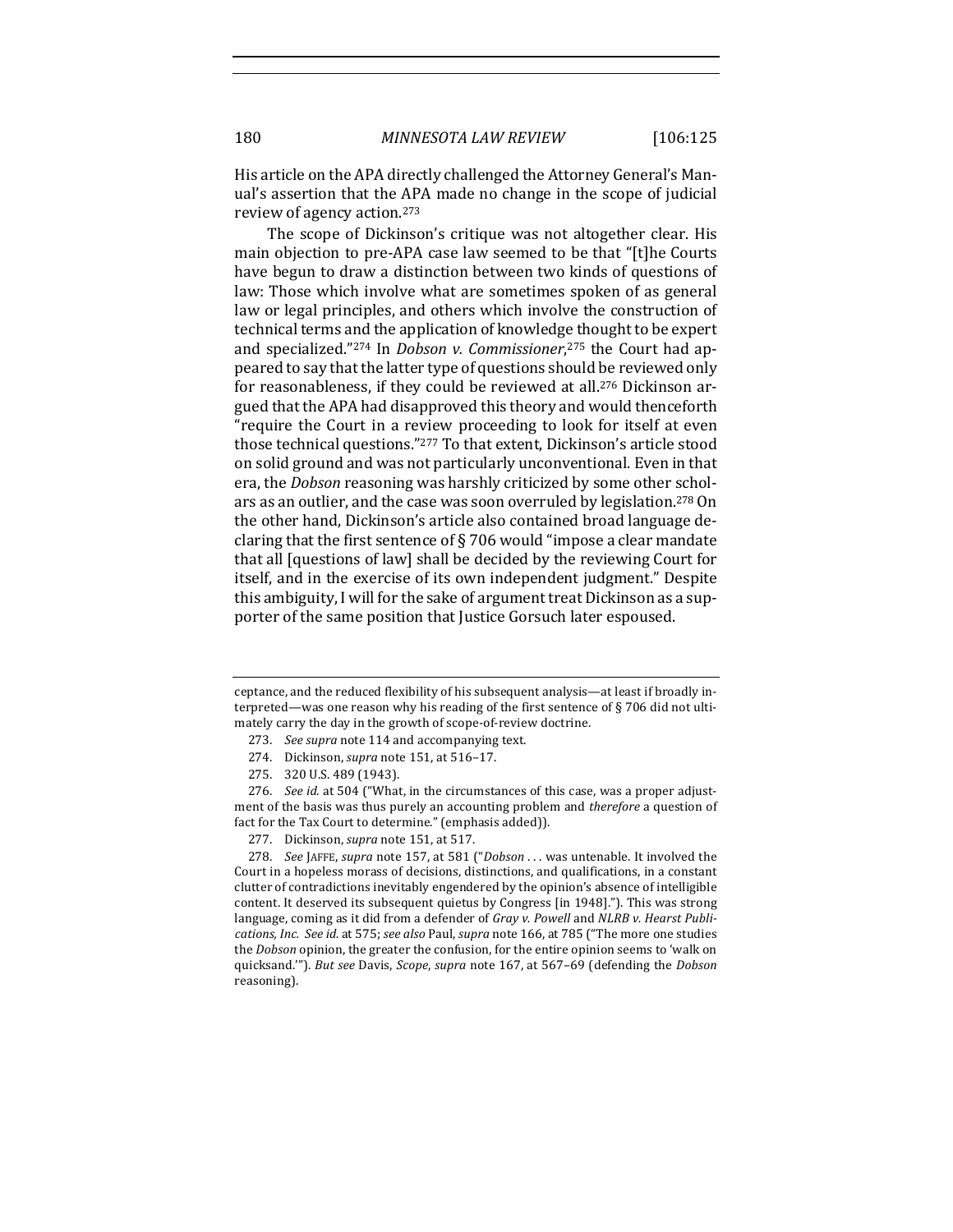His article on the APA directly challenged the Attorney General's Manual's assertion that the APA made no change in the scope of judicial review of agency action.[273]

The scope of Dickinson's critique was not altogether clear. His main objection to pre-APA case law seemed to be that "[t]he Courts have begun to draw a distinction between two kinds of questions of law: Those which involve what are sometimes spoken of as general law or legal principles, and others which involve the construction of technical terms and the application of knowledge thought to be expert and specialized."[274] In *Dobson v. Commissioner*,[275] the Court had appeared to say that the latter type of questions should be reviewed only for reasonableness, if they could be reviewed at all.[276] Dickinson argued that the APA had disapproved this theory and would thenceforth "require the Court in a review proceeding to look for itself at even those technical questions."[277] To that extent, Dickinson's article stood on solid ground and was not particularly unconventional. Even in that era, the *Dobson* reasoning was harshly criticized by some other scholars as an outlier, and the case was soon overruled by legislation.[278] On the other hand, Dickinson's article also contained broad language declaring that the first sentence of § 706 would "impose a clear mandate that all [questions of law] shall be decided by the reviewing Court for itself, and in the exercise of its own independent judgment." Despite this ambiguity, I will for the sake of argument treat Dickinson as a supporter of the same position that Justice Gorsuch later espoused.

---

ceptance, and the reduced flexibility of his subsequent analysis—at least if broadly interpreted—was one reason why his reading of the first sentence of § 706 did not ultimately carry the day in the growth of scope-of-review doctrine.

273. *See supra* note 114 and accompanying text.

274. Dickinson, *supra* note 151, at 516–17.

275. 320 U.S. 489 (1943).

276. *See id.* at 504 ("What, in the circumstances of this case, was a proper adjustment of the basis was thus purely an accounting problem and *therefore* a question of fact for the Tax Court to determine." (emphasis added)).

277. Dickinson, *supra* note 151, at 517.

278. *See* JAFFE, *supra* note 157, at 581 ("*Dobson* . . . was untenable. It involved the Court in a hopeless morass of decisions, distinctions, and qualifications, in a constant clutter of contradictions inevitably engendered by the opinion's absence of intelligible content. It deserved its subsequent quietus by Congress [in 1948]."). This was strong language, coming as it did from a defender of *Gray v. Powell* and *NLRB v. Hearst Publications, Inc*. *See id.* at 575; *see also* Paul, *supra* note 166, at 785 ("The more one studies the *Dobson* opinion, the greater the confusion, for the entire opinion seems to 'walk on quicksand.'"). *But see* Davis, *Scope*, *supra* note 167, at 567–69 (defending the *Dobson* reasoning).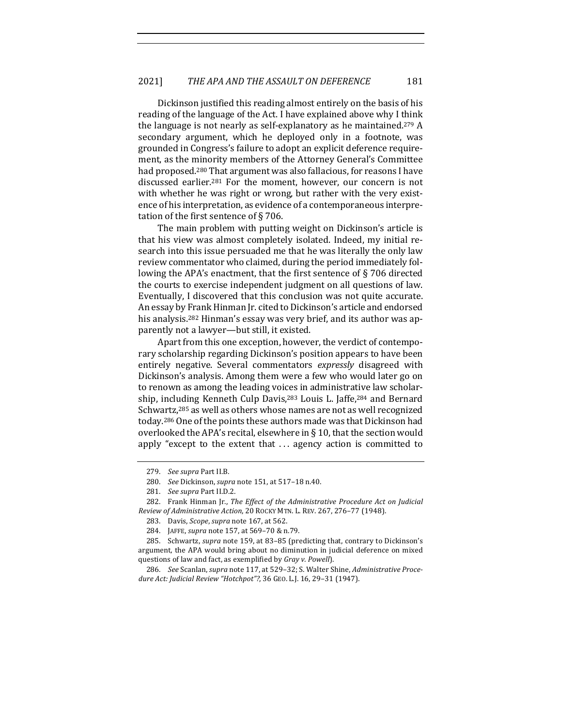Dickinson justified this reading almost entirely on the basis of his reading of the language of the Act. I have explained above why I think the language is not nearly as self-explanatory as he maintained.[279] A secondary argument, which he deployed only in a footnote, was grounded in Congress's failure to adopt an explicit deference requirement, as the minority members of the Attorney General's Committee had proposed.[280] That argument was also fallacious, for reasons I have discussed earlier.[281] For the moment, however, our concern is not with whether he was right or wrong, but rather with the very existence of his interpretation, as evidence of a contemporaneous interpretation of the first sentence of § 706.

The main problem with putting weight on Dickinson's article is that his view was almost completely isolated. Indeed, my initial research into this issue persuaded me that he was literally the only law review commentator who claimed, during the period immediately following the APA's enactment, that the first sentence of § 706 directed the courts to exercise independent judgment on all questions of law. Eventually, I discovered that this conclusion was not quite accurate. An essay by Frank Hinman Jr. cited to Dickinson's article and endorsed his analysis.[282] Hinman's essay was very brief, and its author was apparently not a lawyer—but still, it existed.

Apart from this one exception, however, the verdict of contemporary scholarship regarding Dickinson's position appears to have been entirely negative. Several commentators *expressly* disagreed with Dickinson's analysis. Among them were a few who would later go on to renown as among the leading voices in administrative law scholarship, including Kenneth Culp Davis,[283] Louis L. Jaffe,[284] and Bernard Schwartz,[285] as well as others whose names are not as well recognized today.[286] One of the points these authors made was that Dickinson had overlooked the APA's recital, elsewhere in § 10, that the section would apply "except to the extent that . . . agency action is committed to

279. *See supra* Part II.B.

280. *See* Dickinson, *supra* note 151, at 517–18 n.40.

281. *See supra* Part II.D.2.

282. Frank Hinman Jr., *The Effect of the Administrative Procedure Act on Judicial Review of Administrative Action*, 20 ROCKY MTN. L. REV. 267, 276–77 (1948).

283. Davis, *Scope*, *supra* note 167, at 562.

284. JAFFE, *supra* note 157, at 569–70 & n.79.

285. Schwartz, *supra* note 159, at 83–85 (predicting that, contrary to Dickinson's argument, the APA would bring about no diminution in judicial deference on mixed questions of law and fact, as exemplified by *Gray v. Powell*).

286. *See* Scanlan, *supra* note 117, at 529–32; S. Walter Shine, *Administrative Procedure Act: Judicial Review "Hotchpot"?*, 36 GEO. L.J. 16, 29–31 (1947).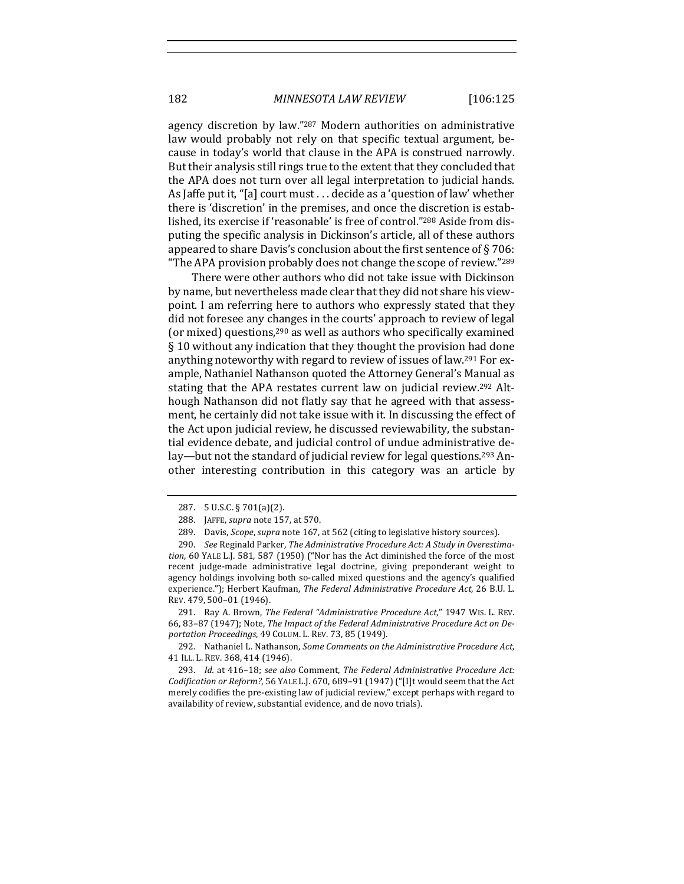agency discretion by law."[287] Modern authorities on administrative law would probably not rely on that specific textual argument, because in today's world that clause in the APA is construed narrowly. But their analysis still rings true to the extent that they concluded that the APA does not turn over all legal interpretation to judicial hands. As Jaffe put it, "[a] court must . . . decide as a 'question of law' whether there is 'discretion' in the premises, and once the discretion is established, its exercise if 'reasonable' is free of control."[288] Aside from disputing the specific analysis in Dickinson's article, all of these authors appeared to share Davis's conclusion about the first sentence of § 706: "The APA provision probably does not change the scope of review."[289]

There were other authors who did not take issue with Dickinson by name, but nevertheless made clear that they did not share his viewpoint. I am referring here to authors who expressly stated that they did not foresee any changes in the courts' approach to review of legal (or mixed) questions,[290] as well as authors who specifically examined § 10 without any indication that they thought the provision had done anything noteworthy with regard to review of issues of law.[291] For example, Nathaniel Nathanson quoted the Attorney General's Manual as stating that the APA restates current law on judicial review.[292] Although Nathanson did not flatly say that he agreed with that assessment, he certainly did not take issue with it. In discussing the effect of the Act upon judicial review, he discussed reviewability, the substantial evidence debate, and judicial control of undue administrative delay—but not the standard of judicial review for legal questions.[293] Another interesting contribution in this category was an article by

287. 5 U.S.C. § 701(a)(2).

288. JAFFE, *supra* note 157, at 570.

289. Davis, *Scope*, *supra* note 167, at 562 (citing to legislative history sources).

290. *See* Reginald Parker, *The Administrative Procedure Act: A Study in Overestimation*, 60 YALE L.J. 581, 587 (1950) ("Nor has the Act diminished the force of the most recent judge-made administrative legal doctrine, giving preponderant weight to agency holdings involving both so-called mixed questions and the agency's qualified experience."); Herbert Kaufman, *The Federal Administrative Procedure Act*, 26 B.U. L. REV. 479, 500–01 (1946).

291. Ray A. Brown, *The Federal "Administrative Procedure Act*," 1947 WIS. L. REV. 66, 83–87 (1947); Note, *The Impact of the Federal Administrative Procedure Act on Deportation Proceedings*, 49 COLUM. L. REV. 73, 85 (1949).

292. Nathaniel L. Nathanson, *Some Comments on the Administrative Procedure Act*, 41 ILL. L. REV. 368, 414 (1946).

293. *Id.* at 416–18; *see also* Comment, *The Federal Administrative Procedure Act: Codification or Reform?*, 56 YALE L.J. 670, 689–91 (1947) ("[I]t would seem that the Act merely codifies the pre-existing law of judicial review," except perhaps with regard to availability of review, substantial evidence, and de novo trials).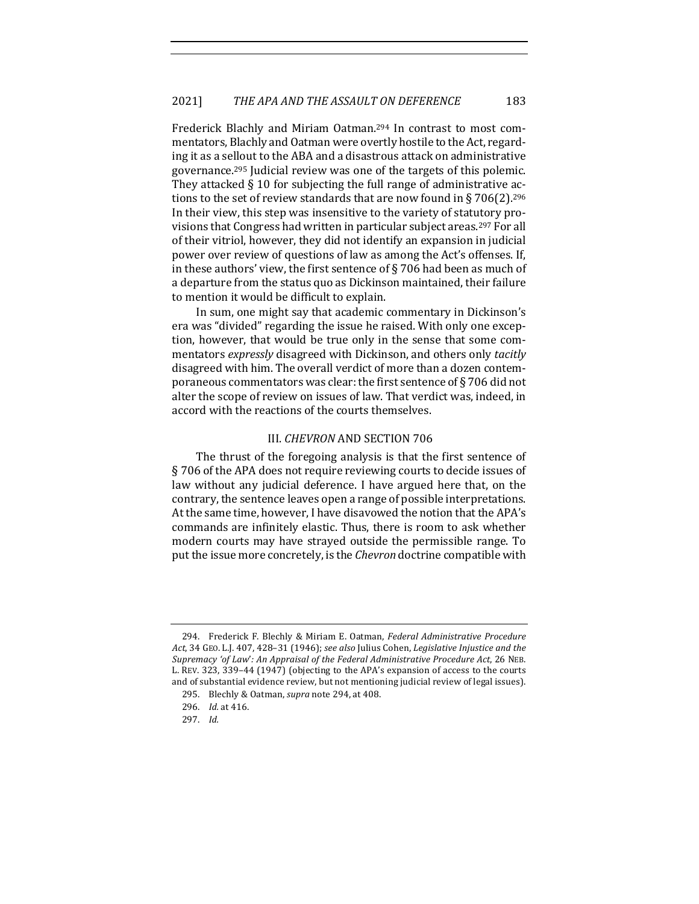Frederick Blachly and Miriam Oatman.[294] In contrast to most commentators, Blachly and Oatman were overtly hostile to the Act, regarding it as a sellout to the ABA and a disastrous attack on administrative governance.[295] Judicial review was one of the targets of this polemic. They attacked § 10 for subjecting the full range of administrative actions to the set of review standards that are now found in § 706(2).[296] In their view, this step was insensitive to the variety of statutory provisions that Congress had written in particular subject areas.[297] For all of their vitriol, however, they did not identify an expansion in judicial power over review of questions of law as among the Act's offenses. If, in these authors' view, the first sentence of § 706 had been as much of a departure from the status quo as Dickinson maintained, their failure to mention it would be difficult to explain.

In sum, one might say that academic commentary in Dickinson's era was "divided" regarding the issue he raised. With only one exception, however, that would be true only in the sense that some commentators *expressly* disagreed with Dickinson, and others only *tacitly* disagreed with him. The overall verdict of more than a dozen contemporaneous commentators was clear: the first sentence of § 706 did not alter the scope of review on issues of law. That verdict was, indeed, in accord with the reactions of the courts themselves.

## III. *CHEVRON* AND SECTION 706

The thrust of the foregoing analysis is that the first sentence of § 706 of the APA does not require reviewing courts to decide issues of law without any judicial deference. I have argued here that, on the contrary, the sentence leaves open a range of possible interpretations. At the same time, however, I have disavowed the notion that the APA's commands are infinitely elastic. Thus, there is room to ask whether modern courts may have strayed outside the permissible range. To put the issue more concretely, is the *Chevron* doctrine compatible with

---

294. Frederick F. Blechly & Miriam E. Oatman, *Federal Administrative Procedure Act*, 34 GEO. L.J. 407, 428–31 (1946); *see also* Julius Cohen, *Legislative Injustice and the Supremacy 'of Law': An Appraisal of the Federal Administrative Procedure Act*, 26 NEB. L. REV. 323, 339–44 (1947) (objecting to the APA's expansion of access to the courts and of substantial evidence review, but not mentioning judicial review of legal issues).

295. Blechly & Oatman, *supra* note 294, at 408.

296. *Id.* at 416.

297. *Id.*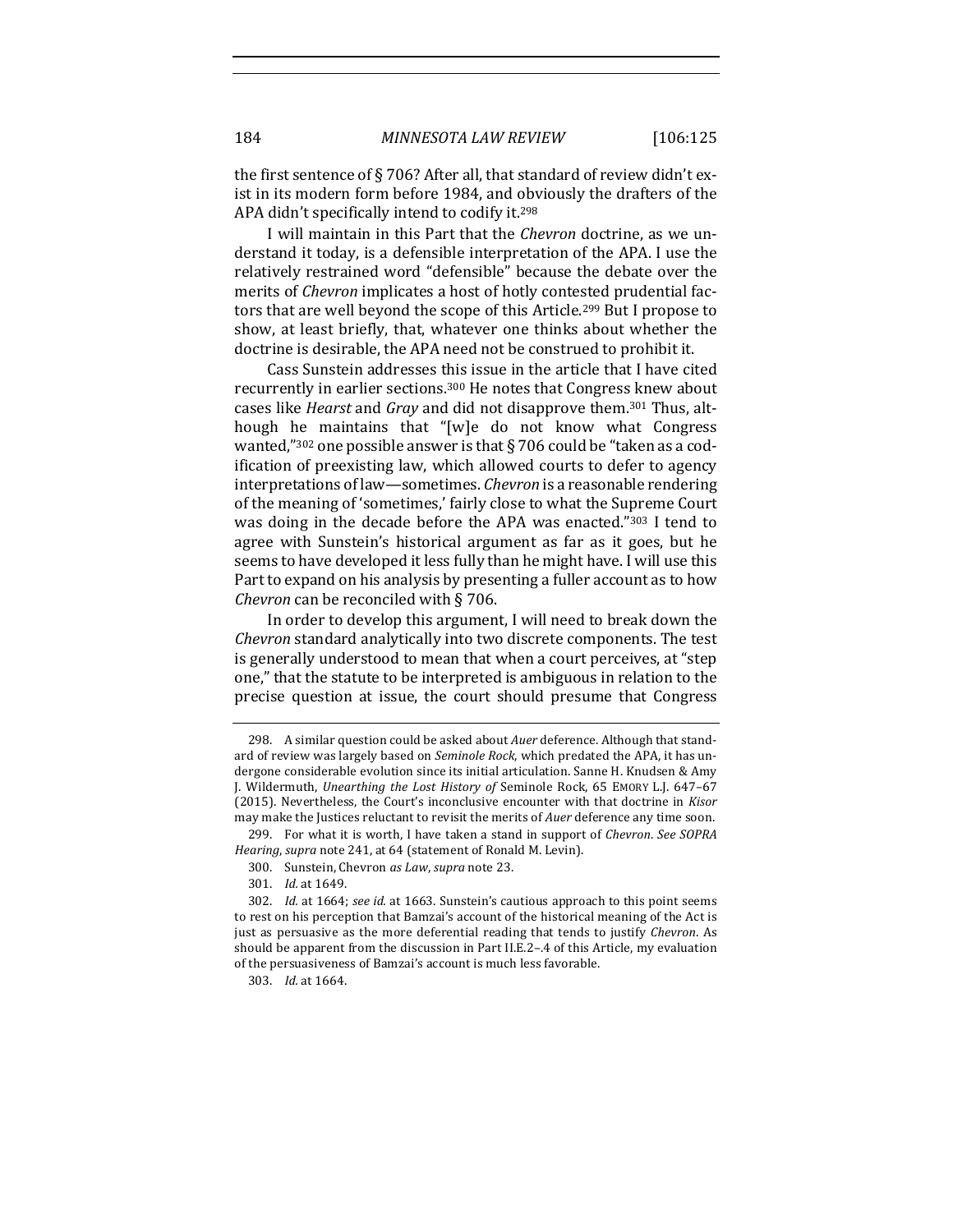the first sentence of § 706? After all, that standard of review didn't exist in its modern form before 1984, and obviously the drafters of the APA didn't specifically intend to codify it.[298]

I will maintain in this Part that the *Chevron* doctrine, as we understand it today, is a defensible interpretation of the APA. I use the relatively restrained word "defensible" because the debate over the merits of *Chevron* implicates a host of hotly contested prudential factors that are well beyond the scope of this Article.[299] But I propose to show, at least briefly, that, whatever one thinks about whether the doctrine is desirable, the APA need not be construed to prohibit it.

Cass Sunstein addresses this issue in the article that I have cited recurrently in earlier sections.[300] He notes that Congress knew about cases like *Hearst* and *Gray* and did not disapprove them.[301] Thus, although he maintains that "[w]e do not know what Congress wanted,"[302] one possible answer is that § 706 could be "taken as a codification of preexisting law, which allowed courts to defer to agency interpretations of law—sometimes. *Chevron* is a reasonable rendering of the meaning of 'sometimes,' fairly close to what the Supreme Court was doing in the decade before the APA was enacted."[303] I tend to agree with Sunstein's historical argument as far as it goes, but he seems to have developed it less fully than he might have. I will use this Part to expand on his analysis by presenting a fuller account as to how *Chevron* can be reconciled with § 706.

In order to develop this argument, I will need to break down the *Chevron* standard analytically into two discrete components. The test is generally understood to mean that when a court perceives, at "step one," that the statute to be interpreted is ambiguous in relation to the precise question at issue, the court should presume that Congress

---

298. A similar question could be asked about *Auer* deference. Although that standard of review was largely based on *Seminole Rock*, which predated the APA, it has undergone considerable evolution since its initial articulation. Sanne H. Knudsen & Amy J. Wildermuth, *Unearthing the Lost History of* Seminole Rock, 65 EMORY L.J. 647–67 (2015). Nevertheless, the Court's inconclusive encounter with that doctrine in *Kisor* may make the Justices reluctant to revisit the merits of *Auer* deference any time soon.

299. For what it is worth, I have taken a stand in support of *Chevron*. *See SOPRA Hearing*, *supra* note 241, at 64 (statement of Ronald M. Levin).

300. Sunstein, Chevron *as Law*, *supra* note 23.

301. *Id.* at 1649.

302. *Id.* at 1664; *see id.* at 1663. Sunstein's cautious approach to this point seems to rest on his perception that Bamzai's account of the historical meaning of the Act is just as persuasive as the more deferential reading that tends to justify *Chevron*. As should be apparent from the discussion in Part II.E.2–.4 of this Article, my evaluation of the persuasiveness of Bamzai's account is much less favorable.

303. *Id.* at 1664.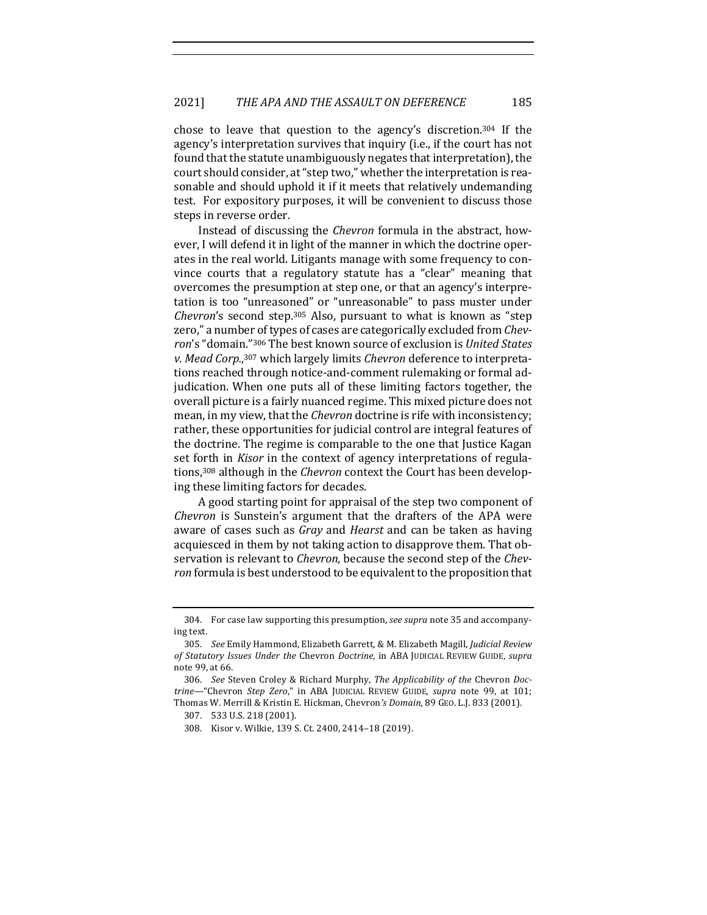chose to leave that question to the agency's discretion.[304] If the agency's interpretation survives that inquiry (i.e., if the court has not found that the statute unambiguously negates that interpretation), the court should consider, at "step two," whether the interpretation is reasonable and should uphold it if it meets that relatively undemanding test. For expository purposes, it will be convenient to discuss those steps in reverse order.

Instead of discussing the *Chevron* formula in the abstract, however, I will defend it in light of the manner in which the doctrine operates in the real world. Litigants manage with some frequency to convince courts that a regulatory statute has a "clear" meaning that overcomes the presumption at step one, or that an agency's interpretation is too "unreasoned" or "unreasonable" to pass muster under *Chevron*'s second step.[305] Also, pursuant to what is known as "step zero," a number of types of cases are categorically excluded from *Chevron*'s "domain."[306] The best known source of exclusion is *United States v. Mead Corp.*,[307] which largely limits *Chevron* deference to interpretations reached through notice-and-comment rulemaking or formal adjudication. When one puts all of these limiting factors together, the overall picture is a fairly nuanced regime. This mixed picture does not mean, in my view, that the *Chevron* doctrine is rife with inconsistency; rather, these opportunities for judicial control are integral features of the doctrine. The regime is comparable to the one that Justice Kagan set forth in *Kisor* in the context of agency interpretations of regulations,[308] although in the *Chevron* context the Court has been developing these limiting factors for decades.

A good starting point for appraisal of the step two component of *Chevron* is Sunstein's argument that the drafters of the APA were aware of cases such as *Gray* and *Hearst* and can be taken as having acquiesced in them by not taking action to disapprove them. That observation is relevant to *Chevron*, because the second step of the *Chevron* formula is best understood to be equivalent to the proposition that

---

304. For case law supporting this presumption, *see supra* note 35 and accompanying text.

305. *See* Emily Hammond, Elizabeth Garrett, & M. Elizabeth Magill, *Judicial Review of Statutory Issues Under the* Chevron *Doctrine*, in ABA JUDICIAL REVIEW GUIDE, *supra* note 99, at 66.

306. *See* Steven Croley & Richard Murphy, *The Applicability of the* Chevron *Doctrine*—"Chevron *Step Zero*," in ABA JUDICIAL REVIEW GUIDE, *supra* note 99, at 101; Thomas W. Merrill & Kristin E. Hickman, Chevron*'s Domain*, 89 GEO. L.J. 833 (2001).

307. 533 U.S. 218 (2001).

308. Kisor v. Wilkie, 139 S. Ct. 2400, 2414–18 (2019).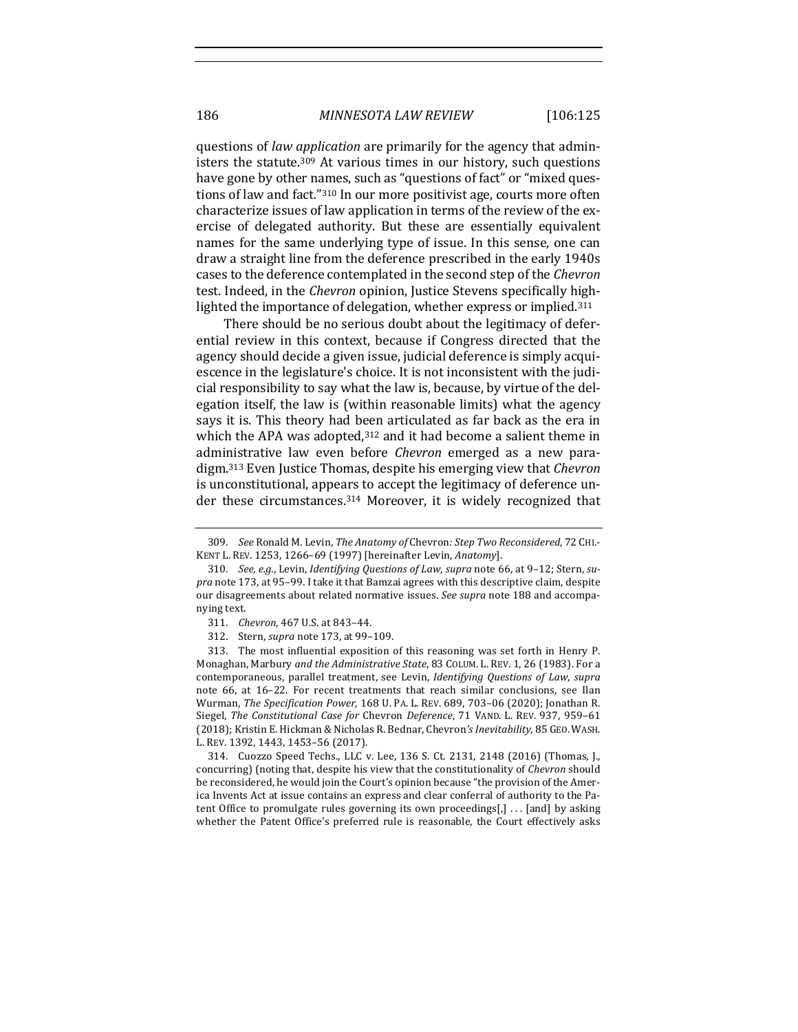questions of *law application* are primarily for the agency that administers the statute.[309] At various times in our history, such questions have gone by other names, such as "questions of fact" or "mixed questions of law and fact."[310] In our more positivist age, courts more often characterize issues of law application in terms of the review of the exercise of delegated authority. But these are essentially equivalent names for the same underlying type of issue. In this sense, one can draw a straight line from the deference prescribed in the early 1940s cases to the deference contemplated in the second step of the *Chevron* test. Indeed, in the *Chevron* opinion, Justice Stevens specifically highlighted the importance of delegation, whether express or implied.[311]

There should be no serious doubt about the legitimacy of deferential review in this context, because if Congress directed that the agency should decide a given issue, judicial deference is simply acquiescence in the legislature's choice. It is not inconsistent with the judicial responsibility to say what the law is, because, by virtue of the delegation itself, the law is (within reasonable limits) what the agency says it is. This theory had been articulated as far back as the era in which the APA was adopted,[312] and it had become a salient theme in administrative law even before *Chevron* emerged as a new paradigm.[313] Even Justice Thomas, despite his emerging view that *Chevron* is unconstitutional, appears to accept the legitimacy of deference under these circumstances.[314] Moreover, it is widely recognized that

---

309. *See* Ronald M. Levin, *The Anatomy of* Chevron*: Step Two Reconsidered*, 72 CHI.-KENT L. REV. 1253, 1266–69 (1997) [hereinafter Levin, *Anatomy*].

310. *See, e.g.*, Levin, *Identifying Questions of Law*, *supra* note 66, at 9–12; Stern, *supra* note 173, at 95–99. I take it that Bamzai agrees with this descriptive claim, despite our disagreements about related normative issues. *See supra* note 188 and accompanying text.

311. *Chevron*, 467 U.S. at 843–44.

312. Stern, *supra* note 173, at 99–109.

313. The most influential exposition of this reasoning was set forth in Henry P. Monaghan, Marbury *and the Administrative State*, 83 COLUM. L. REV. 1, 26 (1983). For a contemporaneous, parallel treatment, see Levin, *Identifying Questions of Law*, *supra* note 66, at 16–22. For recent treatments that reach similar conclusions, see Ilan Wurman, *The Specification Power*, 168 U. PA. L. REV. 689, 703–06 (2020); Jonathan R. Siegel, *The Constitutional Case for* Chevron *Deference*, 71 VAND. L. REV. 937, 959–61 (2018); Kristin E. Hickman & Nicholas R. Bednar, Chevron*'s Inevitability*, 85 GEO. WASH. L. REV. 1392, 1443, 1453–56 (2017).

314. Cuozzo Speed Techs., LLC v. Lee, 136 S. Ct. 2131, 2148 (2016) (Thomas, J., concurring) (noting that, despite his view that the constitutionality of *Chevron* should be reconsidered, he would join the Court's opinion because "the provision of the America Invents Act at issue contains an express and clear conferral of authority to the Patent Office to promulgate rules governing its own proceedings[,] . . . [and] by asking whether the Patent Office's preferred rule is reasonable, the Court effectively asks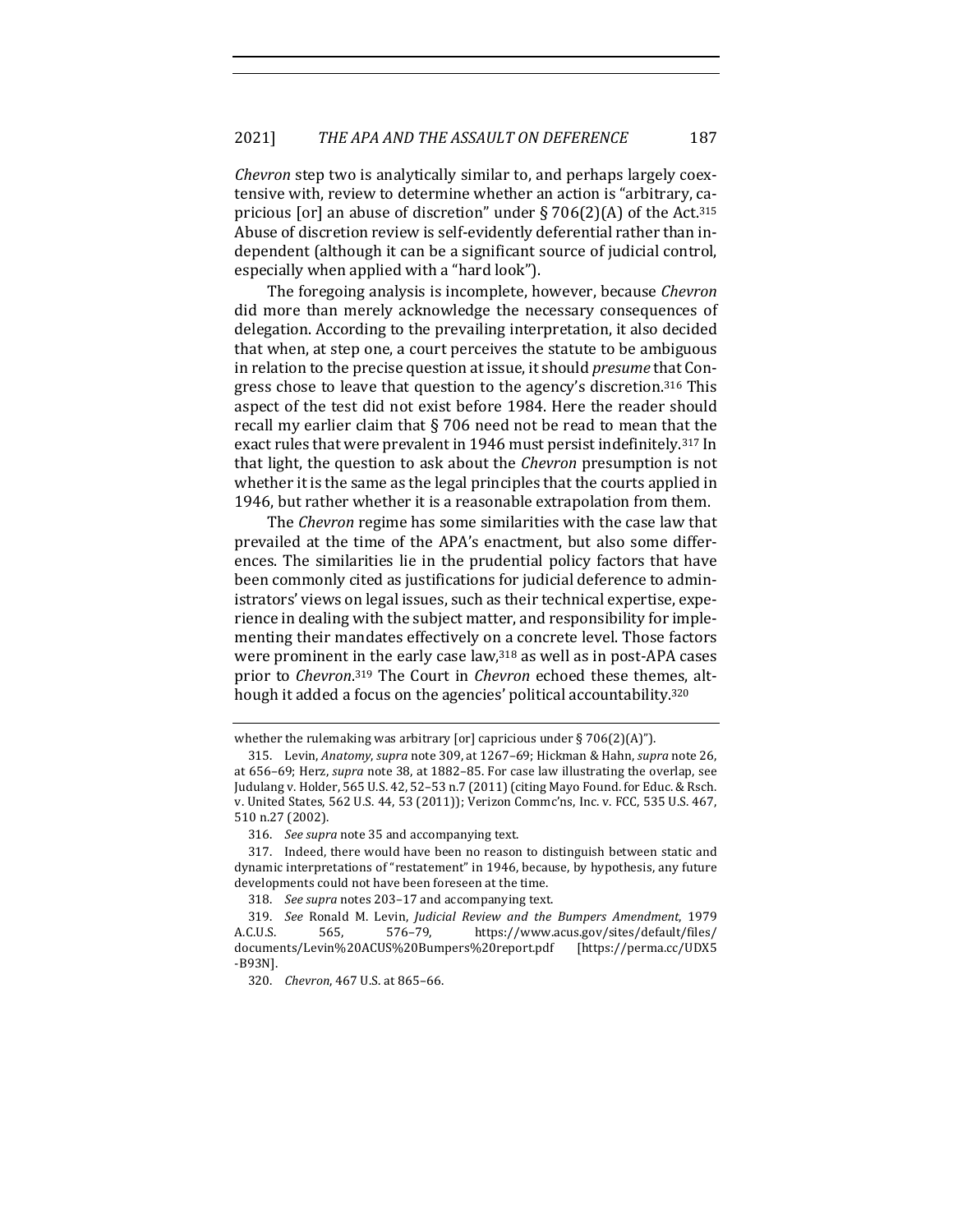*Chevron* step two is analytically similar to, and perhaps largely coextensive with, review to determine whether an action is "arbitrary, capricious [or] an abuse of discretion" under § 706(2)(A) of the Act.[315] Abuse of discretion review is self-evidently deferential rather than independent (although it can be a significant source of judicial control, especially when applied with a "hard look").

The foregoing analysis is incomplete, however, because *Chevron* did more than merely acknowledge the necessary consequences of delegation. According to the prevailing interpretation, it also decided that when, at step one, a court perceives the statute to be ambiguous in relation to the precise question at issue, it should *presume* that Congress chose to leave that question to the agency's discretion.[316] This aspect of the test did not exist before 1984. Here the reader should recall my earlier claim that § 706 need not be read to mean that the exact rules that were prevalent in 1946 must persist indefinitely.[317] In that light, the question to ask about the *Chevron* presumption is not whether it is the same as the legal principles that the courts applied in 1946, but rather whether it is a reasonable extrapolation from them.

The *Chevron* regime has some similarities with the case law that prevailed at the time of the APA's enactment, but also some differences. The similarities lie in the prudential policy factors that have been commonly cited as justifications for judicial deference to administrators' views on legal issues, such as their technical expertise, experience in dealing with the subject matter, and responsibility for implementing their mandates effectively on a concrete level. Those factors were prominent in the early case law,[318] as well as in post-APA cases prior to *Chevron*.[319] The Court in *Chevron* echoed these themes, although it added a focus on the agencies' political accountability.[320]

---

whether the rulemaking was arbitrary [or] capricious under § 706(2)(A)").

315. Levin, *Anatomy*, *supra* note 309, at 1267–69; Hickman & Hahn, *supra* note 26, at 656–69; Herz, *supra* note 38, at 1882–85. For case law illustrating the overlap, see Judulang v. Holder, 565 U.S. 42, 52–53 n.7 (2011) (citing Mayo Found. for Educ. & Rsch. v. United States, 562 U.S. 44, 53 (2011)); Verizon Commc'ns, Inc. v. FCC, 535 U.S. 467, 510 n.27 (2002).

316. *See supra* note 35 and accompanying text.

317. Indeed, there would have been no reason to distinguish between static and dynamic interpretations of "restatement" in 1946, because, by hypothesis, any future developments could not have been foreseen at the time.

318. *See supra* notes 203–17 and accompanying text.

319. *See* Ronald M. Levin, *Judicial Review and the Bumpers Amendment*, 1979 A.C.U.S. 565, 576–79, https://www.acus.gov/sites/default/files/documents/Levin%20ACUS%20Bumpers%20report.pdf [https://perma.cc/UDX5-B93N].

320. *Chevron*, 467 U.S. at 865–66.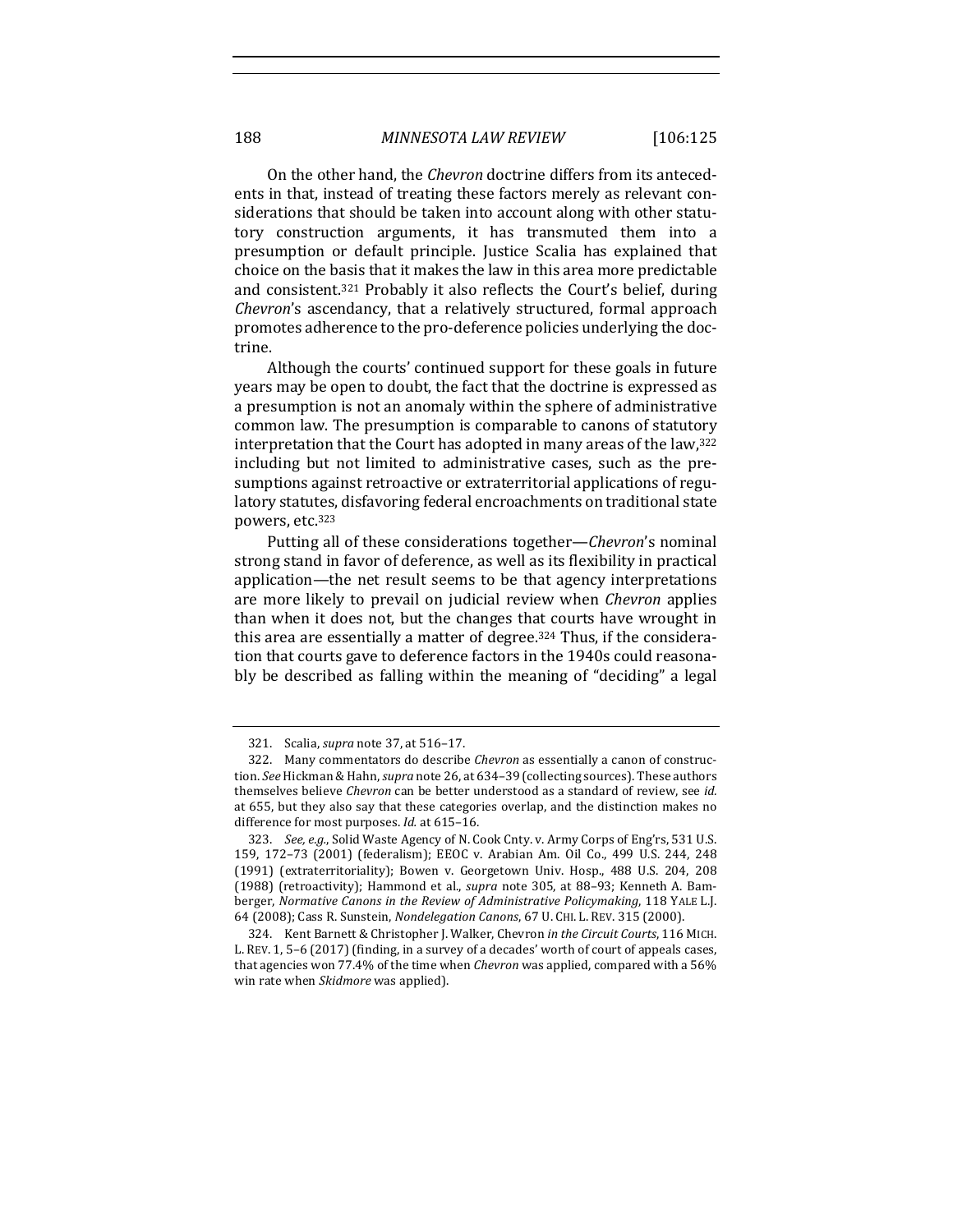On the other hand, the *Chevron* doctrine differs from its antecedents in that, instead of treating these factors merely as relevant considerations that should be taken into account along with other statutory construction arguments, it has transmuted them into a presumption or default principle. Justice Scalia has explained that choice on the basis that it makes the law in this area more predictable and consistent.[321] Probably it also reflects the Court's belief, during *Chevron*'s ascendancy, that a relatively structured, formal approach promotes adherence to the pro-deference policies underlying the doctrine.

Although the courts' continued support for these goals in future years may be open to doubt, the fact that the doctrine is expressed as a presumption is not an anomaly within the sphere of administrative common law. The presumption is comparable to canons of statutory interpretation that the Court has adopted in many areas of the law,[322] including but not limited to administrative cases, such as the presumptions against retroactive or extraterritorial applications of regulatory statutes, disfavoring federal encroachments on traditional state powers, etc.[323]

Putting all of these considerations together—*Chevron*'s nominal strong stand in favor of deference, as well as its flexibility in practical application—the net result seems to be that agency interpretations are more likely to prevail on judicial review when *Chevron* applies than when it does not, but the changes that courts have wrought in this area are essentially a matter of degree.[324] Thus, if the consideration that courts gave to deference factors in the 1940s could reasonably be described as falling within the meaning of "deciding" a legal

---

321. Scalia, *supra* note 37, at 516–17.

322. Many commentators do describe *Chevron* as essentially a canon of construction. *See* Hickman & Hahn, *supra* note 26, at 634–39 (collecting sources). These authors themselves believe *Chevron* can be better understood as a standard of review, see *id.* at 655, but they also say that these categories overlap, and the distinction makes no difference for most purposes. *Id.* at 615–16.

323. *See, e.g.*, Solid Waste Agency of N. Cook Cnty. v. Army Corps of Eng'rs, 531 U.S. 159, 172–73 (2001) (federalism); EEOC v. Arabian Am. Oil Co., 499 U.S. 244, 248 (1991) (extraterritoriality); Bowen v. Georgetown Univ. Hosp., 488 U.S. 204, 208 (1988) (retroactivity); Hammond et al., *supra* note 305, at 88–93; Kenneth A. Bamberger, *Normative Canons in the Review of Administrative Policymaking*, 118 YALE L.J. 64 (2008); Cass R. Sunstein, *Nondelegation Canons*, 67 U. CHI. L. REV. 315 (2000).

324. Kent Barnett & Christopher J. Walker, Chevron *in the Circuit Courts*, 116 MICH. L. REV. 1, 5–6 (2017) (finding, in a survey of a decades' worth of court of appeals cases, that agencies won 77.4% of the time when *Chevron* was applied, compared with a 56% win rate when *Skidmore* was applied).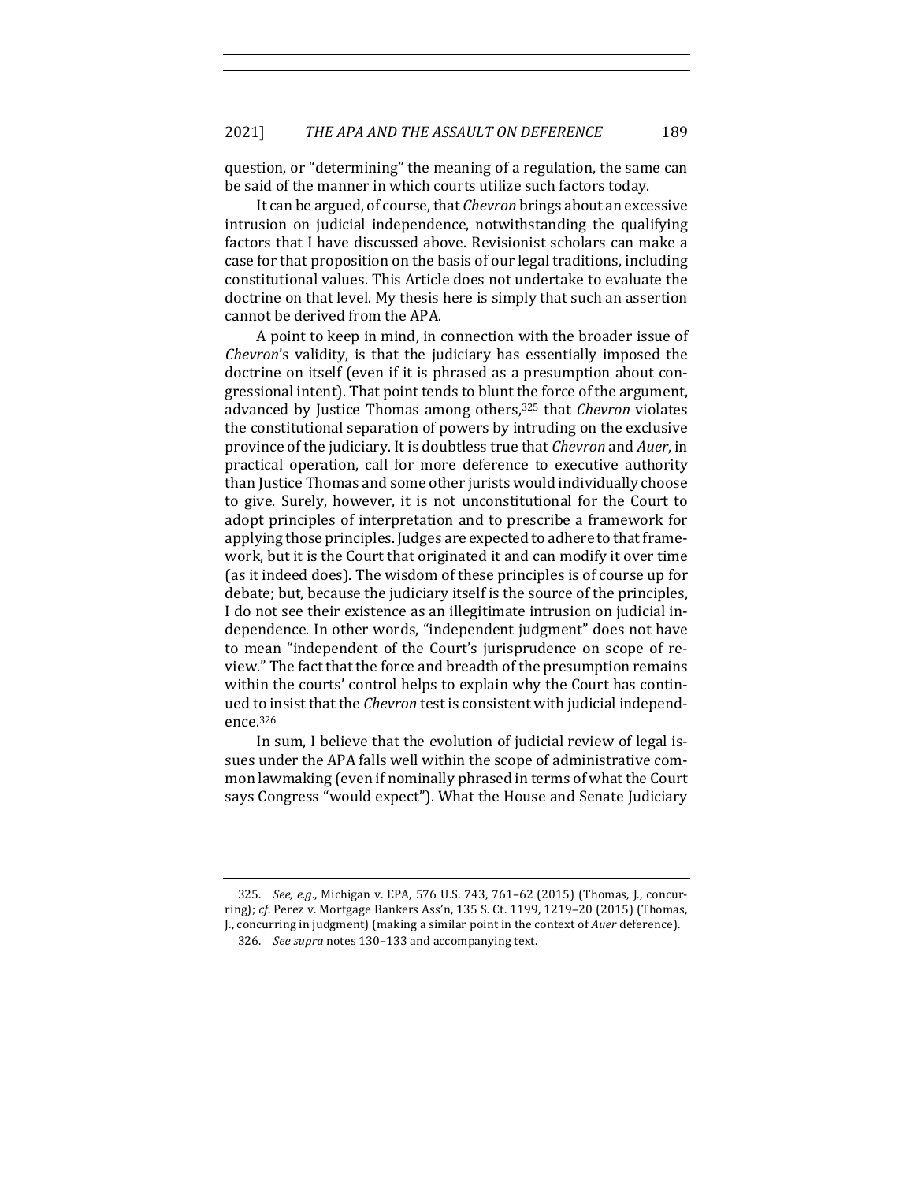question, or "determining" the meaning of a regulation, the same can be said of the manner in which courts utilize such factors today.

It can be argued, of course, that *Chevron* brings about an excessive intrusion on judicial independence, notwithstanding the qualifying factors that I have discussed above. Revisionist scholars can make a case for that proposition on the basis of our legal traditions, including constitutional values. This Article does not undertake to evaluate the doctrine on that level. My thesis here is simply that such an assertion cannot be derived from the APA.

A point to keep in mind, in connection with the broader issue of *Chevron*'s validity, is that the judiciary has essentially imposed the doctrine on itself (even if it is phrased as a presumption about congressional intent). That point tends to blunt the force of the argument, advanced by Justice Thomas among others,[325] that *Chevron* violates the constitutional separation of powers by intruding on the exclusive province of the judiciary. It is doubtless true that *Chevron* and *Auer*, in practical operation, call for more deference to executive authority than Justice Thomas and some other jurists would individually choose to give. Surely, however, it is not unconstitutional for the Court to adopt principles of interpretation and to prescribe a framework for applying those principles. Judges are expected to adhere to that framework, but it is the Court that originated it and can modify it over time (as it indeed does). The wisdom of these principles is of course up for debate; but, because the judiciary itself is the source of the principles, I do not see their existence as an illegitimate intrusion on judicial independence. In other words, "independent judgment" does not have to mean "independent of the Court's jurisprudence on scope of review." The fact that the force and breadth of the presumption remains within the courts' control helps to explain why the Court has continued to insist that the *Chevron* test is consistent with judicial independence.[326]

In sum, I believe that the evolution of judicial review of legal issues under the APA falls well within the scope of administrative common lawmaking (even if nominally phrased in terms of what the Court says Congress "would expect"). What the House and Senate Judiciary

---

325. *See, e.g.*, Michigan v. EPA, 576 U.S. 743, 761–62 (2015) (Thomas, J., concurring); *cf.* Perez v. Mortgage Bankers Ass'n, 135 S. Ct. 1199, 1219–20 (2015) (Thomas, J., concurring in judgment) (making a similar point in the context of *Auer* deference).

326. *See supra* notes 130–133 and accompanying text.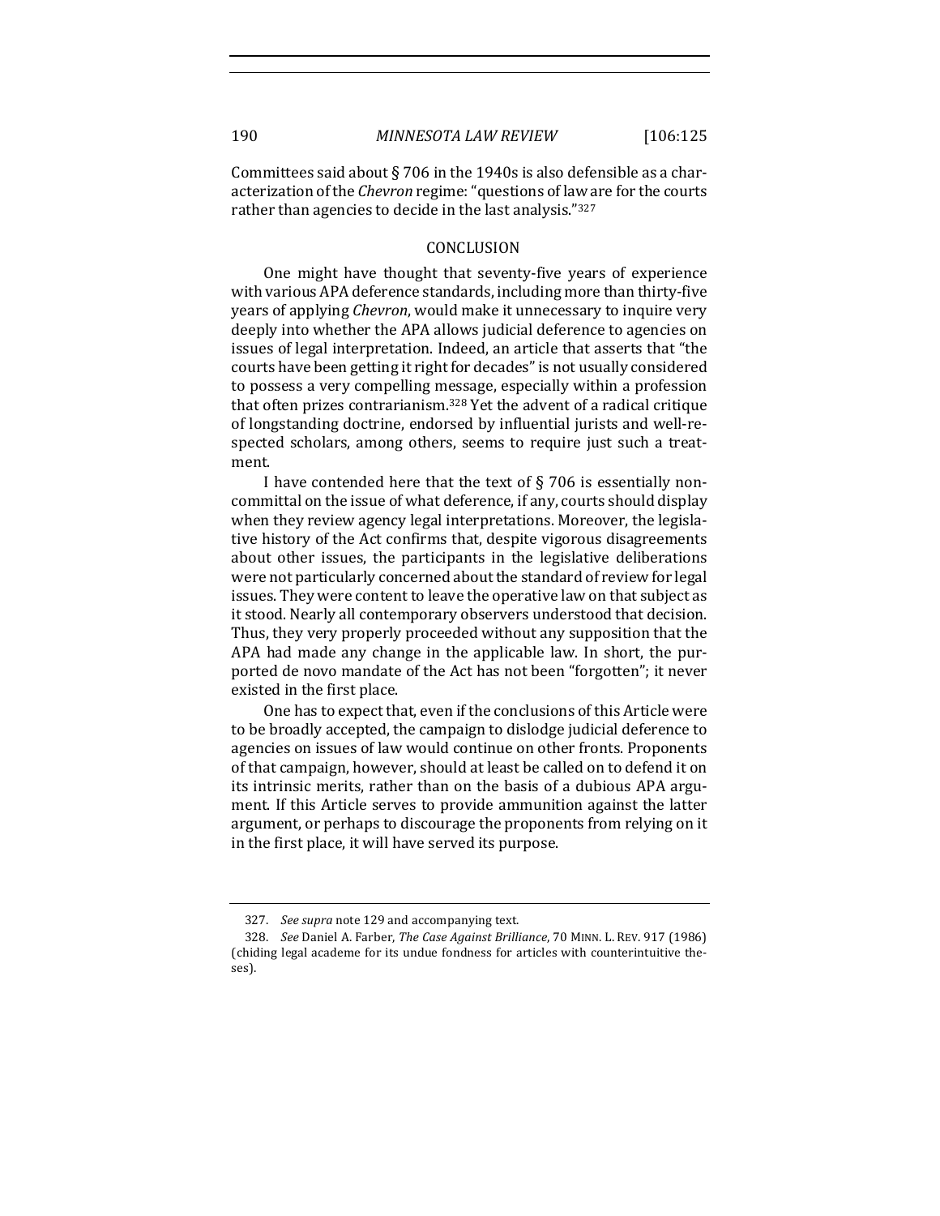Committees said about § 706 in the 1940s is also defensible as a characterization of the *Chevron* regime: "questions of law are for the courts rather than agencies to decide in the last analysis."[327]

## CONCLUSION

One might have thought that seventy-five years of experience with various APA deference standards, including more than thirty-five years of applying *Chevron*, would make it unnecessary to inquire very deeply into whether the APA allows judicial deference to agencies on issues of legal interpretation. Indeed, an article that asserts that "the courts have been getting it right for decades" is not usually considered to possess a very compelling message, especially within a profession that often prizes contrarianism.[328] Yet the advent of a radical critique of longstanding doctrine, endorsed by influential jurists and well-respected scholars, among others, seems to require just such a treatment.

I have contended here that the text of § 706 is essentially noncommittal on the issue of what deference, if any, courts should display when they review agency legal interpretations. Moreover, the legislative history of the Act confirms that, despite vigorous disagreements about other issues, the participants in the legislative deliberations were not particularly concerned about the standard of review for legal issues. They were content to leave the operative law on that subject as it stood. Nearly all contemporary observers understood that decision. Thus, they very properly proceeded without any supposition that the APA had made any change in the applicable law. In short, the purported de novo mandate of the Act has not been "forgotten"; it never existed in the first place.

One has to expect that, even if the conclusions of this Article were to be broadly accepted, the campaign to dislodge judicial deference to agencies on issues of law would continue on other fronts. Proponents of that campaign, however, should at least be called on to defend it on its intrinsic merits, rather than on the basis of a dubious APA argument. If this Article serves to provide ammunition against the latter argument, or perhaps to discourage the proponents from relying on it in the first place, it will have served its purpose.

---

327. *See supra* note 129 and accompanying text.

328. *See* Daniel A. Farber, *The Case Against Brilliance*, 70 MINN. L. REV. 917 (1986) (chiding legal academe for its undue fondness for articles with counterintuitive theses).